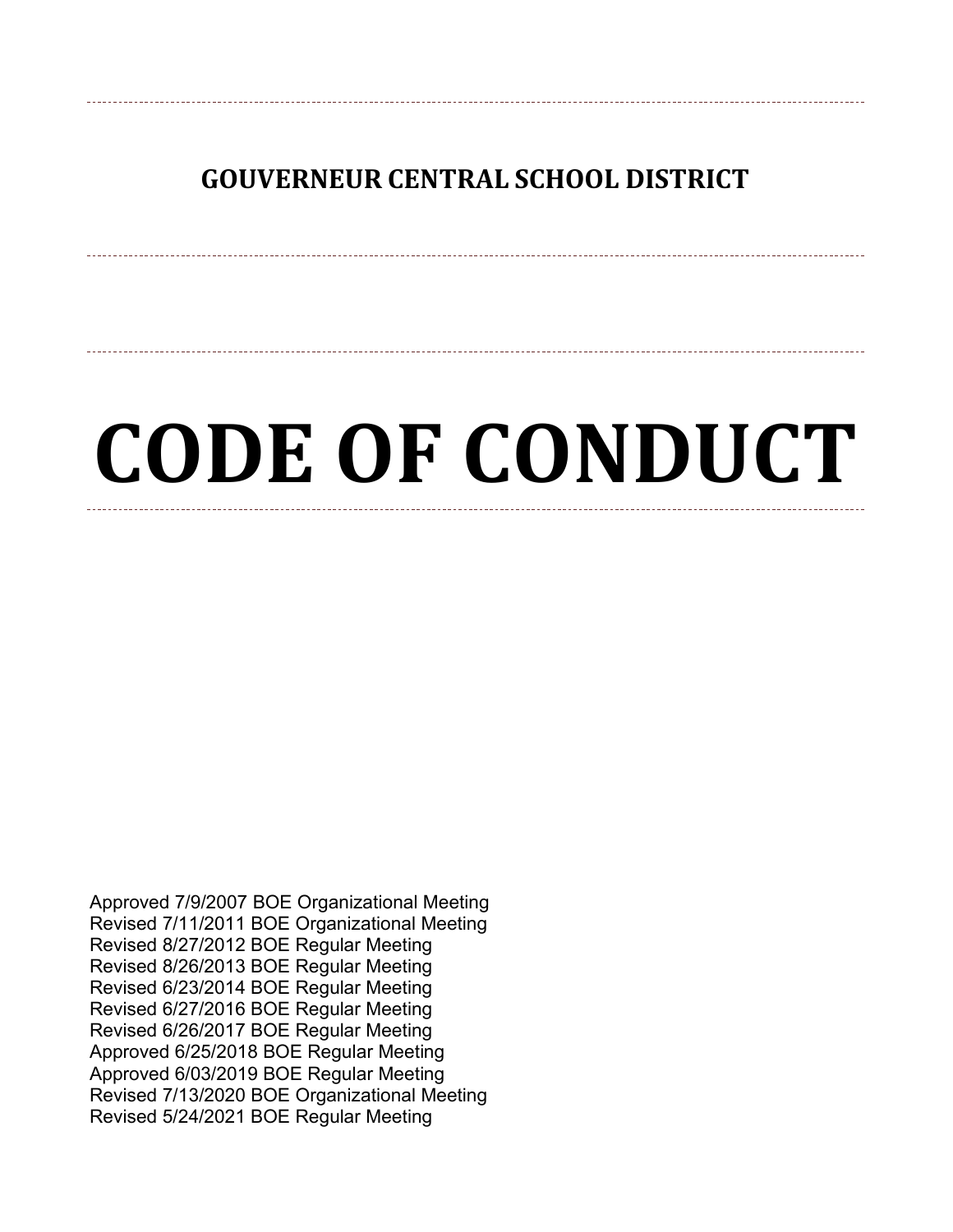## GOUVERNEUR CENTRAL SCHOOL DISTRICT

# CODE OF CONDUCT

Approved 7/9/2007 BOE Organizational Meeting
Revised 7/11/2011 BOE Organizational Meeting
Revised 8/27/2012 BOE Regular Meeting
Revised 8/26/2013 BOE Regular Meeting
Revised 6/23/2014 BOE Regular Meeting
Revised 6/27/2016 BOE Regular Meeting
Revised 6/26/2017 BOE Regular Meeting
Approved 6/25/2018 BOE Regular Meeting
Approved 6/03/2019 BOE Regular Meeting
Revised 7/13/2020 BOE Organizational Meeting
Revised 5/24/2021 BOE Regular Meeting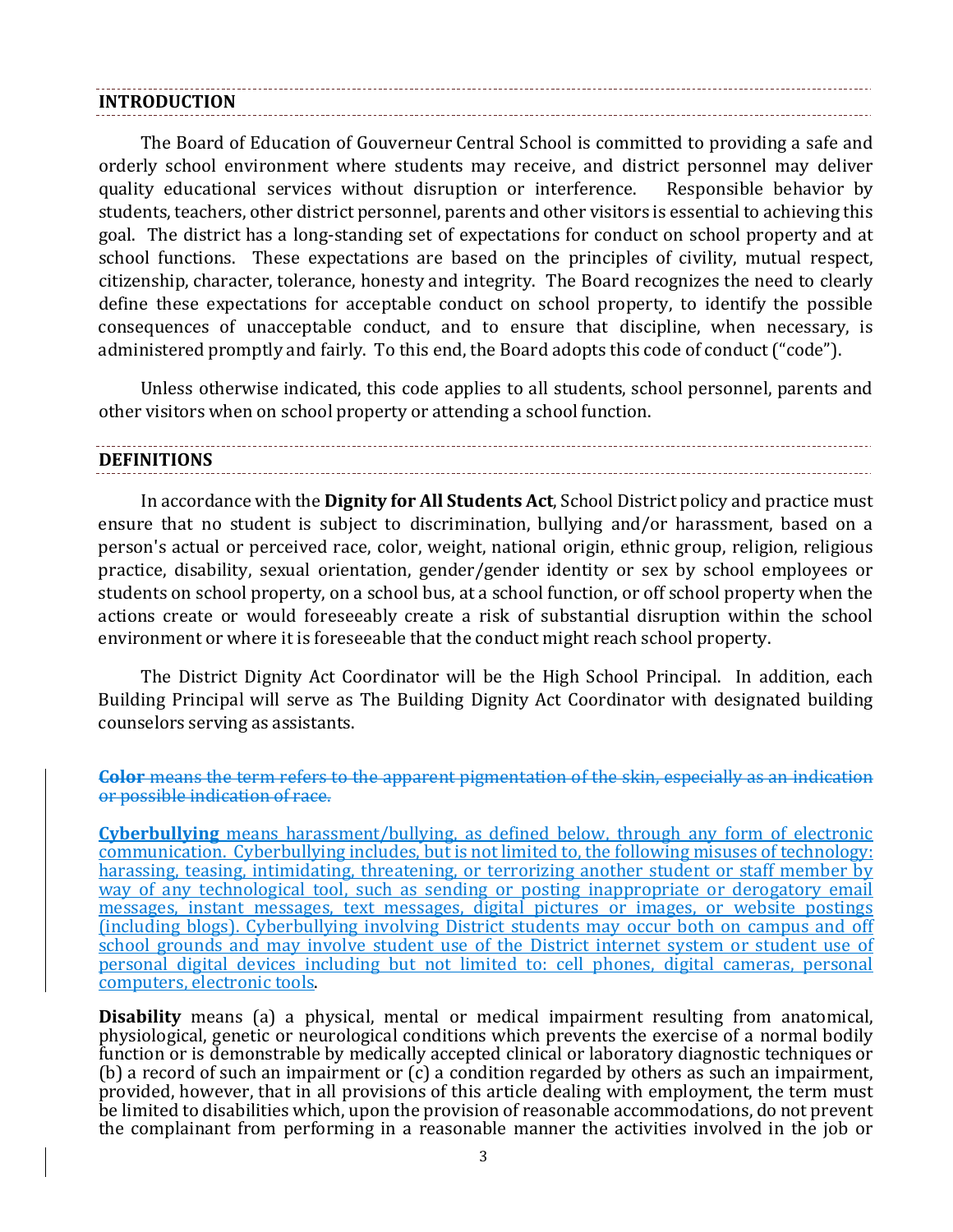## INTRODUCTION

The Board of Education of Gouverneur Central School is committed to providing a safe and orderly school environment where students may receive, and district personnel may deliver quality educational services without disruption or interference. Responsible behavior by students, teachers, other district personnel, parents and other visitors is essential to achieving this goal. The district has a long-standing set of expectations for conduct on school property and at school functions. These expectations are based on the principles of civility, mutual respect, citizenship, character, tolerance, honesty and integrity. The Board recognizes the need to clearly define these expectations for acceptable conduct on school property, to identify the possible consequences of unacceptable conduct, and to ensure that discipline, when necessary, is administered promptly and fairly. To this end, the Board adopts this code of conduct ("code").

Unless otherwise indicated, this code applies to all students, school personnel, parents and other visitors when on school property or attending a school function.

## DEFINITIONS

In accordance with the **Dignity for All Students Act**, School District policy and practice must ensure that no student is subject to discrimination, bullying and/or harassment, based on a person's actual or perceived race, color, weight, national origin, ethnic group, religion, religious practice, disability, sexual orientation, gender/gender identity or sex by school employees or students on school property, on a school bus, at a school function, or off school property when the actions create or would foreseeably create a risk of substantial disruption within the school environment or where it is foreseeable that the conduct might reach school property.

The District Dignity Act Coordinator will be the High School Principal. In addition, each Building Principal will serve as The Building Dignity Act Coordinator with designated building counselors serving as assistants.

~~**Color** means the term refers to the apparent pigmentation of the skin, especially as an indication or possible indication of race.~~

**Cyberbullying** means harassment/bullying, as defined below, through any form of electronic communication. Cyberbullying includes, but is not limited to, the following misuses of technology: harassing, teasing, intimidating, threatening, or terrorizing another student or staff member by way of any technological tool, such as sending or posting inappropriate or derogatory email messages, instant messages, text messages, digital pictures or images, or website postings (including blogs). Cyberbullying involving District students may occur both on campus and off school grounds and may involve student use of the District internet system or student use of personal digital devices including but not limited to: cell phones, digital cameras, personal computers, electronic tools.

**Disability** means (a) a physical, mental or medical impairment resulting from anatomical, physiological, genetic or neurological conditions which prevents the exercise of a normal bodily function or is demonstrable by medically accepted clinical or laboratory diagnostic techniques or (b) a record of such an impairment or (c) a condition regarded by others as such an impairment, provided, however, that in all provisions of this article dealing with employment, the term must be limited to disabilities which, upon the provision of reasonable accommodations, do not prevent the complainant from performing in a reasonable manner the activities involved in the job or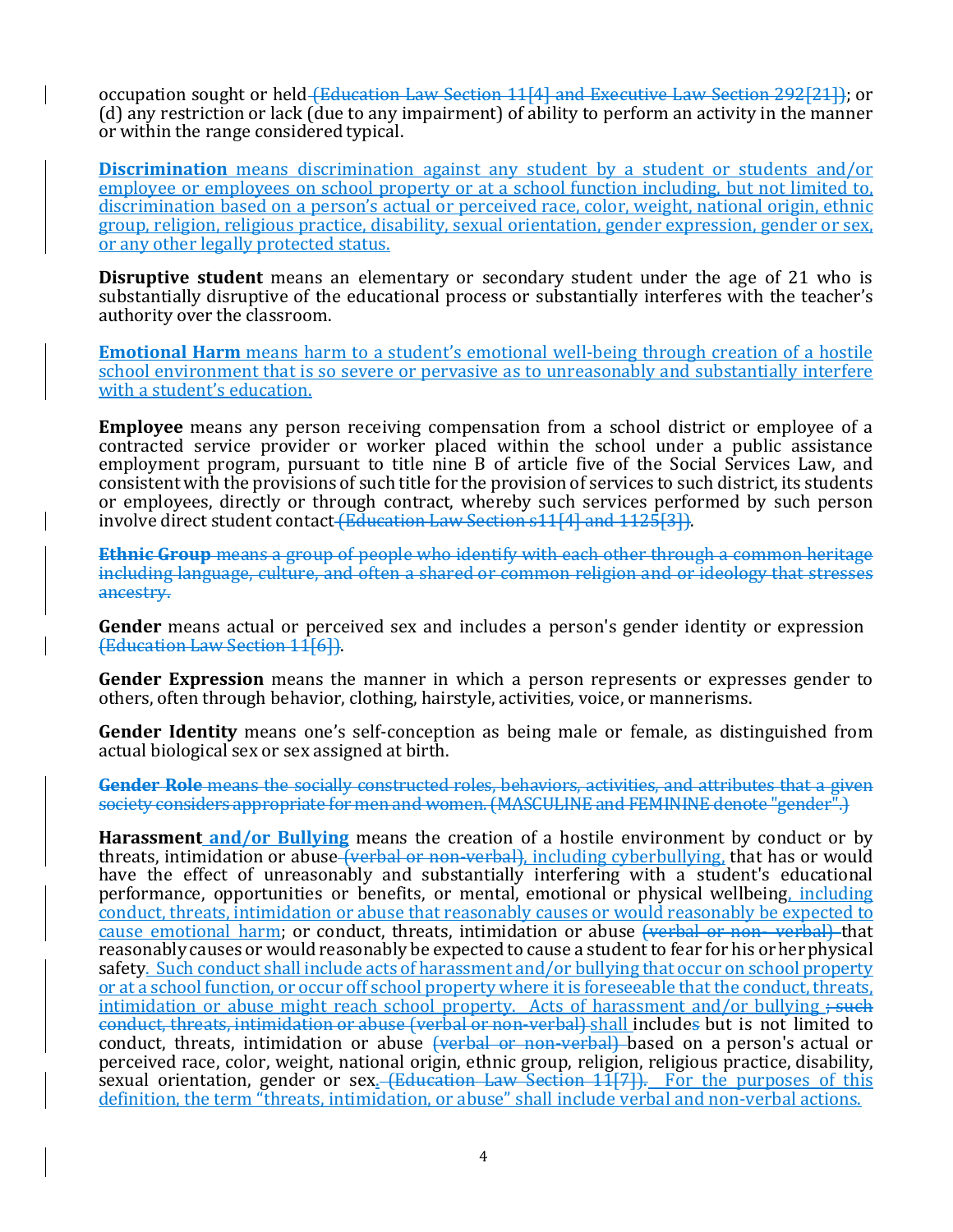occupation sought or held (Education Law Section 11[4] and Executive Law Section 292[21]); or (d) any restriction or lack (due to any impairment) of ability to perform an activity in the manner or within the range considered typical.

**Discrimination** means discrimination against any student by a student or students and/or employee or employees on school property or at a school function including, but not limited to, discrimination based on a person's actual or perceived race, color, weight, national origin, ethnic group, religion, religious practice, disability, sexual orientation, gender expression, gender or sex, or any other legally protected status.

**Disruptive student** means an elementary or secondary student under the age of 21 who is substantially disruptive of the educational process or substantially interferes with the teacher's authority over the classroom.

**Emotional Harm** means harm to a student's emotional well-being through creation of a hostile school environment that is so severe or pervasive as to unreasonably and substantially interfere with a student's education.

**Employee** means any person receiving compensation from a school district or employee of a contracted service provider or worker placed within the school under a public assistance employment program, pursuant to title nine B of article five of the Social Services Law, and consistent with the provisions of such title for the provision of services to such district, its students or employees, directly or through contract, whereby such services performed by such person involve direct student contact (Education Law Section s11[4] and 1125[3]).

~~**Ethnic Group** means a group of people who identify with each other through a common heritage including language, culture, and often a shared or common religion and or ideology that stresses ancestry.~~

**Gender** means actual or perceived sex and includes a person's gender identity or expression (Education Law Section 11[6]).

**Gender Expression** means the manner in which a person represents or expresses gender to others, often through behavior, clothing, hairstyle, activities, voice, or mannerisms.

**Gender Identity** means one's self-conception as being male or female, as distinguished from actual biological sex or sex assigned at birth.

~~**Gender Role** means the socially constructed roles, behaviors, activities, and attributes that a given society considers appropriate for men and women. (MASCULINE and FEMININE denote "gender".)~~

**Harassment and/or Bullying** means the creation of a hostile environment by conduct or by threats, intimidation or abuse ~~(verbal or non-verbal)~~, including cyberbullying, that has or would have the effect of unreasonably and substantially interfering with a student's educational performance, opportunities or benefits, or mental, emotional or physical wellbeing, including conduct, threats, intimidation or abuse that reasonably causes or would reasonably be expected to cause emotional harm; or conduct, threats, intimidation or abuse ~~(verbal or non- verbal)~~ that reasonably causes or would reasonably be expected to cause a student to fear for his or her physical safety. Such conduct shall include acts of harassment and/or bullying that occur on school property or at a school function, or occur off school property where it is foreseeable that the conduct, threats, intimidation or abuse might reach school property. Acts of harassment and/or bullying ~~; such conduct, threats, intimidation or abuse (verbal or non-verbal)~~ shall includes but is not limited to conduct, threats, intimidation or abuse ~~(verbal or non-verbal)~~ based on a person's actual or perceived race, color, weight, national origin, ethnic group, religion, religious practice, disability, sexual orientation, gender or sex. ~~(Education Law Section 11[7]).~~ For the purposes of this definition, the term "threats, intimidation, or abuse" shall include verbal and non-verbal actions.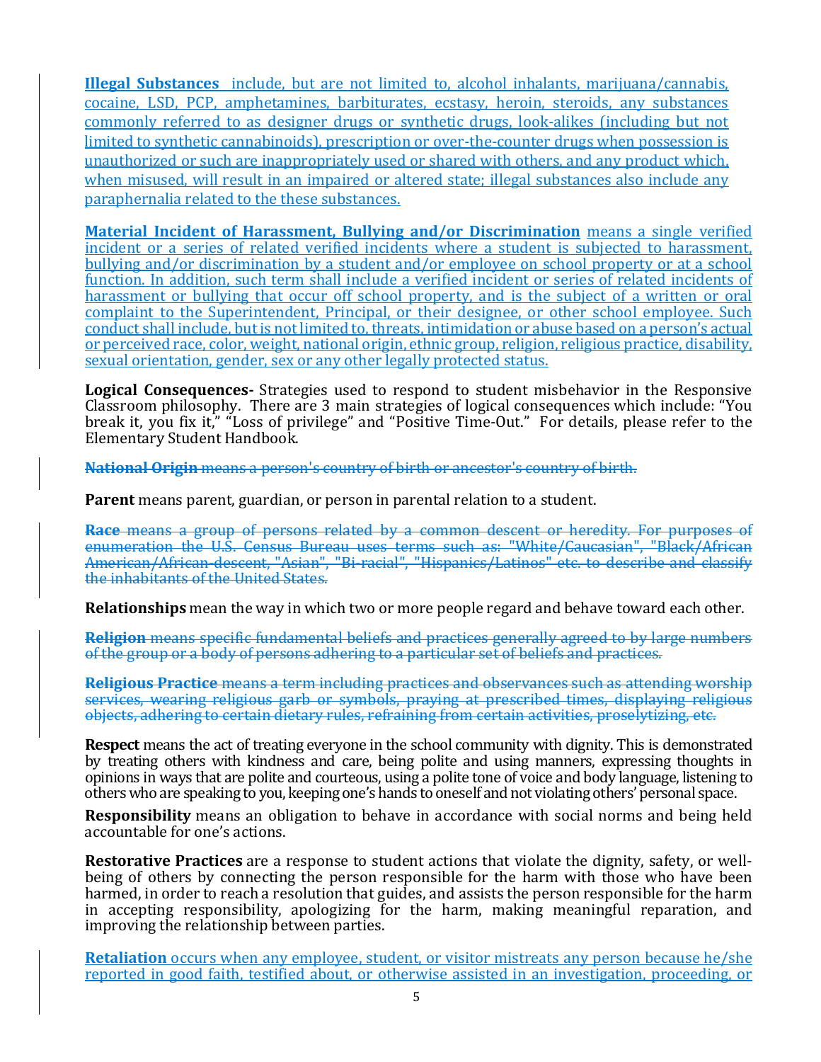**Illegal Substances** include, but are not limited to, alcohol inhalants, marijuana/cannabis, cocaine, LSD, PCP, amphetamines, barbiturates, ecstasy, heroin, steroids, any substances commonly referred to as designer drugs or synthetic drugs, look-alikes (including but not limited to synthetic cannabinoids), prescription or over-the-counter drugs when possession is unauthorized or such are inappropriately used or shared with others, and any product which, when misused, will result in an impaired or altered state; illegal substances also include any paraphernalia related to the these substances.

**Material Incident of Harassment, Bullying and/or Discrimination** means a single verified incident or a series of related verified incidents where a student is subjected to harassment, bullying and/or discrimination by a student and/or employee on school property or at a school function. In addition, such term shall include a verified incident or series of related incidents of harassment or bullying that occur off school property, and is the subject of a written or oral complaint to the Superintendent, Principal, or their designee, or other school employee. Such conduct shall include, but is not limited to, threats, intimidation or abuse based on a person's actual or perceived race, color, weight, national origin, ethnic group, religion, religious practice, disability, sexual orientation, gender, sex or any other legally protected status.

**Logical Consequences-** Strategies used to respond to student misbehavior in the Responsive Classroom philosophy. There are 3 main strategies of logical consequences which include: "You break it, you fix it," "Loss of privilege" and "Positive Time-Out." For details, please refer to the Elementary Student Handbook.

~~**National Origin** means a person's country of birth or ancestor's country of birth.~~

**Parent** means parent, guardian, or person in parental relation to a student.

~~**Race** means a group of persons related by a common descent or heredity. For purposes of enumeration the U.S. Census Bureau uses terms such as: "White/Caucasian", "Black/African American/African-descent, "Asian", "Bi-racial", "Hispanics/Latinos" etc. to describe and classify the inhabitants of the United States.~~

**Relationships** mean the way in which two or more people regard and behave toward each other.

~~**Religion** means specific fundamental beliefs and practices generally agreed to by large numbers of the group or a body of persons adhering to a particular set of beliefs and practices.~~

~~**Religious Practice** means a term including practices and observances such as attending worship services, wearing religious garb or symbols, praying at prescribed times, displaying religious objects, adhering to certain dietary rules, refraining from certain activities, proselytizing, etc.~~

**Respect** means the act of treating everyone in the school community with dignity. This is demonstrated by treating others with kindness and care, being polite and using manners, expressing thoughts in opinions in ways that are polite and courteous, using a polite tone of voice and body language, listening to others who are speaking to you, keeping one's hands to oneself and not violating others' personal space.

**Responsibility** means an obligation to behave in accordance with social norms and being held accountable for one's actions.

**Restorative Practices** are a response to student actions that violate the dignity, safety, or well-being of others by connecting the person responsible for the harm with those who have been harmed, in order to reach a resolution that guides, and assists the person responsible for the harm in accepting responsibility, apologizing for the harm, making meaningful reparation, and improving the relationship between parties.

**Retaliation** occurs when any employee, student, or visitor mistreats any person because he/she reported in good faith, testified about, or otherwise assisted in an investigation, proceeding, or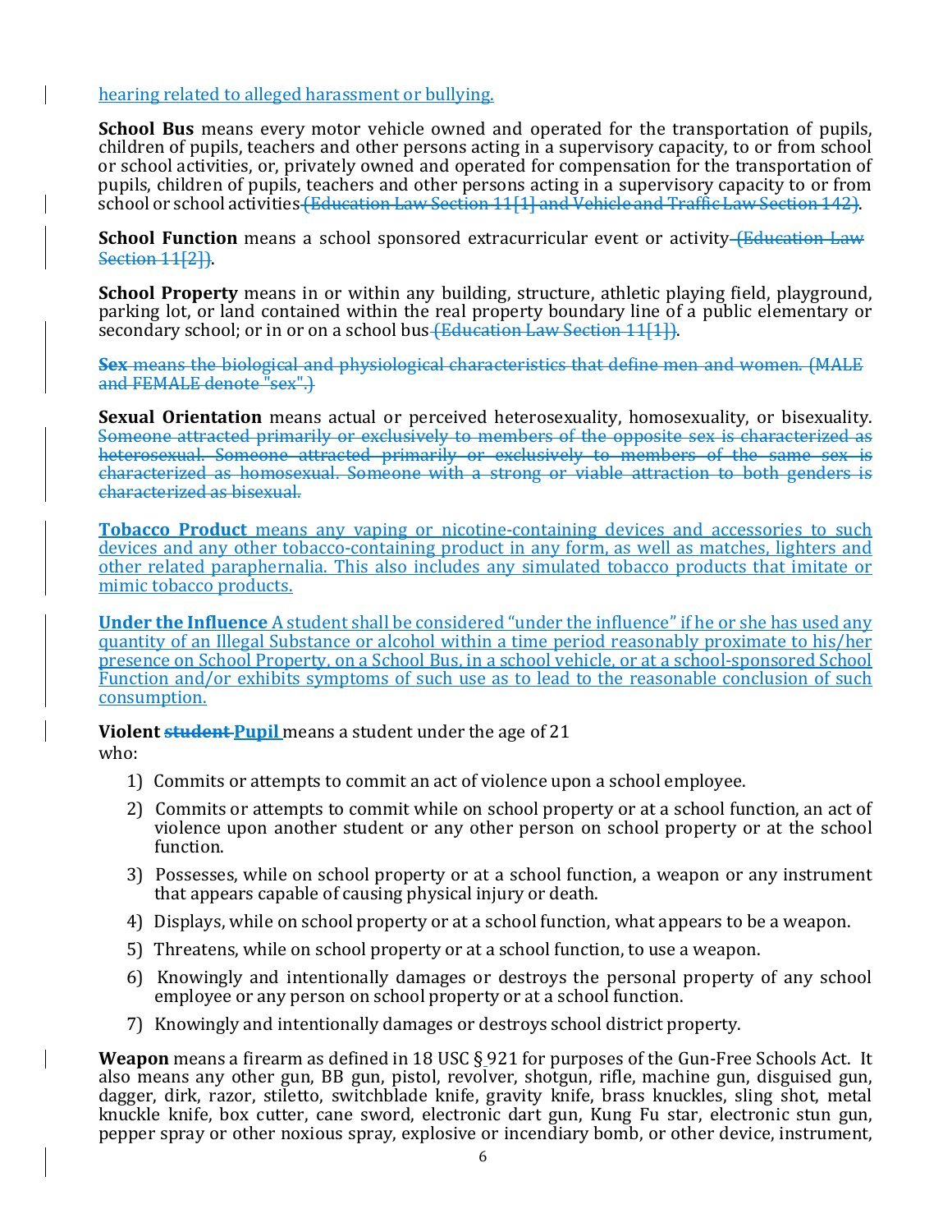hearing related to alleged harassment or bullying.

**School Bus** means every motor vehicle owned and operated for the transportation of pupils, children of pupils, teachers and other persons acting in a supervisory capacity, to or from school or school activities, or, privately owned and operated for compensation for the transportation of pupils, children of pupils, teachers and other persons acting in a supervisory capacity to or from school or school activities ~~(Education Law Section 11[1] and Vehicle and Traffic Law Section 142)~~.

**School Function** means a school sponsored extracurricular event or activity ~~(Education Law Section 11[2])~~.

**School Property** means in or within any building, structure, athletic playing field, playground, parking lot, or land contained within the real property boundary line of a public elementary or secondary school; or in or on a school bus ~~(Education Law Section 11[1])~~.

~~**Sex** means the biological and physiological characteristics that define men and women. (MALE and FEMALE denote "sex".)~~

**Sexual Orientation** means actual or perceived heterosexuality, homosexuality, or bisexuality. ~~Someone attracted primarily or exclusively to members of the opposite sex is characterized as heterosexual. Someone attracted primarily or exclusively to members of the same sex is characterized as homosexual. Someone with a strong or viable attraction to both genders is characterized as bisexual.~~

**Tobacco Product** means any vaping or nicotine-containing devices and accessories to such devices and any other tobacco-containing product in any form, as well as matches, lighters and other related paraphernalia. This also includes any simulated tobacco products that imitate or mimic tobacco products.

**Under the Influence** A student shall be considered "under the influence" if he or she has used any quantity of an Illegal Substance or alcohol within a time period reasonably proximate to his/her presence on School Property, on a School Bus, in a school vehicle, or at a school-sponsored School Function and/or exhibits symptoms of such use as to lead to the reasonable conclusion of such consumption.

**Violent** ~~**student**~~ **Pupil** means a student under the age of 21 who:

1) Commits or attempts to commit an act of violence upon a school employee.
2) Commits or attempts to commit while on school property or at a school function, an act of violence upon another student or any other person on school property or at the school function.
3) Possesses, while on school property or at a school function, a weapon or any instrument that appears capable of causing physical injury or death.
4) Displays, while on school property or at a school function, what appears to be a weapon.
5) Threatens, while on school property or at a school function, to use a weapon.
6) Knowingly and intentionally damages or destroys the personal property of any school employee or any person on school property or at a school function.
7) Knowingly and intentionally damages or destroys school district property.

**Weapon** means a firearm as defined in 18 USC § 921 for purposes of the Gun-Free Schools Act. It also means any other gun, BB gun, pistol, revolver, shotgun, rifle, machine gun, disguised gun, dagger, dirk, razor, stiletto, switchblade knife, gravity knife, brass knuckles, sling shot, metal knuckle knife, box cutter, cane sword, electronic dart gun, Kung Fu star, electronic stun gun, pepper spray or other noxious spray, explosive or incendiary bomb, or other device, instrument,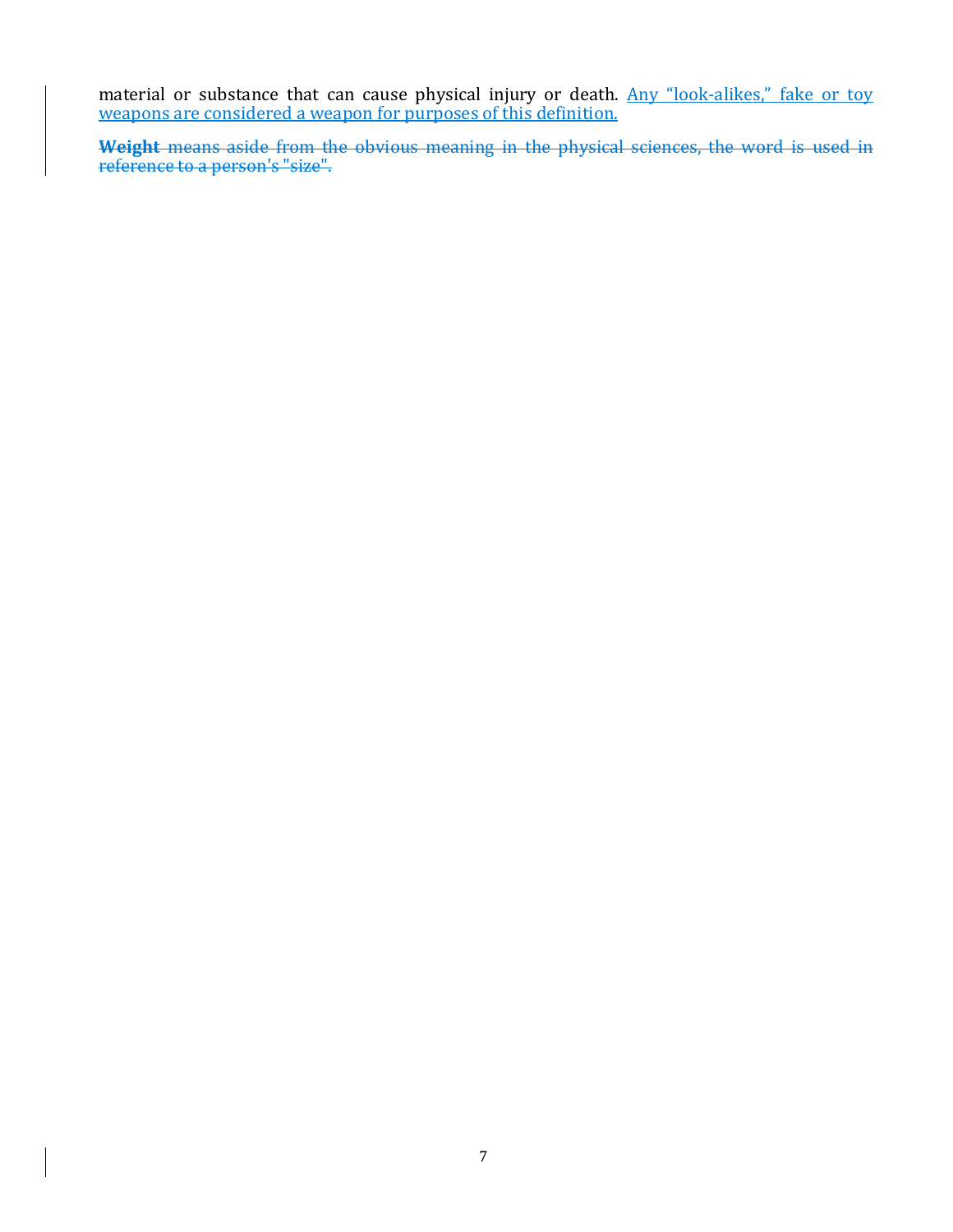material or substance that can cause physical injury or death. Any "look-alikes," fake or toy weapons are considered a weapon for purposes of this definition.

~~**Weight** means aside from the obvious meaning in the physical sciences, the word is used in reference to a person's "size".~~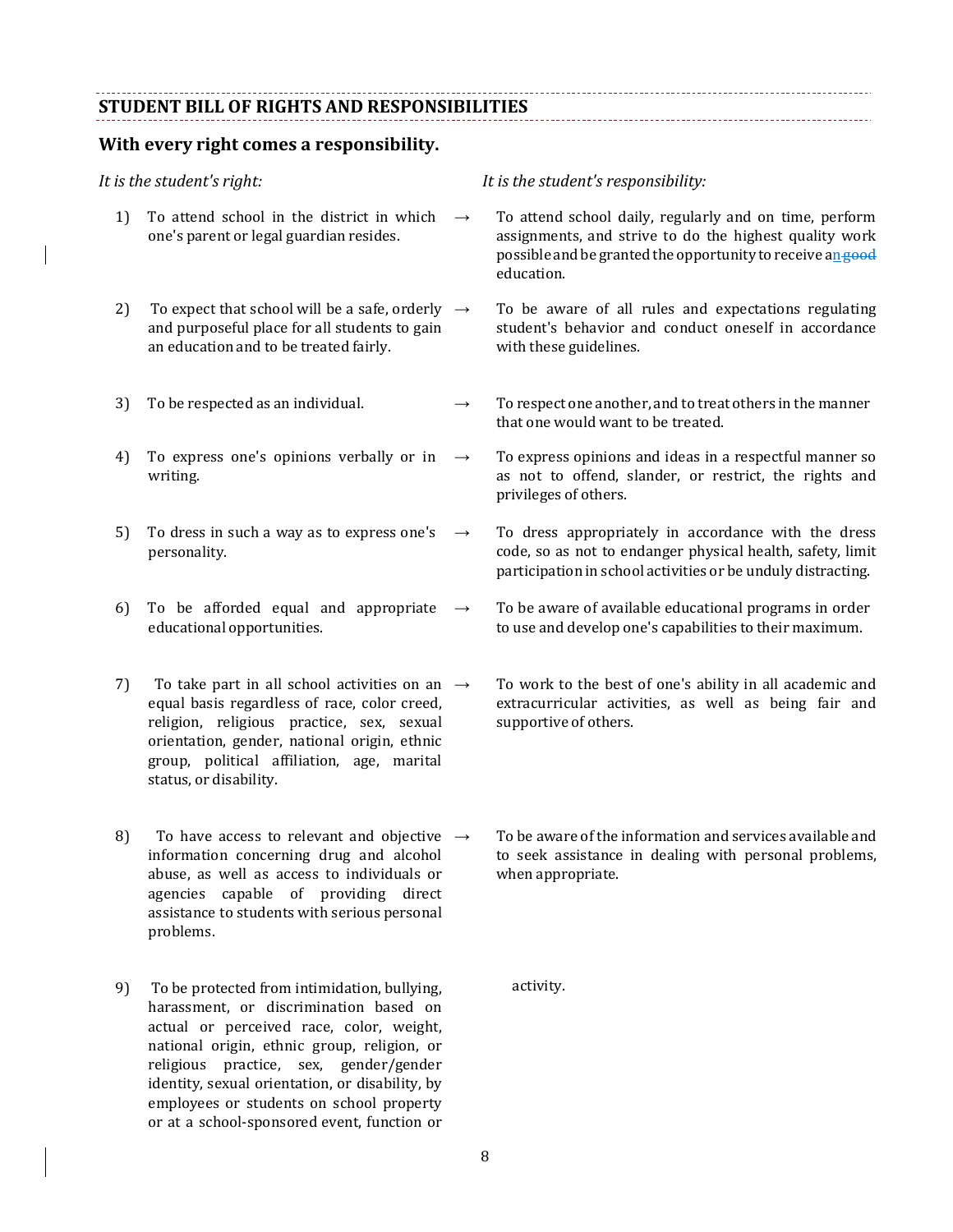## STUDENT BILL OF RIGHTS AND RESPONSIBILITIES

### With every right comes a responsibility.

| *It is the student's right:* | | *It is the student's responsibility:* |
|---|---|---|
| 1) To attend school in the district in which one's parent or legal guardian resides. | → | To attend school daily, regularly and on time, perform assignments, and strive to do the highest quality work possible and be granted the opportunity to receive an ~~good~~ education. |
| 2) To expect that school will be a safe, orderly and purposeful place for all students to gain an education and to be treated fairly. | → | To be aware of all rules and expectations regulating student's behavior and conduct oneself in accordance with these guidelines. |
| 3) To be respected as an individual. | → | To respect one another, and to treat others in the manner that one would want to be treated. |
| 4) To express one's opinions verbally or in writing. | → | To express opinions and ideas in a respectful manner so as not to offend, slander, or restrict, the rights and privileges of others. |
| 5) To dress in such a way as to express one's personality. | → | To dress appropriately in accordance with the dress code, so as not to endanger physical health, safety, limit participation in school activities or be unduly distracting. |
| 6) To be afforded equal and appropriate educational opportunities. | → | To be aware of available educational programs in order to use and develop one's capabilities to their maximum. |
| 7) To take part in all school activities on an equal basis regardless of race, color creed, religion, religious practice, sex, sexual orientation, gender, national origin, ethnic group, political affiliation, age, marital status, or disability. | → | To work to the best of one's ability in all academic and extracurricular activities, as well as being fair and supportive of others. |
| 8) To have access to relevant and objective information concerning drug and alcohol abuse, as well as access to individuals or agencies capable of providing direct assistance to students with serious personal problems. | → | To be aware of the information and services available and to seek assistance in dealing with personal problems, when appropriate. |
| 9) To be protected from intimidation, bullying, harassment, or discrimination based on actual or perceived race, color, weight, national origin, ethnic group, religion, or religious practice, sex, gender/gender identity, sexual orientation, or disability, by employees or students on school property or at a school-sponsored event, function or activity. | | |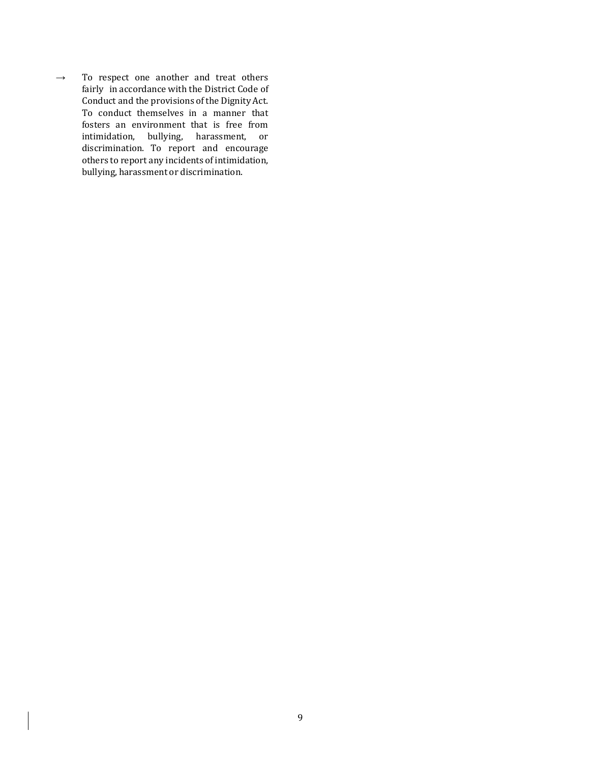- → To respect one another and treat others fairly in accordance with the District Code of Conduct and the provisions of the Dignity Act. To conduct themselves in a manner that fosters an environment that is free from intimidation, bullying, harassment, or discrimination. To report and encourage others to report any incidents of intimidation, bullying, harassment or discrimination.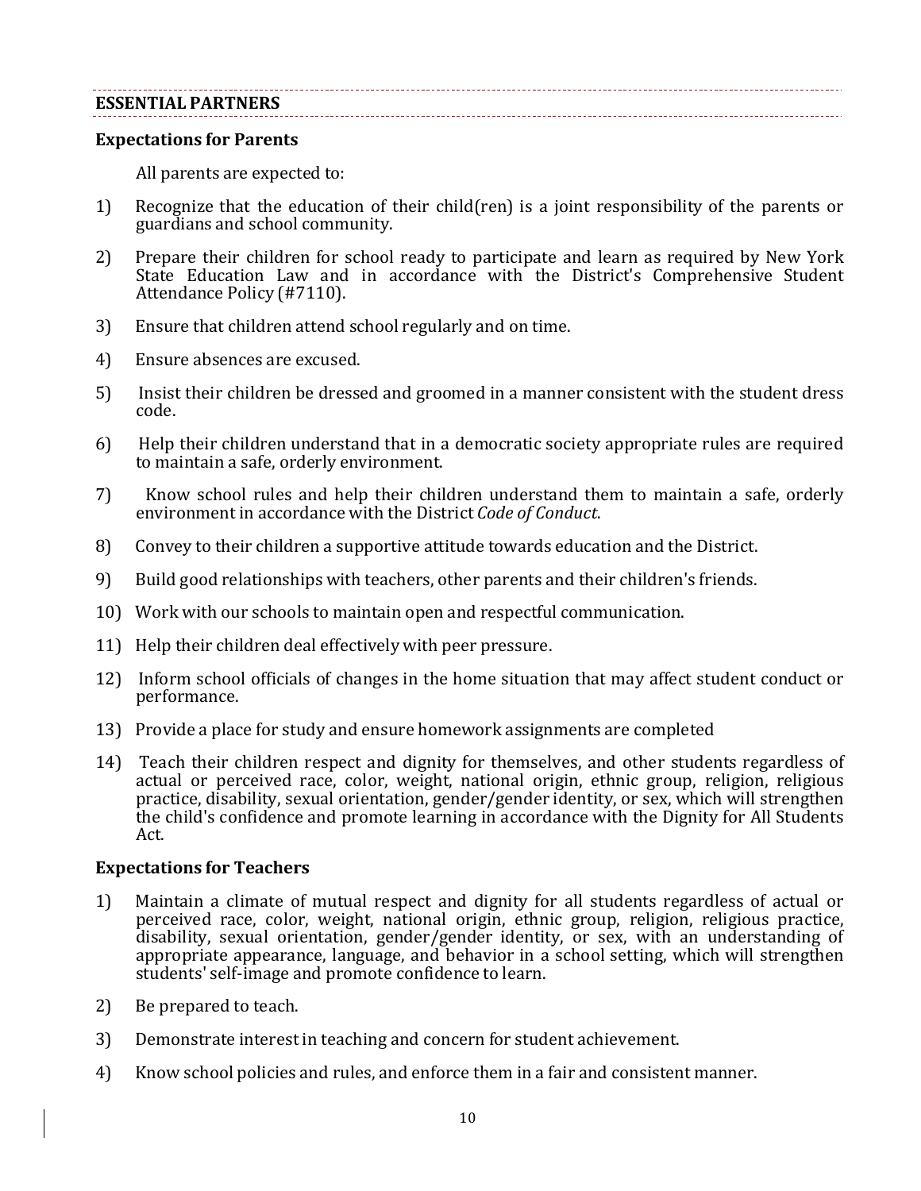## ESSENTIAL PARTNERS

### Expectations for Parents

All parents are expected to:

1) Recognize that the education of their child(ren) is a joint responsibility of the parents or guardians and school community.
2) Prepare their children for school ready to participate and learn as required by New York State Education Law and in accordance with the District's Comprehensive Student Attendance Policy (#7110).
3) Ensure that children attend school regularly and on time.
4) Ensure absences are excused.
5) Insist their children be dressed and groomed in a manner consistent with the student dress code.
6) Help their children understand that in a democratic society appropriate rules are required to maintain a safe, orderly environment.
7) Know school rules and help their children understand them to maintain a safe, orderly environment in accordance with the District *Code of Conduct*.
8) Convey to their children a supportive attitude towards education and the District.
9) Build good relationships with teachers, other parents and their children's friends.
10) Work with our schools to maintain open and respectful communication.
11) Help their children deal effectively with peer pressure.
12) Inform school officials of changes in the home situation that may affect student conduct or performance.
13) Provide a place for study and ensure homework assignments are completed
14) Teach their children respect and dignity for themselves, and other students regardless of actual or perceived race, color, weight, national origin, ethnic group, religion, religious practice, disability, sexual orientation, gender/gender identity, or sex, which will strengthen the child's confidence and promote learning in accordance with the Dignity for All Students Act.

### Expectations for Teachers

1) Maintain a climate of mutual respect and dignity for all students regardless of actual or perceived race, color, weight, national origin, ethnic group, religion, religious practice, disability, sexual orientation, gender/gender identity, or sex, with an understanding of appropriate appearance, language, and behavior in a school setting, which will strengthen students' self-image and promote confidence to learn.
2) Be prepared to teach.
3) Demonstrate interest in teaching and concern for student achievement.
4) Know school policies and rules, and enforce them in a fair and consistent manner.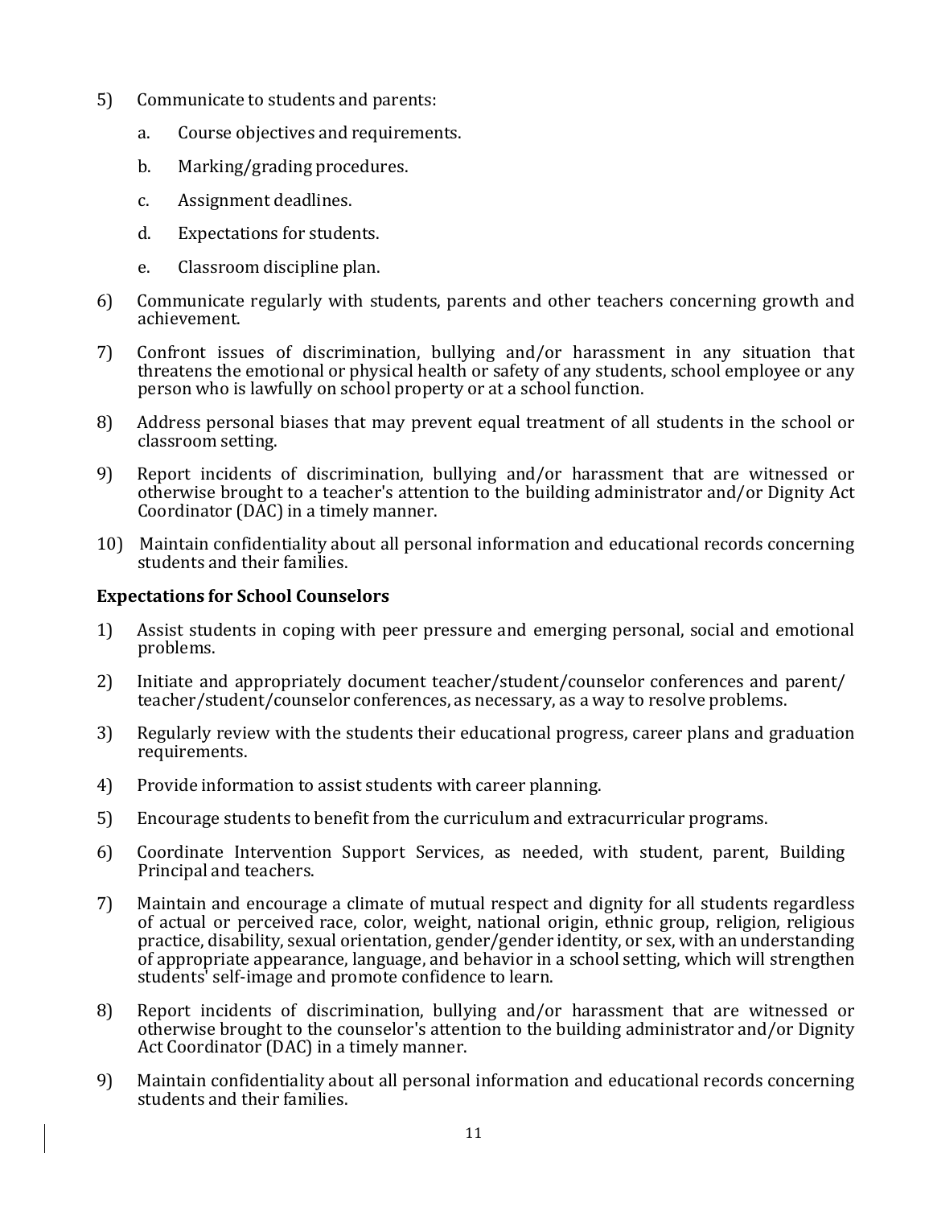5) Communicate to students and parents:

    a. Course objectives and requirements.

    b. Marking/grading procedures.

    c. Assignment deadlines.

    d. Expectations for students.

    e. Classroom discipline plan.

6) Communicate regularly with students, parents and other teachers concerning growth and achievement.

7) Confront issues of discrimination, bullying and/or harassment in any situation that threatens the emotional or physical health or safety of any students, school employee or any person who is lawfully on school property or at a school function.

8) Address personal biases that may prevent equal treatment of all students in the school or classroom setting.

9) Report incidents of discrimination, bullying and/or harassment that are witnessed or otherwise brought to a teacher's attention to the building administrator and/or Dignity Act Coordinator (DAC) in a timely manner.

10) Maintain confidentiality about all personal information and educational records concerning students and their families.

**Expectations for School Counselors**

1) Assist students in coping with peer pressure and emerging personal, social and emotional problems.

2) Initiate and appropriately document teacher/student/counselor conferences and parent/ teacher/student/counselor conferences, as necessary, as a way to resolve problems.

3) Regularly review with the students their educational progress, career plans and graduation requirements.

4) Provide information to assist students with career planning.

5) Encourage students to benefit from the curriculum and extracurricular programs.

6) Coordinate Intervention Support Services, as needed, with student, parent, Building Principal and teachers.

7) Maintain and encourage a climate of mutual respect and dignity for all students regardless of actual or perceived race, color, weight, national origin, ethnic group, religion, religious practice, disability, sexual orientation, gender/gender identity, or sex, with an understanding of appropriate appearance, language, and behavior in a school setting, which will strengthen students' self-image and promote confidence to learn.

8) Report incidents of discrimination, bullying and/or harassment that are witnessed or otherwise brought to the counselor's attention to the building administrator and/or Dignity Act Coordinator (DAC) in a timely manner.

9) Maintain confidentiality about all personal information and educational records concerning students and their families.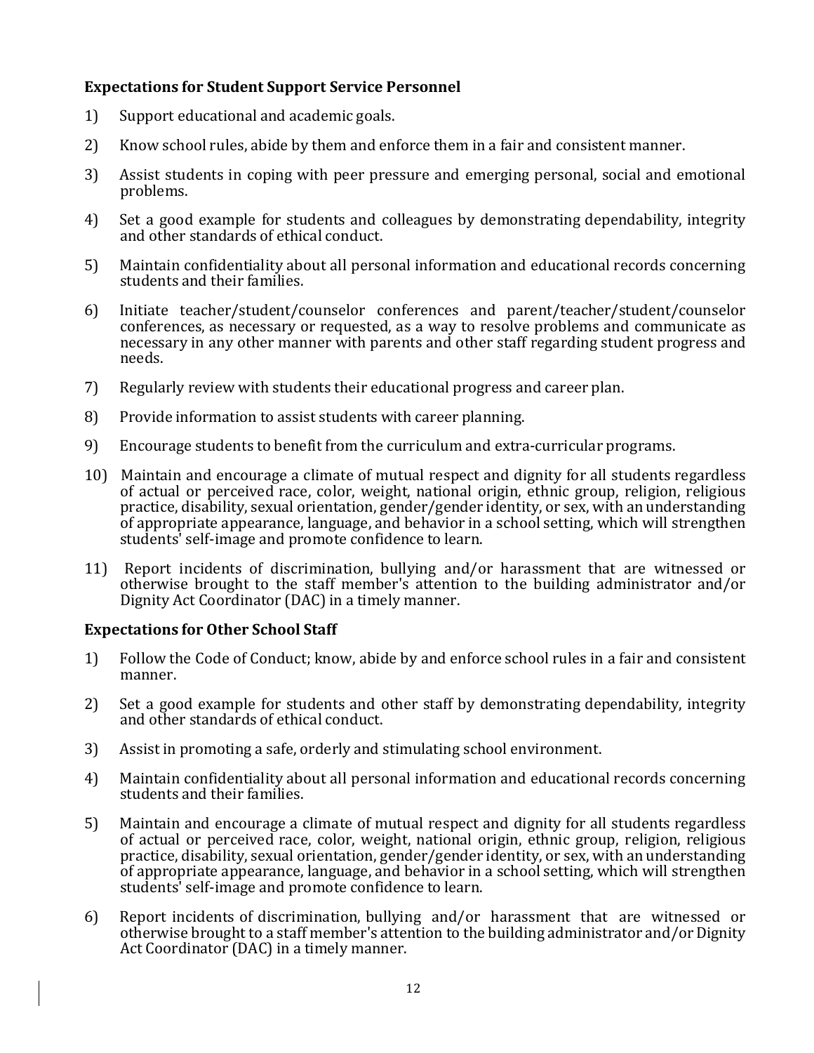**Expectations for Student Support Service Personnel**

1) Support educational and academic goals.

2) Know school rules, abide by them and enforce them in a fair and consistent manner.

3) Assist students in coping with peer pressure and emerging personal, social and emotional problems.

4) Set a good example for students and colleagues by demonstrating dependability, integrity and other standards of ethical conduct.

5) Maintain confidentiality about all personal information and educational records concerning students and their families.

6) Initiate teacher/student/counselor conferences and parent/teacher/student/counselor conferences, as necessary or requested, as a way to resolve problems and communicate as necessary in any other manner with parents and other staff regarding student progress and needs.

7) Regularly review with students their educational progress and career plan.

8) Provide information to assist students with career planning.

9) Encourage students to benefit from the curriculum and extra-curricular programs.

10) Maintain and encourage a climate of mutual respect and dignity for all students regardless of actual or perceived race, color, weight, national origin, ethnic group, religion, religious practice, disability, sexual orientation, gender/gender identity, or sex, with an understanding of appropriate appearance, language, and behavior in a school setting, which will strengthen students' self-image and promote confidence to learn.

11) Report incidents of discrimination, bullying and/or harassment that are witnessed or otherwise brought to the staff member's attention to the building administrator and/or Dignity Act Coordinator (DAC) in a timely manner.

**Expectations for Other School Staff**

1) Follow the Code of Conduct; know, abide by and enforce school rules in a fair and consistent manner.

2) Set a good example for students and other staff by demonstrating dependability, integrity and other standards of ethical conduct.

3) Assist in promoting a safe, orderly and stimulating school environment.

4) Maintain confidentiality about all personal information and educational records concerning students and their families.

5) Maintain and encourage a climate of mutual respect and dignity for all students regardless of actual or perceived race, color, weight, national origin, ethnic group, religion, religious practice, disability, sexual orientation, gender/gender identity, or sex, with an understanding of appropriate appearance, language, and behavior in a school setting, which will strengthen students' self-image and promote confidence to learn.

6) Report incidents of discrimination, bullying and/or harassment that are witnessed or otherwise brought to a staff member's attention to the building administrator and/or Dignity Act Coordinator (DAC) in a timely manner.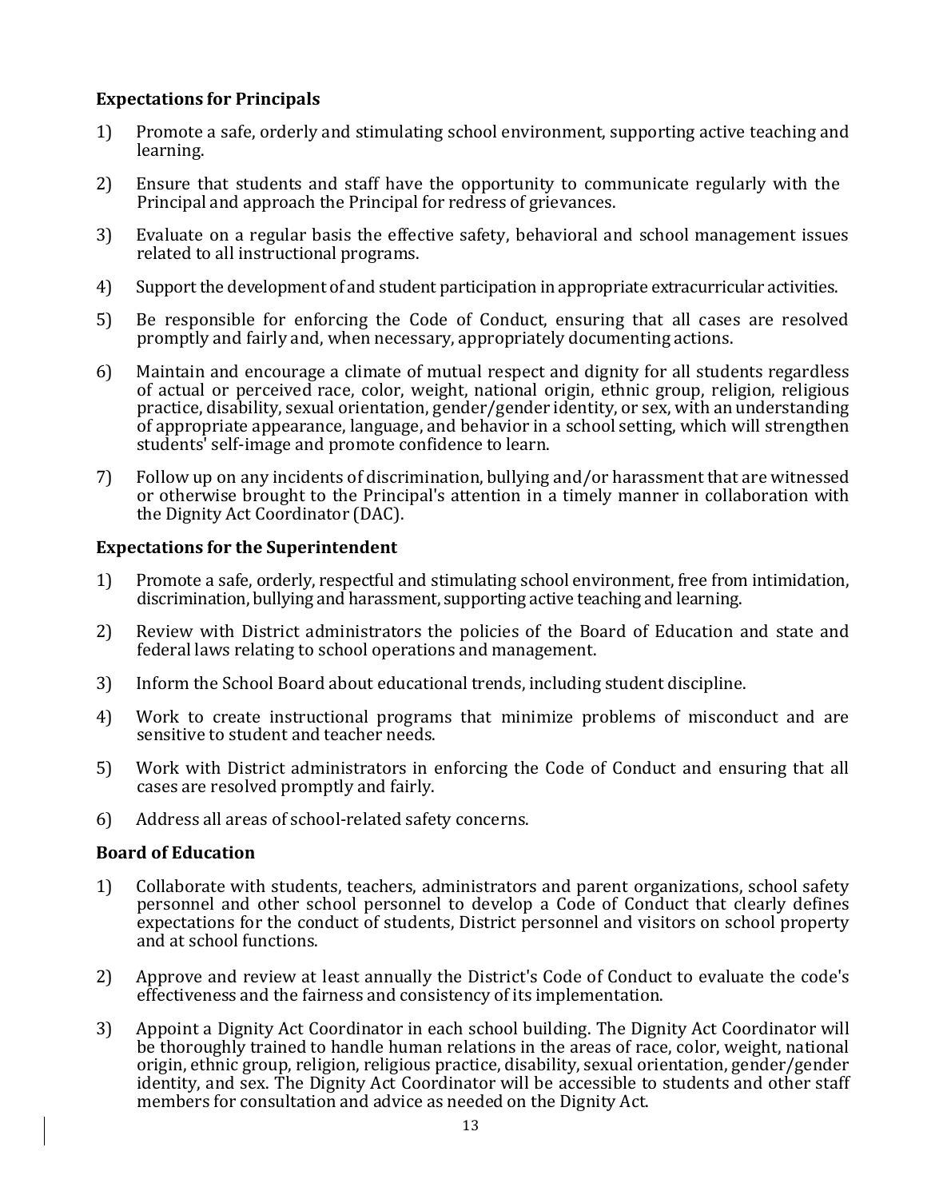### Expectations for Principals

1) Promote a safe, orderly and stimulating school environment, supporting active teaching and learning.

2) Ensure that students and staff have the opportunity to communicate regularly with the Principal and approach the Principal for redress of grievances.

3) Evaluate on a regular basis the effective safety, behavioral and school management issues related to all instructional programs.

4) Support the development of and student participation in appropriate extracurricular activities.

5) Be responsible for enforcing the Code of Conduct, ensuring that all cases are resolved promptly and fairly and, when necessary, appropriately documenting actions.

6) Maintain and encourage a climate of mutual respect and dignity for all students regardless of actual or perceived race, color, weight, national origin, ethnic group, religion, religious practice, disability, sexual orientation, gender/gender identity, or sex, with an understanding of appropriate appearance, language, and behavior in a school setting, which will strengthen students' self-image and promote confidence to learn.

7) Follow up on any incidents of discrimination, bullying and/or harassment that are witnessed or otherwise brought to the Principal's attention in a timely manner in collaboration with the Dignity Act Coordinator (DAC).

### Expectations for the Superintendent

1) Promote a safe, orderly, respectful and stimulating school environment, free from intimidation, discrimination, bullying and harassment, supporting active teaching and learning.

2) Review with District administrators the policies of the Board of Education and state and federal laws relating to school operations and management.

3) Inform the School Board about educational trends, including student discipline.

4) Work to create instructional programs that minimize problems of misconduct and are sensitive to student and teacher needs.

5) Work with District administrators in enforcing the Code of Conduct and ensuring that all cases are resolved promptly and fairly.

6) Address all areas of school-related safety concerns.

### Board of Education

1) Collaborate with students, teachers, administrators and parent organizations, school safety personnel and other school personnel to develop a Code of Conduct that clearly defines expectations for the conduct of students, District personnel and visitors on school property and at school functions.

2) Approve and review at least annually the District's Code of Conduct to evaluate the code's effectiveness and the fairness and consistency of its implementation.

3) Appoint a Dignity Act Coordinator in each school building. The Dignity Act Coordinator will be thoroughly trained to handle human relations in the areas of race, color, weight, national origin, ethnic group, religion, religious practice, disability, sexual orientation, gender/gender identity, and sex. The Dignity Act Coordinator will be accessible to students and other staff members for consultation and advice as needed on the Dignity Act.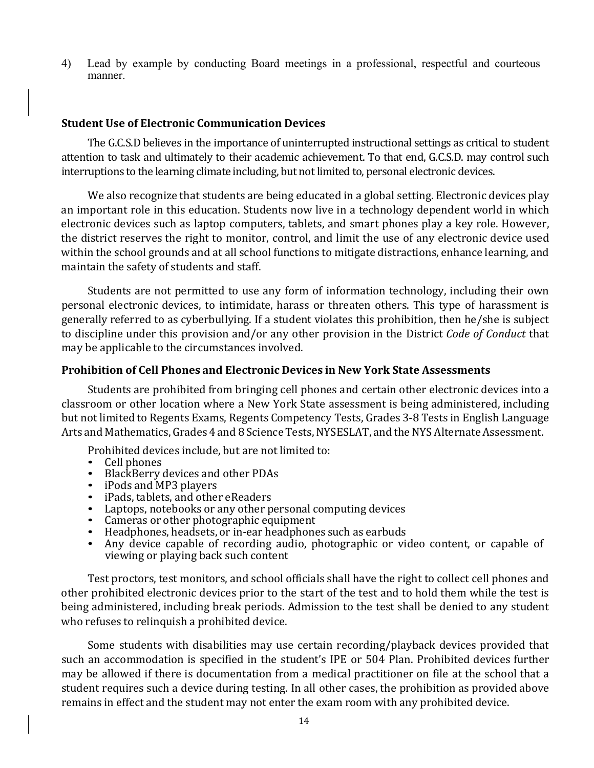4) Lead by example by conducting Board meetings in a professional, respectful and courteous manner.

### Student Use of Electronic Communication Devices

The G.C.S.D believes in the importance of uninterrupted instructional settings as critical to student attention to task and ultimately to their academic achievement. To that end, G.C.S.D. may control such interruptions to the learning climate including, but not limited to, personal electronic devices.

We also recognize that students are being educated in a global setting. Electronic devices play an important role in this education. Students now live in a technology dependent world in which electronic devices such as laptop computers, tablets, and smart phones play a key role. However, the district reserves the right to monitor, control, and limit the use of any electronic device used within the school grounds and at all school functions to mitigate distractions, enhance learning, and maintain the safety of students and staff.

Students are not permitted to use any form of information technology, including their own personal electronic devices, to intimidate, harass or threaten others. This type of harassment is generally referred to as cyberbullying. If a student violates this prohibition, then he/she is subject to discipline under this provision and/or any other provision in the District *Code of Conduct* that may be applicable to the circumstances involved.

### Prohibition of Cell Phones and Electronic Devices in New York State Assessments

Students are prohibited from bringing cell phones and certain other electronic devices into a classroom or other location where a New York State assessment is being administered, including but not limited to Regents Exams, Regents Competency Tests, Grades 3-8 Tests in English Language Arts and Mathematics, Grades 4 and 8 Science Tests, NYSESLAT, and the NYS Alternate Assessment.

Prohibited devices include, but are not limited to:

- Cell phones
- BlackBerry devices and other PDAs
- iPods and MP3 players
- iPads, tablets, and other eReaders
- Laptops, notebooks or any other personal computing devices
- Cameras or other photographic equipment
- Headphones, headsets, or in-ear headphones such as earbuds
- Any device capable of recording audio, photographic or video content, or capable of viewing or playing back such content

Test proctors, test monitors, and school officials shall have the right to collect cell phones and other prohibited electronic devices prior to the start of the test and to hold them while the test is being administered, including break periods. Admission to the test shall be denied to any student who refuses to relinquish a prohibited device.

Some students with disabilities may use certain recording/playback devices provided that such an accommodation is specified in the student's IPE or 504 Plan. Prohibited devices further may be allowed if there is documentation from a medical practitioner on file at the school that a student requires such a device during testing. In all other cases, the prohibition as provided above remains in effect and the student may not enter the exam room with any prohibited device.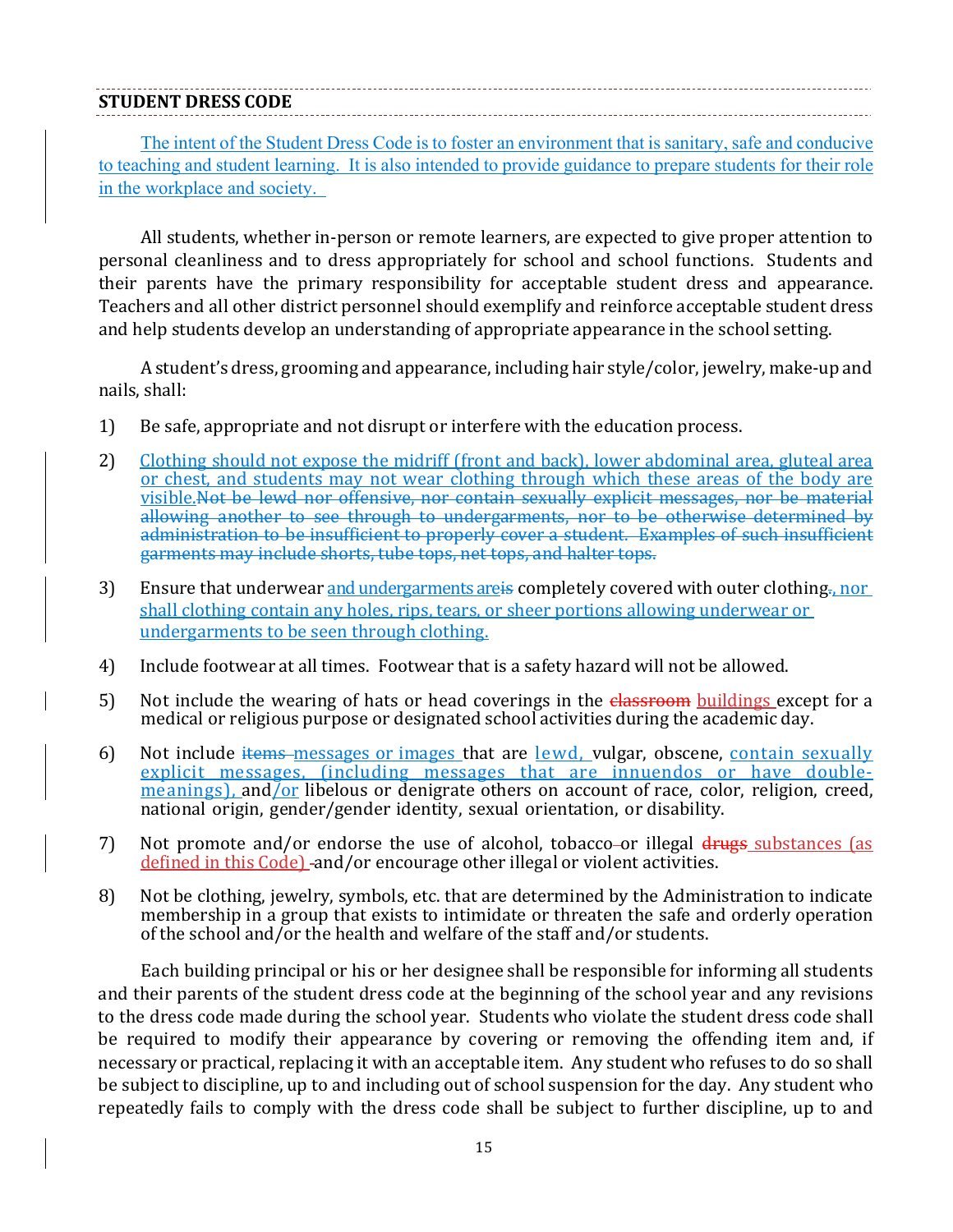## STUDENT DRESS CODE

The intent of the Student Dress Code is to foster an environment that is sanitary, safe and conducive to teaching and student learning. It is also intended to provide guidance to prepare students for their role in the workplace and society.

All students, whether in-person or remote learners, are expected to give proper attention to personal cleanliness and to dress appropriately for school and school functions. Students and their parents have the primary responsibility for acceptable student dress and appearance. Teachers and all other district personnel should exemplify and reinforce acceptable student dress and help students develop an understanding of appropriate appearance in the school setting.

A student's dress, grooming and appearance, including hair style/color, jewelry, make-up and nails, shall:

1) Be safe, appropriate and not disrupt or interfere with the education process.

2) Clothing should not expose the midriff (front and back), lower abdominal area, gluteal area or chest, and students may not wear clothing through which these areas of the body are visible.~~Not be lewd nor offensive, nor contain sexually explicit messages, nor be material allowing another to see through to undergarments, nor to be otherwise determined by administration to be insufficient to properly cover a student. Examples of such insufficient garments may include shorts, tube tops, net tops, and halter tops.~~

3) Ensure that underwear and undergarments are~~is~~ completely covered with outer clothing~~.~~, nor shall clothing contain any holes, rips, tears, or sheer portions allowing underwear or undergarments to be seen through clothing.

4) Include footwear at all times. Footwear that is a safety hazard will not be allowed.

5) Not include the wearing of hats or head coverings in the ~~classroom~~ buildings except for a medical or religious purpose or designated school activities during the academic day.

6) Not include ~~items~~ messages or images that are lewd, vulgar, obscene, contain sexually explicit messages, (including messages that are innuendos or have double-meanings), and/or libelous or denigrate others on account of race, color, religion, creed, national origin, gender/gender identity, sexual orientation, or disability.

7) Not promote and/or endorse the use of alcohol, tobacco~~-~~or illegal ~~drugs~~ substances (as defined in this Code) ~~-~~and/or encourage other illegal or violent activities.

8) Not be clothing, jewelry, symbols, etc. that are determined by the Administration to indicate membership in a group that exists to intimidate or threaten the safe and orderly operation of the school and/or the health and welfare of the staff and/or students.

Each building principal or his or her designee shall be responsible for informing all students and their parents of the student dress code at the beginning of the school year and any revisions to the dress code made during the school year. Students who violate the student dress code shall be required to modify their appearance by covering or removing the offending item and, if necessary or practical, replacing it with an acceptable item. Any student who refuses to do so shall be subject to discipline, up to and including out of school suspension for the day. Any student who repeatedly fails to comply with the dress code shall be subject to further discipline, up to and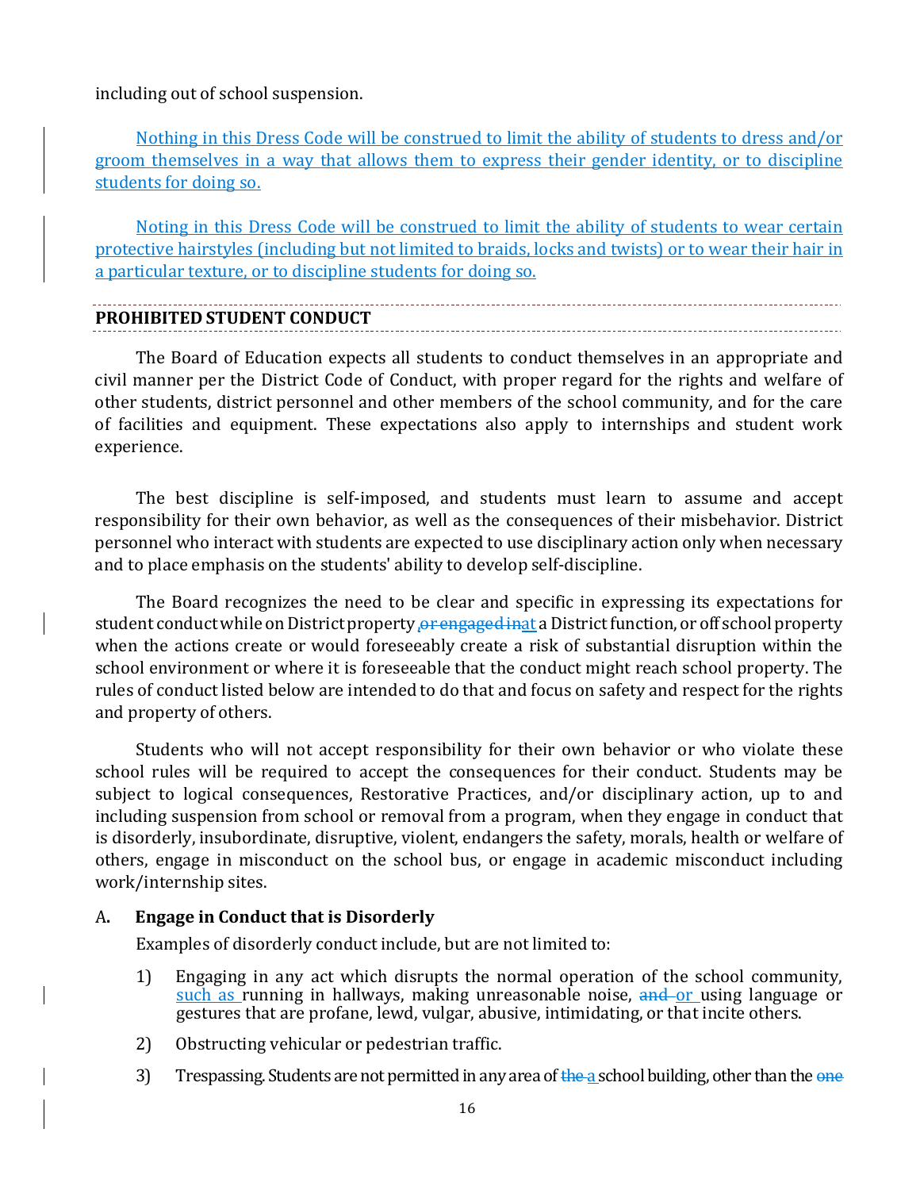including out of school suspension.

Nothing in this Dress Code will be construed to limit the ability of students to dress and/or groom themselves in a way that allows them to express their gender identity, or to discipline students for doing so.

Noting in this Dress Code will be construed to limit the ability of students to wear certain protective hairstyles (including but not limited to braids, locks and twists) or to wear their hair in a particular texture, or to discipline students for doing so.

## PROHIBITED STUDENT CONDUCT

The Board of Education expects all students to conduct themselves in an appropriate and civil manner per the District Code of Conduct, with proper regard for the rights and welfare of other students, district personnel and other members of the school community, and for the care of facilities and equipment. These expectations also apply to internships and student work experience.

The best discipline is self-imposed, and students must learn to assume and accept responsibility for their own behavior, as well as the consequences of their misbehavior. District personnel who interact with students are expected to use disciplinary action only when necessary and to place emphasis on the students' ability to develop self-discipline.

The Board recognizes the need to be clear and specific in expressing its expectations for student conduct while on District property ~~, or engaged in~~ at a District function, or off school property when the actions create or would foreseeably create a risk of substantial disruption within the school environment or where it is foreseeable that the conduct might reach school property. The rules of conduct listed below are intended to do that and focus on safety and respect for the rights and property of others.

Students who will not accept responsibility for their own behavior or who violate these school rules will be required to accept the consequences for their conduct. Students may be subject to logical consequences, Restorative Practices, and/or disciplinary action, up to and including suspension from school or removal from a program, when they engage in conduct that is disorderly, insubordinate, disruptive, violent, endangers the safety, morals, health or welfare of others, engage in misconduct on the school bus, or engage in academic misconduct including work/internship sites.

A. **Engage in Conduct that is Disorderly**

Examples of disorderly conduct include, but are not limited to:

1) Engaging in any act which disrupts the normal operation of the school community, such as running in hallways, making unreasonable noise, ~~and~~ or using language or gestures that are profane, lewd, vulgar, abusive, intimidating, or that incite others.

2) Obstructing vehicular or pedestrian traffic.

3) Trespassing. Students are not permitted in any area of ~~the~~ a school building, other than the ~~one~~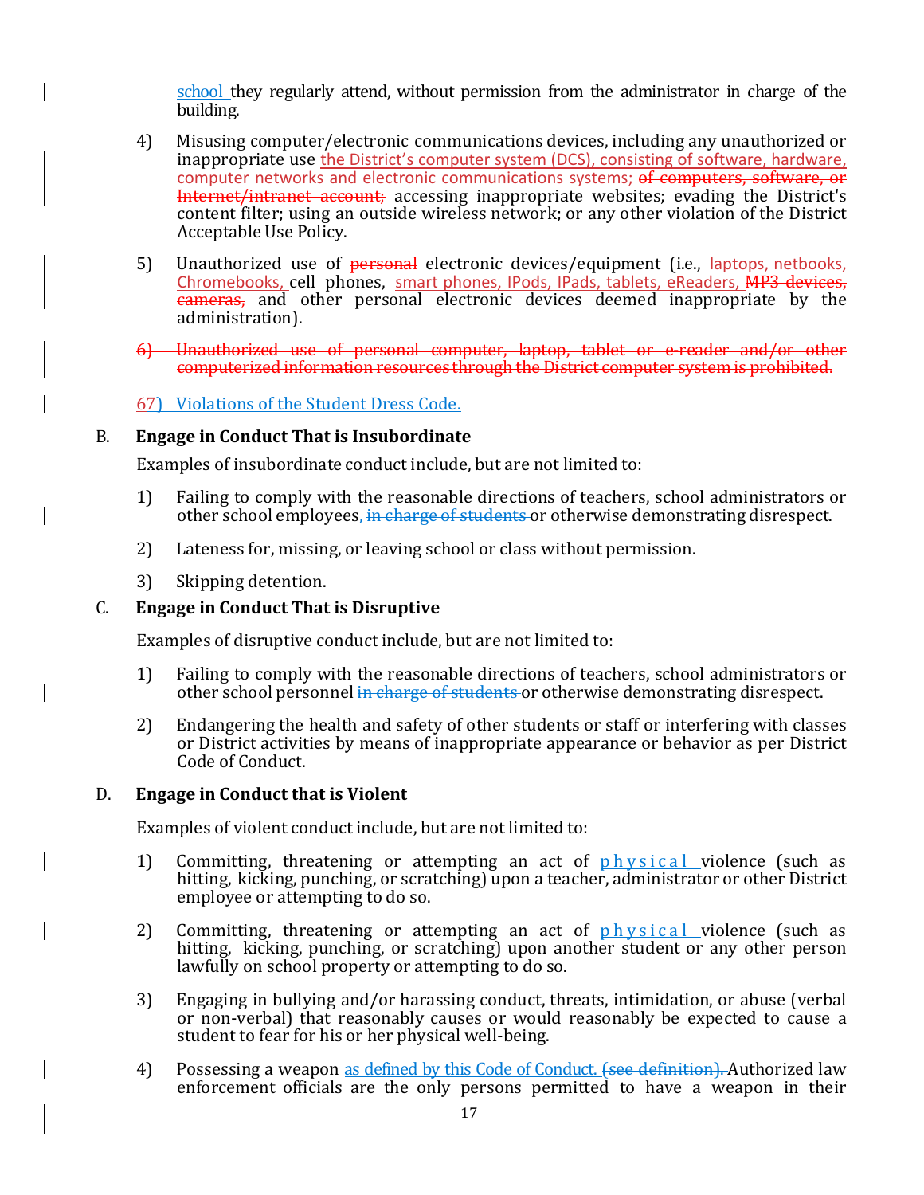school they regularly attend, without permission from the administrator in charge of the building.

4) Misusing computer/electronic communications devices, including any unauthorized or inappropriate use the District's computer system (DCS), consisting of software, hardware, computer networks and electronic communications systems; ~~of computers, software, or Internet/intranet account;~~ accessing inappropriate websites; evading the District's content filter; using an outside wireless network; or any other violation of the District Acceptable Use Policy.

5) Unauthorized use of ~~personal~~ electronic devices/equipment (i.e., laptops, netbooks, Chromebooks, cell phones, smart phones, IPods, IPads, tablets, eReaders, ~~MP3 devices, cameras,~~ and other personal electronic devices deemed inappropriate by the administration).

~~6) Unauthorized use of personal computer, laptop, tablet or e-reader and/or other computerized information resources through the District computer system is prohibited.~~

6~~7~~) Violations of the Student Dress Code.

B. **Engage in Conduct That is Insubordinate**

Examples of insubordinate conduct include, but are not limited to:

1) Failing to comply with the reasonable directions of teachers, school administrators or other school employees, ~~in charge of students~~ or otherwise demonstrating disrespect.

2) Lateness for, missing, or leaving school or class without permission.

3) Skipping detention.

C. **Engage in Conduct That is Disruptive**

Examples of disruptive conduct include, but are not limited to:

1) Failing to comply with the reasonable directions of teachers, school administrators or other school personnel ~~in charge of students~~ or otherwise demonstrating disrespect.

2) Endangering the health and safety of other students or staff or interfering with classes or District activities by means of inappropriate appearance or behavior as per District Code of Conduct.

D. **Engage in Conduct that is Violent**

Examples of violent conduct include, but are not limited to:

1) Committing, threatening or attempting an act of physical violence (such as hitting, kicking, punching, or scratching) upon a teacher, administrator or other District employee or attempting to do so.

2) Committing, threatening or attempting an act of physical violence (such as hitting, kicking, punching, or scratching) upon another student or any other person lawfully on school property or attempting to do so.

3) Engaging in bullying and/or harassing conduct, threats, intimidation, or abuse (verbal or non-verbal) that reasonably causes or would reasonably be expected to cause a student to fear for his or her physical well-being.

4) Possessing a weapon as defined by this Code of Conduct. ~~(see definition).~~ Authorized law enforcement officials are the only persons permitted to have a weapon in their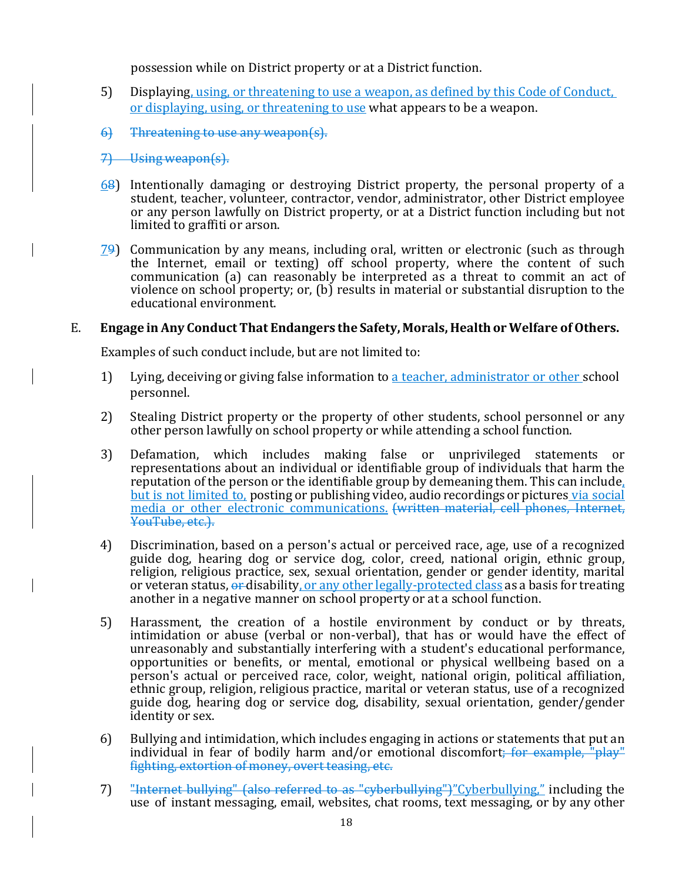possession while on District property or at a District function.

5) Displaying<u>, using, or threatening to use a weapon, as defined by this Code of Conduct, or displaying, using, or threatening to use</u> what appears to be a weapon.

~~6) Threatening to use any weapon(s).~~

~~7) Using weapon(s).~~

<u>6</u>~~8~~) Intentionally damaging or destroying District property, the personal property of a student, teacher, volunteer, contractor, vendor, administrator, other District employee or any person lawfully on District property, or at a District function including but not limited to graffiti or arson.

<u>7</u>~~9~~) Communication by any means, including oral, written or electronic (such as through the Internet, email or texting) off school property, where the content of such communication (a) can reasonably be interpreted as a threat to commit an act of violence on school property; or, (b) results in material or substantial disruption to the educational environment.

E. **Engage in Any Conduct That Endangers the Safety, Morals, Health or Welfare of Others.**

Examples of such conduct include, but are not limited to:

1) Lying, deceiving or giving false information to <u>a teacher, administrator or other</u> school personnel.

2) Stealing District property or the property of other students, school personnel or any other person lawfully on school property or while attending a school function.

3) Defamation, which includes making false or unprivileged statements or representations about an individual or identifiable group of individuals that harm the reputation of the person or the identifiable group by demeaning them. This can include<u>, but is not limited to,</u> posting or publishing video, audio recordings or pictures<u> via social media or other electronic communications.</u> ~~(written material, cell phones, Internet, YouTube, etc.).~~

4) Discrimination, based on a person's actual or perceived race, age, use of a recognized guide dog, hearing dog or service dog, color, creed, national origin, ethnic group, religion, religious practice, sex, sexual orientation, gender or gender identity, marital or veteran status, ~~or~~ disability<u>, or any other legally-protected class</u> as a basis for treating another in a negative manner on school property or at a school function.

5) Harassment, the creation of a hostile environment by conduct or by threats, intimidation or abuse (verbal or non-verbal), that has or would have the effect of unreasonably and substantially interfering with a student's educational performance, opportunities or benefits, or mental, emotional or physical wellbeing based on a person's actual or perceived race, color, weight, national origin, political affiliation, ethnic group, religion, religious practice, marital or veteran status, use of a recognized guide dog, hearing dog or service dog, disability, sexual orientation, gender/gender identity or sex.

6) Bullying and intimidation, which includes engaging in actions or statements that put an individual in fear of bodily harm and/or emotional discomfort~~; for example, "play" fighting, extortion of money, overt teasing, etc.~~

7) ~~"Internet bullying" (also referred to as "cyberbullying")~~<u>"Cyberbullying,"</u> including the use of instant messaging, email, websites, chat rooms, text messaging, or by any other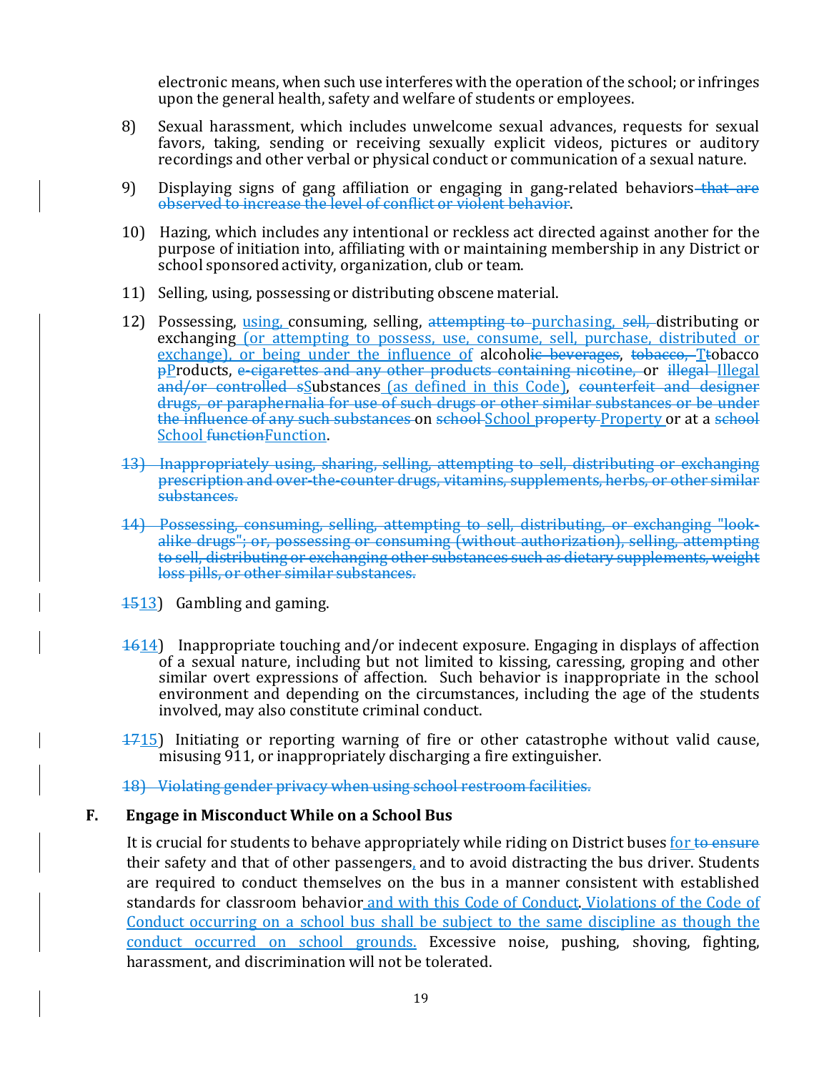electronic means, when such use interferes with the operation of the school; or infringes upon the general health, safety and welfare of students or employees.

8) Sexual harassment, which includes unwelcome sexual advances, requests for sexual favors, taking, sending or receiving sexually explicit videos, pictures or auditory recordings and other verbal or physical conduct or communication of a sexual nature.

9) Displaying signs of gang affiliation or engaging in gang-related behaviors~~ that are observed to increase the level of conflict or violent behavior~~.

10) Hazing, which includes any intentional or reckless act directed against another for the purpose of initiation into, affiliating with or maintaining membership in any District or school sponsored activity, organization, club or team.

11) Selling, using, possessing or distributing obscene material.

12) Possessing, using, consuming, selling, ~~attempting to~~ purchasing, ~~sell,~~ distributing or exchanging (or attempting to possess, use, consume, sell, purchase, distributed or exchange), or being under the influence of alcohol~~ic beverages~~, ~~tobacco,~~ T~~t~~obacco ~~p~~Products, ~~e-cigarettes and any other products containing nicotine,~~ or ~~illegal~~ Illegal ~~and/or controlled s~~Substances (as defined in this Code), ~~counterfeit and designer drugs, or paraphernalia for use of such drugs or other similar substances or be under the influence of any such substances~~ on ~~school~~ School ~~property~~ Property or at a ~~school~~ School ~~function~~Function.

~~13) Inappropriately using, sharing, selling, attempting to sell, distributing or exchanging prescription and over-the-counter drugs, vitamins, supplements, herbs, or other similar substances.~~

~~14) Possessing, consuming, selling, attempting to sell, distributing, or exchanging "look-alike drugs"; or, possessing or consuming (without authorization), selling, attempting to sell, distributing or exchanging other substances such as dietary supplements, weight loss pills, or other similar substances.~~

~~15~~13) Gambling and gaming.

~~16~~14) Inappropriate touching and/or indecent exposure. Engaging in displays of affection of a sexual nature, including but not limited to kissing, caressing, groping and other similar overt expressions of affection. Such behavior is inappropriate in the school environment and depending on the circumstances, including the age of the students involved, may also constitute criminal conduct.

~~17~~15) Initiating or reporting warning of fire or other catastrophe without valid cause, misusing 911, or inappropriately discharging a fire extinguisher.

~~18) Violating gender privacy when using school restroom facilities.~~

## F. Engage in Misconduct While on a School Bus

It is crucial for students to behave appropriately while riding on District buses for ~~to ensure~~ their safety and that of other passengers, and to avoid distracting the bus driver. Students are required to conduct themselves on the bus in a manner consistent with established standards for classroom behavior and with this Code of Conduct. Violations of the Code of Conduct occurring on a school bus shall be subject to the same discipline as though the conduct occurred on school grounds. Excessive noise, pushing, shoving, fighting, harassment, and discrimination will not be tolerated.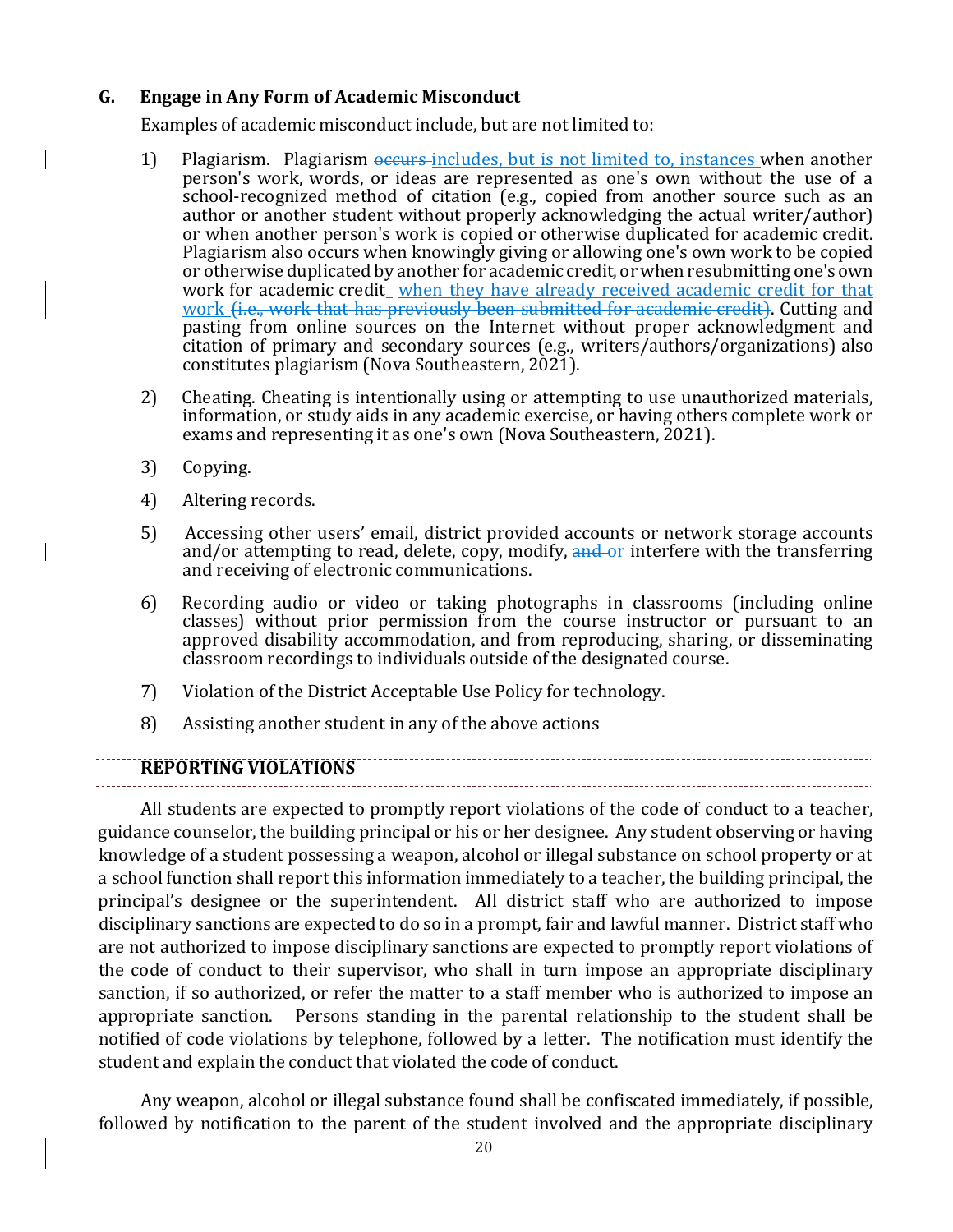### G. Engage in Any Form of Academic Misconduct

Examples of academic misconduct include, but are not limited to:

1) Plagiarism. Plagiarism ~~occurs~~ includes, but is not limited to, instances when another person's work, words, or ideas are represented as one's own without the use of a school-recognized method of citation (e.g., copied from another source such as an author or another student without properly acknowledging the actual writer/author) or when another person's work is copied or otherwise duplicated for academic credit. Plagiarism also occurs when knowingly giving or allowing one's own work to be copied or otherwise duplicated by another for academic credit, or when resubmitting one's own work for academic credit when they have already received academic credit for that work ~~(i.e., work that has previously been submitted for academic credit)~~. Cutting and pasting from online sources on the Internet without proper acknowledgment and citation of primary and secondary sources (e.g., writers/authors/organizations) also constitutes plagiarism (Nova Southeastern, 2021).

2) Cheating. Cheating is intentionally using or attempting to use unauthorized materials, information, or study aids in any academic exercise, or having others complete work or exams and representing it as one's own (Nova Southeastern, 2021).

3) Copying.

4) Altering records.

5) Accessing other users' email, district provided accounts or network storage accounts and/or attempting to read, delete, copy, modify, ~~and~~ or interfere with the transferring and receiving of electronic communications.

6) Recording audio or video or taking photographs in classrooms (including online classes) without prior permission from the course instructor or pursuant to an approved disability accommodation, and from reproducing, sharing, or disseminating classroom recordings to individuals outside of the designated course.

7) Violation of the District Acceptable Use Policy for technology.

8) Assisting another student in any of the above actions

## REPORTING VIOLATIONS

All students are expected to promptly report violations of the code of conduct to a teacher, guidance counselor, the building principal or his or her designee. Any student observing or having knowledge of a student possessing a weapon, alcohol or illegal substance on school property or at a school function shall report this information immediately to a teacher, the building principal, the principal's designee or the superintendent. All district staff who are authorized to impose disciplinary sanctions are expected to do so in a prompt, fair and lawful manner. District staff who are not authorized to impose disciplinary sanctions are expected to promptly report violations of the code of conduct to their supervisor, who shall in turn impose an appropriate disciplinary sanction, if so authorized, or refer the matter to a staff member who is authorized to impose an appropriate sanction. Persons standing in the parental relationship to the student shall be notified of code violations by telephone, followed by a letter. The notification must identify the student and explain the conduct that violated the code of conduct.

Any weapon, alcohol or illegal substance found shall be confiscated immediately, if possible, followed by notification to the parent of the student involved and the appropriate disciplinary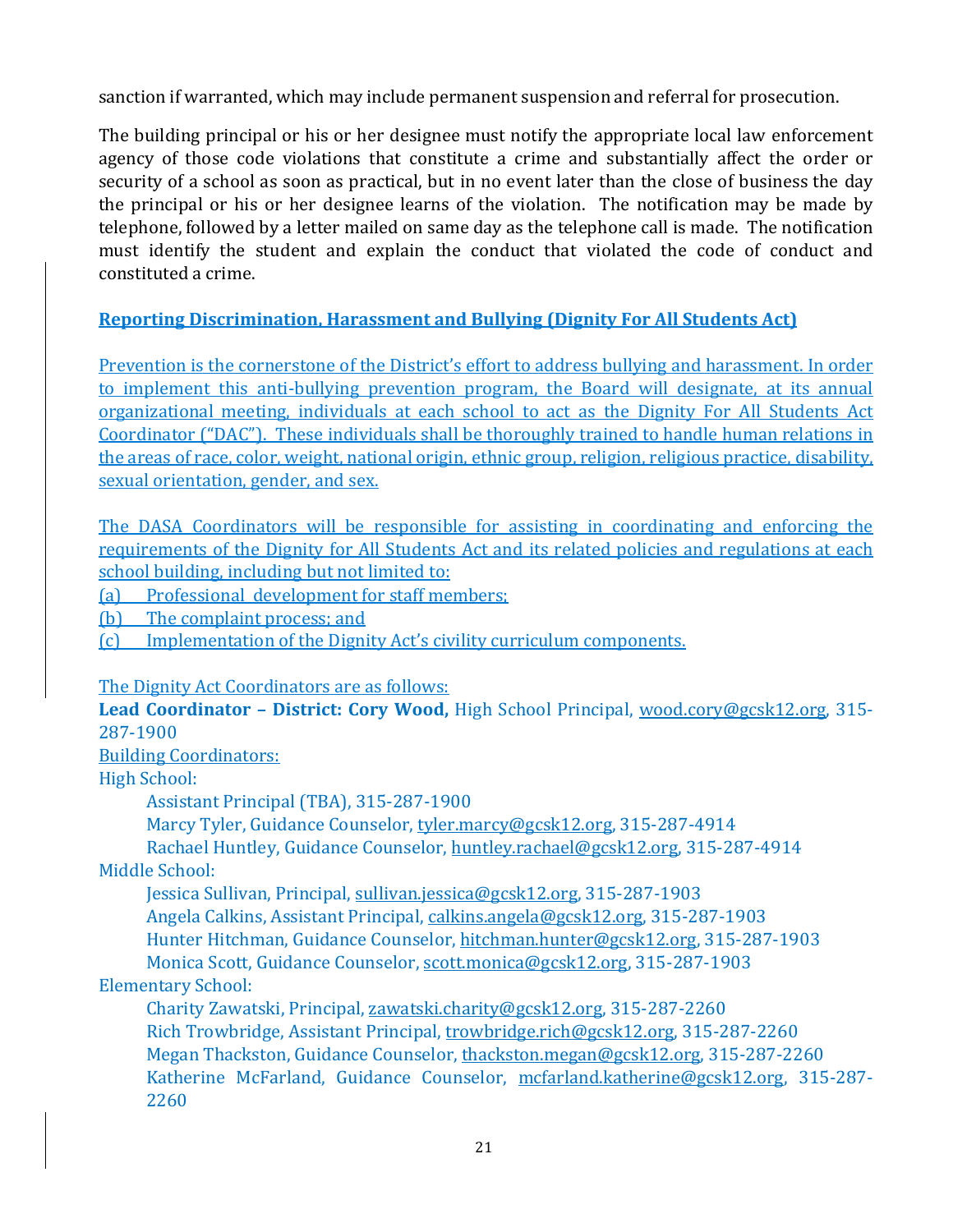sanction if warranted, which may include permanent suspension and referral for prosecution.

The building principal or his or her designee must notify the appropriate local law enforcement agency of those code violations that constitute a crime and substantially affect the order or security of a school as soon as practical, but in no event later than the close of business the day the principal or his or her designee learns of the violation. The notification may be made by telephone, followed by a letter mailed on same day as the telephone call is made. The notification must identify the student and explain the conduct that violated the code of conduct and constituted a crime.

## Reporting Discrimination, Harassment and Bullying (Dignity For All Students Act)

Prevention is the cornerstone of the District's effort to address bullying and harassment. In order to implement this anti-bullying prevention program, the Board will designate, at its annual organizational meeting, individuals at each school to act as the Dignity For All Students Act Coordinator ("DAC"). These individuals shall be thoroughly trained to handle human relations in the areas of race, color, weight, national origin, ethnic group, religion, religious practice, disability, sexual orientation, gender, and sex.

The DASA Coordinators will be responsible for assisting in coordinating and enforcing the requirements of the Dignity for All Students Act and its related policies and regulations at each school building, including but not limited to:

(a) Professional development for staff members;
(b) The complaint process; and
(c) Implementation of the Dignity Act's civility curriculum components.

The Dignity Act Coordinators are as follows:

**Lead Coordinator – District: Cory Wood,** High School Principal, wood.cory@gcsk12.org, 315-287-1900

Building Coordinators:

High School:
- Assistant Principal (TBA), 315-287-1900
- Marcy Tyler, Guidance Counselor, tyler.marcy@gcsk12.org, 315-287-4914
- Rachael Huntley, Guidance Counselor, huntley.rachael@gcsk12.org, 315-287-4914

Middle School:
- Jessica Sullivan, Principal, sullivan.jessica@gcsk12.org, 315-287-1903
- Angela Calkins, Assistant Principal, calkins.angela@gcsk12.org, 315-287-1903
- Hunter Hitchman, Guidance Counselor, hitchman.hunter@gcsk12.org, 315-287-1903
- Monica Scott, Guidance Counselor, scott.monica@gcsk12.org, 315-287-1903

Elementary School:
- Charity Zawatski, Principal, zawatski.charity@gcsk12.org, 315-287-2260
- Rich Trowbridge, Assistant Principal, trowbridge.rich@gcsk12.org, 315-287-2260
- Megan Thackston, Guidance Counselor, thackston.megan@gcsk12.org, 315-287-2260
- Katherine McFarland, Guidance Counselor, mcfarland.katherine@gcsk12.org, 315-287-2260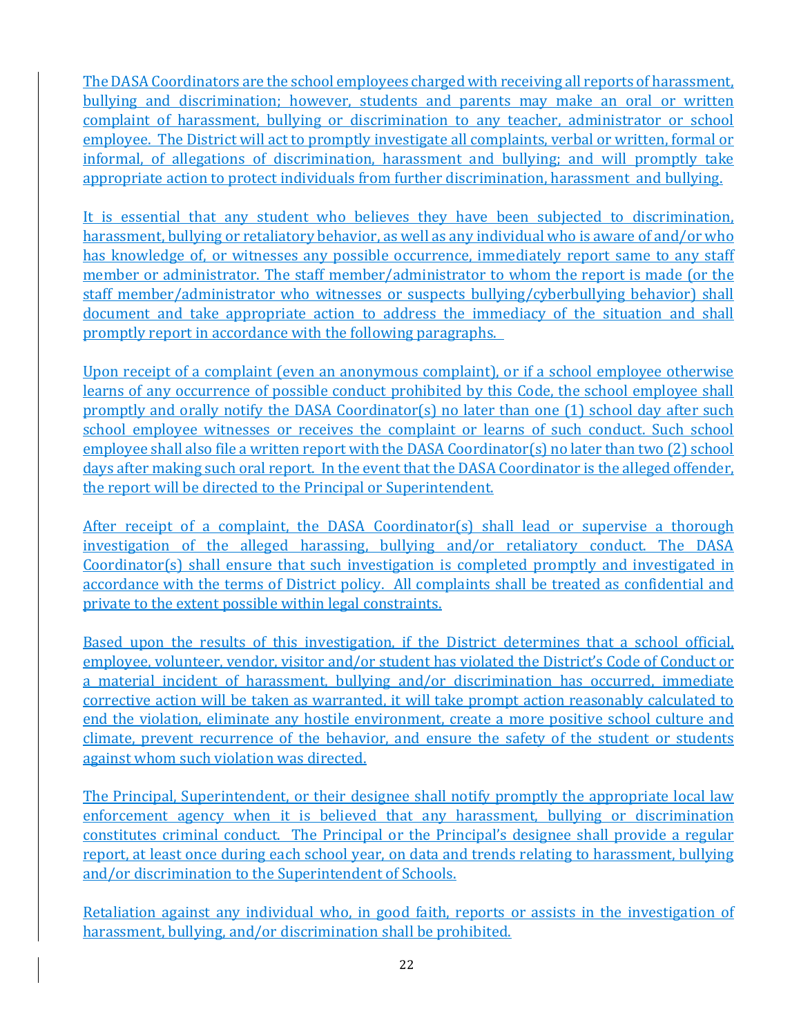The DASA Coordinators are the school employees charged with receiving all reports of harassment, bullying and discrimination; however, students and parents may make an oral or written complaint of harassment, bullying or discrimination to any teacher, administrator or school employee. The District will act to promptly investigate all complaints, verbal or written, formal or informal, of allegations of discrimination, harassment and bullying; and will promptly take appropriate action to protect individuals from further discrimination, harassment and bullying.

It is essential that any student who believes they have been subjected to discrimination, harassment, bullying or retaliatory behavior, as well as any individual who is aware of and/or who has knowledge of, or witnesses any possible occurrence, immediately report same to any staff member or administrator. The staff member/administrator to whom the report is made (or the staff member/administrator who witnesses or suspects bullying/cyberbullying behavior) shall document and take appropriate action to address the immediacy of the situation and shall promptly report in accordance with the following paragraphs.

Upon receipt of a complaint (even an anonymous complaint), or if a school employee otherwise learns of any occurrence of possible conduct prohibited by this Code, the school employee shall promptly and orally notify the DASA Coordinator(s) no later than one (1) school day after such school employee witnesses or receives the complaint or learns of such conduct. Such school employee shall also file a written report with the DASA Coordinator(s) no later than two (2) school days after making such oral report. In the event that the DASA Coordinator is the alleged offender, the report will be directed to the Principal or Superintendent.

After receipt of a complaint, the DASA Coordinator(s) shall lead or supervise a thorough investigation of the alleged harassing, bullying and/or retaliatory conduct. The DASA Coordinator(s) shall ensure that such investigation is completed promptly and investigated in accordance with the terms of District policy. All complaints shall be treated as confidential and private to the extent possible within legal constraints.

Based upon the results of this investigation, if the District determines that a school official, employee, volunteer, vendor, visitor and/or student has violated the District's Code of Conduct or a material incident of harassment, bullying and/or discrimination has occurred, immediate corrective action will be taken as warranted, it will take prompt action reasonably calculated to end the violation, eliminate any hostile environment, create a more positive school culture and climate, prevent recurrence of the behavior, and ensure the safety of the student or students against whom such violation was directed.

The Principal, Superintendent, or their designee shall notify promptly the appropriate local law enforcement agency when it is believed that any harassment, bullying or discrimination constitutes criminal conduct. The Principal or the Principal's designee shall provide a regular report, at least once during each school year, on data and trends relating to harassment, bullying and/or discrimination to the Superintendent of Schools.

Retaliation against any individual who, in good faith, reports or assists in the investigation of harassment, bullying, and/or discrimination shall be prohibited.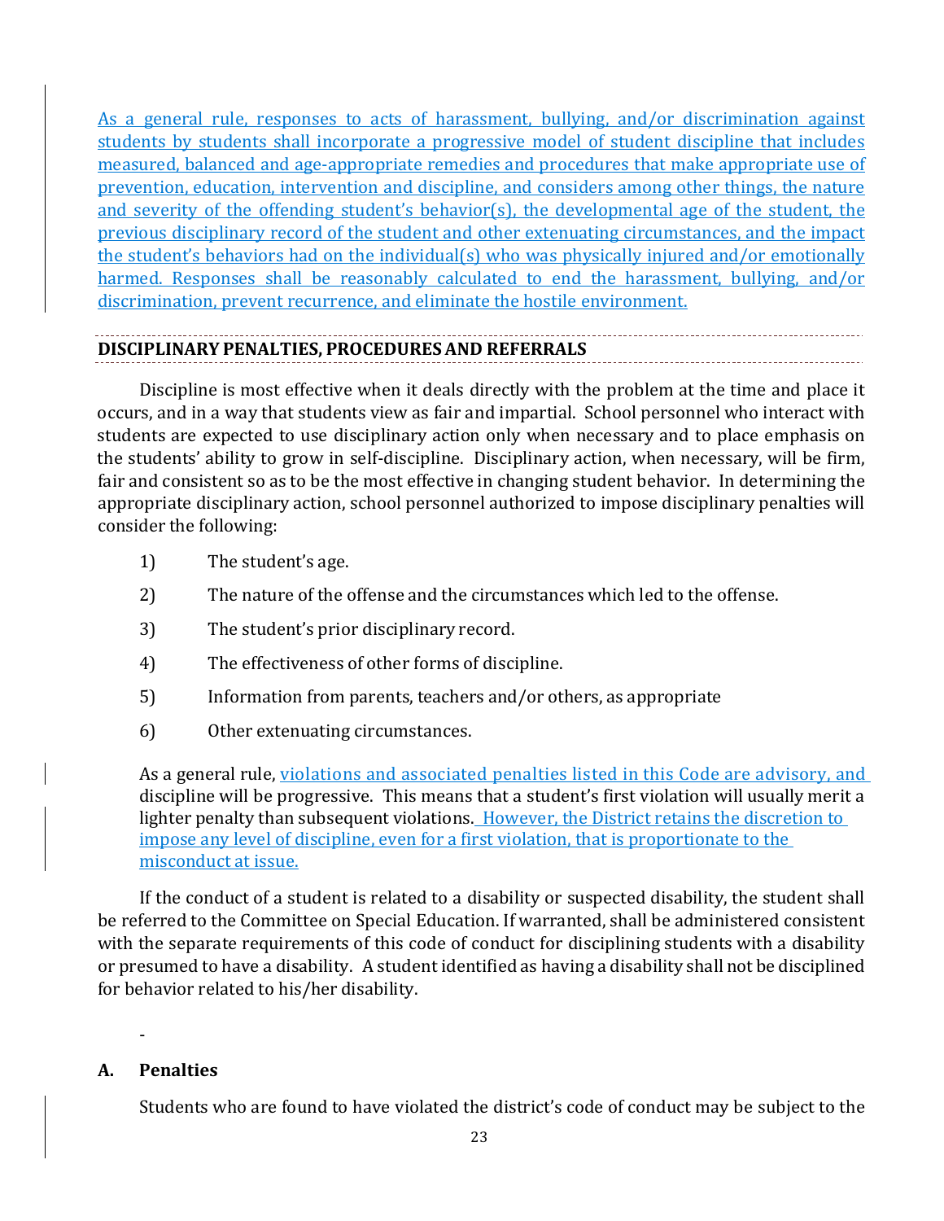As a general rule, responses to acts of harassment, bullying, and/or discrimination against students by students shall incorporate a progressive model of student discipline that includes measured, balanced and age-appropriate remedies and procedures that make appropriate use of prevention, education, intervention and discipline, and considers among other things, the nature and severity of the offending student's behavior(s), the developmental age of the student, the previous disciplinary record of the student and other extenuating circumstances, and the impact the student's behaviors had on the individual(s) who was physically injured and/or emotionally harmed. Responses shall be reasonably calculated to end the harassment, bullying, and/or discrimination, prevent recurrence, and eliminate the hostile environment.

## DISCIPLINARY PENALTIES, PROCEDURES AND REFERRALS

Discipline is most effective when it deals directly with the problem at the time and place it occurs, and in a way that students view as fair and impartial. School personnel who interact with students are expected to use disciplinary action only when necessary and to place emphasis on the students' ability to grow in self-discipline. Disciplinary action, when necessary, will be firm, fair and consistent so as to be the most effective in changing student behavior. In determining the appropriate disciplinary action, school personnel authorized to impose disciplinary penalties will consider the following:

1) The student's age.
2) The nature of the offense and the circumstances which led to the offense.
3) The student's prior disciplinary record.
4) The effectiveness of other forms of discipline.
5) Information from parents, teachers and/or others, as appropriate
6) Other extenuating circumstances.

As a general rule, violations and associated penalties listed in this Code are advisory, and discipline will be progressive. This means that a student's first violation will usually merit a lighter penalty than subsequent violations. However, the District retains the discretion to impose any level of discipline, even for a first violation, that is proportionate to the misconduct at issue.

If the conduct of a student is related to a disability or suspected disability, the student shall be referred to the Committee on Special Education. If warranted, shall be administered consistent with the separate requirements of this code of conduct for disciplining students with a disability or presumed to have a disability. A student identified as having a disability shall not be disciplined for behavior related to his/her disability.

-

### A. Penalties

Students who are found to have violated the district's code of conduct may be subject to the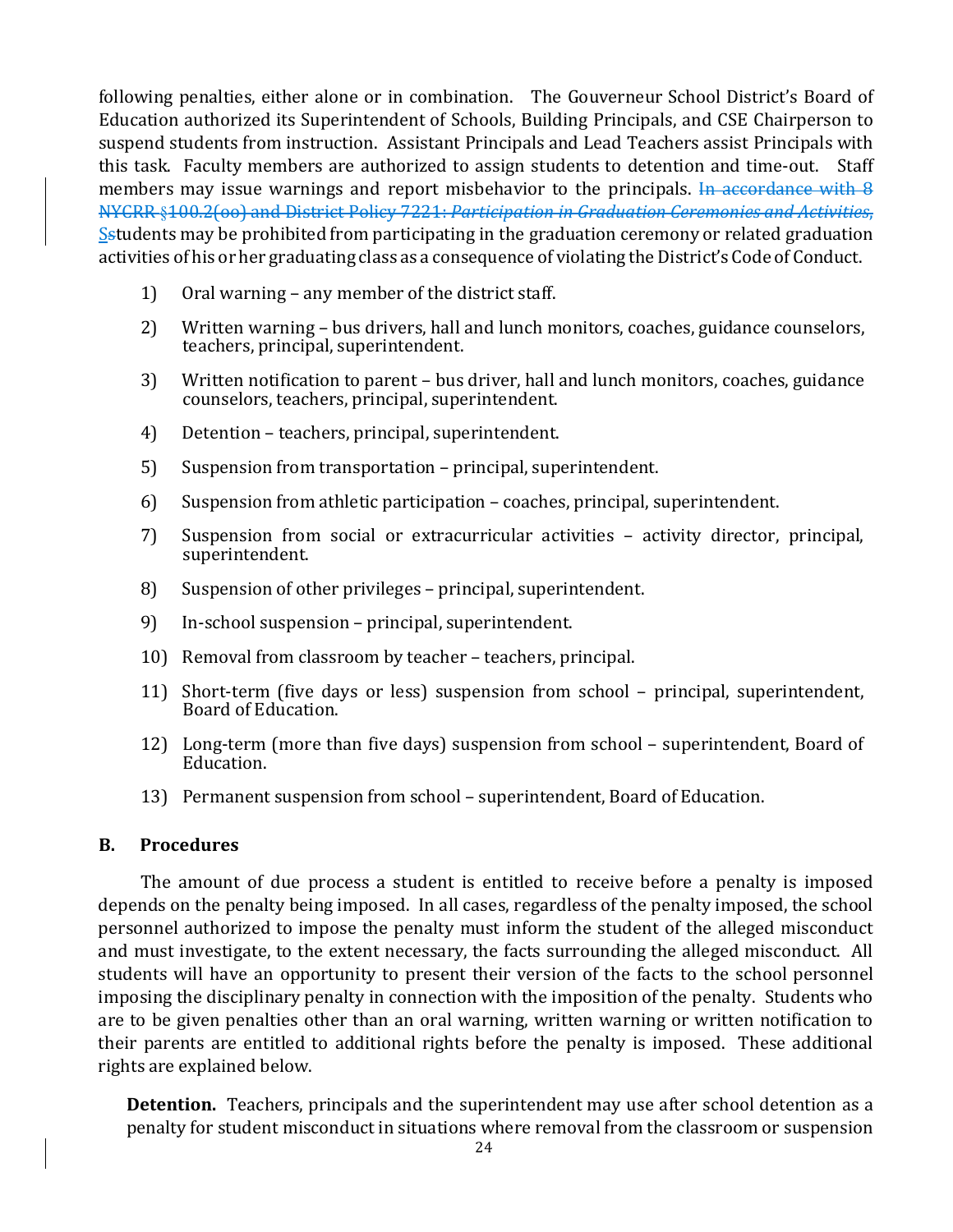following penalties, either alone or in combination. The Gouverneur School District's Board of Education authorized its Superintendent of Schools, Building Principals, and CSE Chairperson to suspend students from instruction. Assistant Principals and Lead Teachers assist Principals with this task. Faculty members are authorized to assign students to detention and time-out. Staff members may issue warnings and report misbehavior to the principals. ~~In accordance with 8 NYCRR §100.2(oo) and District Policy 7221: *Participation in Graduation Ceremonies and Activities*,~~ S~~s~~tudents may be prohibited from participating in the graduation ceremony or related graduation activities of his or her graduating class as a consequence of violating the District's Code of Conduct.

1) Oral warning – any member of the district staff.
2) Written warning – bus drivers, hall and lunch monitors, coaches, guidance counselors, teachers, principal, superintendent.
3) Written notification to parent – bus driver, hall and lunch monitors, coaches, guidance counselors, teachers, principal, superintendent.
4) Detention – teachers, principal, superintendent.
5) Suspension from transportation – principal, superintendent.
6) Suspension from athletic participation – coaches, principal, superintendent.
7) Suspension from social or extracurricular activities – activity director, principal, superintendent.
8) Suspension of other privileges – principal, superintendent.
9) In-school suspension – principal, superintendent.
10) Removal from classroom by teacher – teachers, principal.
11) Short-term (five days or less) suspension from school – principal, superintendent, Board of Education.
12) Long-term (more than five days) suspension from school – superintendent, Board of Education.
13) Permanent suspension from school – superintendent, Board of Education.

## B. Procedures

The amount of due process a student is entitled to receive before a penalty is imposed depends on the penalty being imposed. In all cases, regardless of the penalty imposed, the school personnel authorized to impose the penalty must inform the student of the alleged misconduct and must investigate, to the extent necessary, the facts surrounding the alleged misconduct. All students will have an opportunity to present their version of the facts to the school personnel imposing the disciplinary penalty in connection with the imposition of the penalty. Students who are to be given penalties other than an oral warning, written warning or written notification to their parents are entitled to additional rights before the penalty is imposed. These additional rights are explained below.

**Detention.** Teachers, principals and the superintendent may use after school detention as a penalty for student misconduct in situations where removal from the classroom or suspension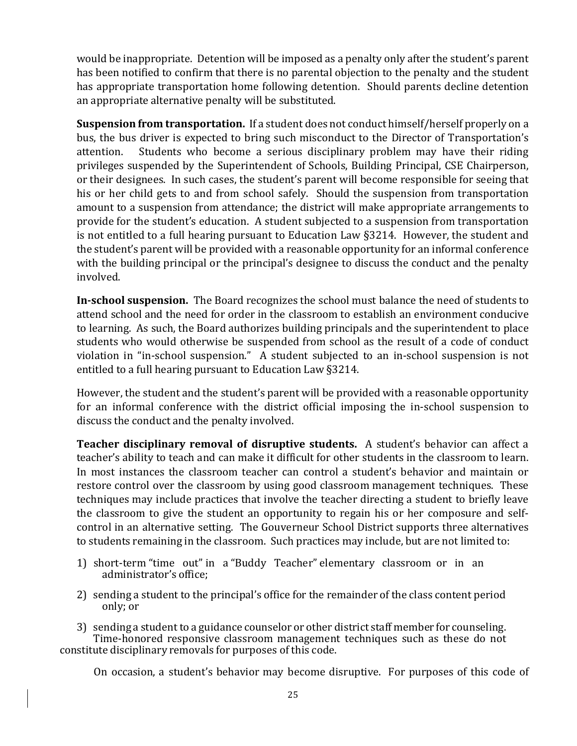would be inappropriate. Detention will be imposed as a penalty only after the student's parent has been notified to confirm that there is no parental objection to the penalty and the student has appropriate transportation home following detention. Should parents decline detention an appropriate alternative penalty will be substituted.

**Suspension from transportation.** If a student does not conduct himself/herself properly on a bus, the bus driver is expected to bring such misconduct to the Director of Transportation's attention. Students who become a serious disciplinary problem may have their riding privileges suspended by the Superintendent of Schools, Building Principal, CSE Chairperson, or their designees. In such cases, the student's parent will become responsible for seeing that his or her child gets to and from school safely. Should the suspension from transportation amount to a suspension from attendance; the district will make appropriate arrangements to provide for the student's education. A student subjected to a suspension from transportation is not entitled to a full hearing pursuant to Education Law §3214. However, the student and the student's parent will be provided with a reasonable opportunity for an informal conference with the building principal or the principal's designee to discuss the conduct and the penalty involved.

**In-school suspension.** The Board recognizes the school must balance the need of students to attend school and the need for order in the classroom to establish an environment conducive to learning. As such, the Board authorizes building principals and the superintendent to place students who would otherwise be suspended from school as the result of a code of conduct violation in "in-school suspension." A student subjected to an in-school suspension is not entitled to a full hearing pursuant to Education Law §3214.

However, the student and the student's parent will be provided with a reasonable opportunity for an informal conference with the district official imposing the in-school suspension to discuss the conduct and the penalty involved.

**Teacher disciplinary removal of disruptive students.** A student's behavior can affect a teacher's ability to teach and can make it difficult for other students in the classroom to learn. In most instances the classroom teacher can control a student's behavior and maintain or restore control over the classroom by using good classroom management techniques. These techniques may include practices that involve the teacher directing a student to briefly leave the classroom to give the student an opportunity to regain his or her composure and self-control in an alternative setting. The Gouverneur School District supports three alternatives to students remaining in the classroom. Such practices may include, but are not limited to:

1) short-term "time out" in a "Buddy Teacher" elementary classroom or in an administrator's office;
2) sending a student to the principal's office for the remainder of the class content period only; or
3) sending a student to a guidance counselor or other district staff member for counseling.

Time-honored responsive classroom management techniques such as these do not constitute disciplinary removals for purposes of this code.

On occasion, a student's behavior may become disruptive. For purposes of this code of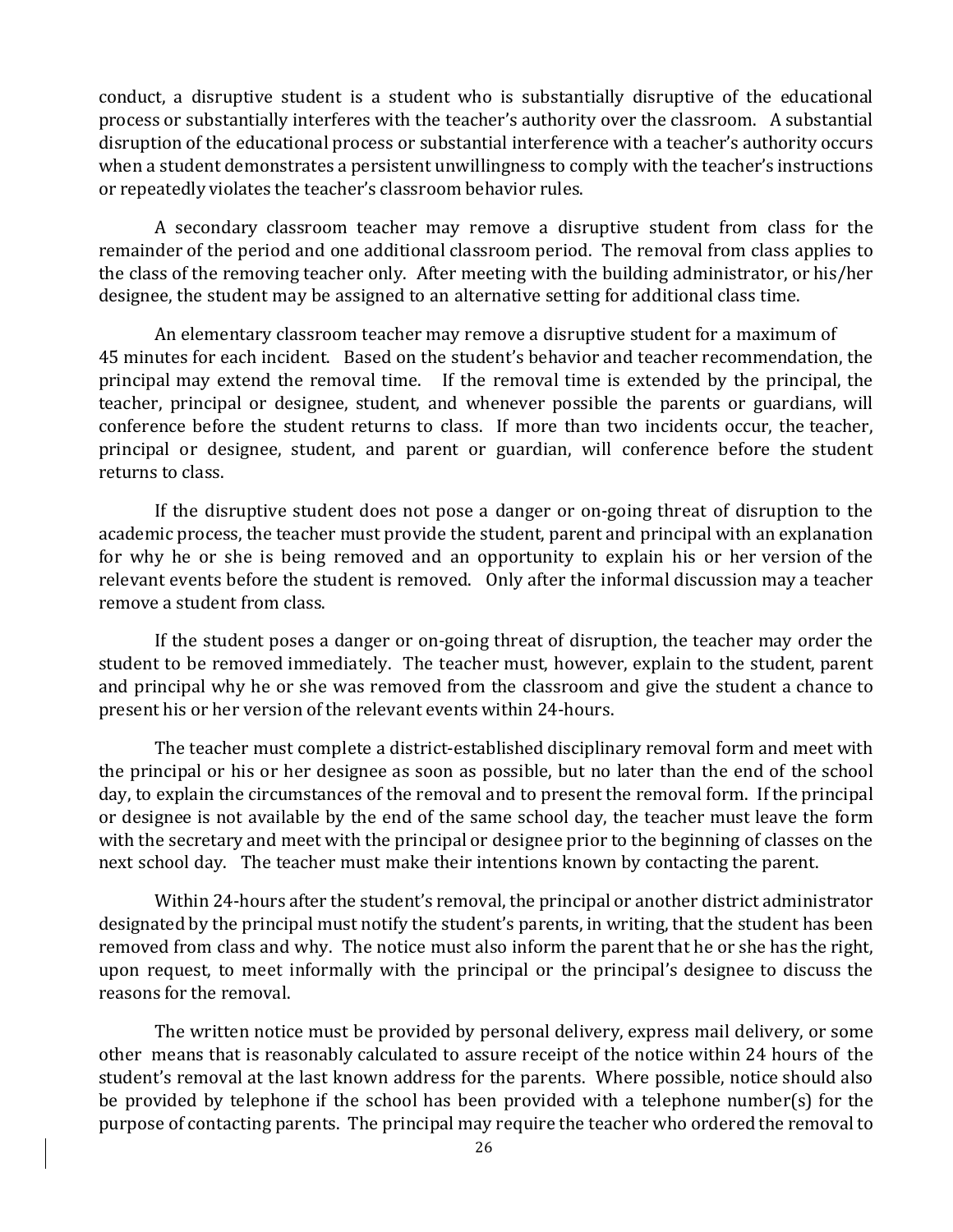conduct, a disruptive student is a student who is substantially disruptive of the educational process or substantially interferes with the teacher's authority over the classroom. A substantial disruption of the educational process or substantial interference with a teacher's authority occurs when a student demonstrates a persistent unwillingness to comply with the teacher's instructions or repeatedly violates the teacher's classroom behavior rules.

A secondary classroom teacher may remove a disruptive student from class for the remainder of the period and one additional classroom period. The removal from class applies to the class of the removing teacher only. After meeting with the building administrator, or his/her designee, the student may be assigned to an alternative setting for additional class time.

An elementary classroom teacher may remove a disruptive student for a maximum of 45 minutes for each incident. Based on the student's behavior and teacher recommendation, the principal may extend the removal time. If the removal time is extended by the principal, the teacher, principal or designee, student, and whenever possible the parents or guardians, will conference before the student returns to class. If more than two incidents occur, the teacher, principal or designee, student, and parent or guardian, will conference before the student returns to class.

If the disruptive student does not pose a danger or on-going threat of disruption to the academic process, the teacher must provide the student, parent and principal with an explanation for why he or she is being removed and an opportunity to explain his or her version of the relevant events before the student is removed. Only after the informal discussion may a teacher remove a student from class.

If the student poses a danger or on-going threat of disruption, the teacher may order the student to be removed immediately. The teacher must, however, explain to the student, parent and principal why he or she was removed from the classroom and give the student a chance to present his or her version of the relevant events within 24-hours.

The teacher must complete a district-established disciplinary removal form and meet with the principal or his or her designee as soon as possible, but no later than the end of the school day, to explain the circumstances of the removal and to present the removal form. If the principal or designee is not available by the end of the same school day, the teacher must leave the form with the secretary and meet with the principal or designee prior to the beginning of classes on the next school day. The teacher must make their intentions known by contacting the parent.

Within 24-hours after the student's removal, the principal or another district administrator designated by the principal must notify the student's parents, in writing, that the student has been removed from class and why. The notice must also inform the parent that he or she has the right, upon request, to meet informally with the principal or the principal's designee to discuss the reasons for the removal.

The written notice must be provided by personal delivery, express mail delivery, or some other means that is reasonably calculated to assure receipt of the notice within 24 hours of the student's removal at the last known address for the parents. Where possible, notice should also be provided by telephone if the school has been provided with a telephone number(s) for the purpose of contacting parents. The principal may require the teacher who ordered the removal to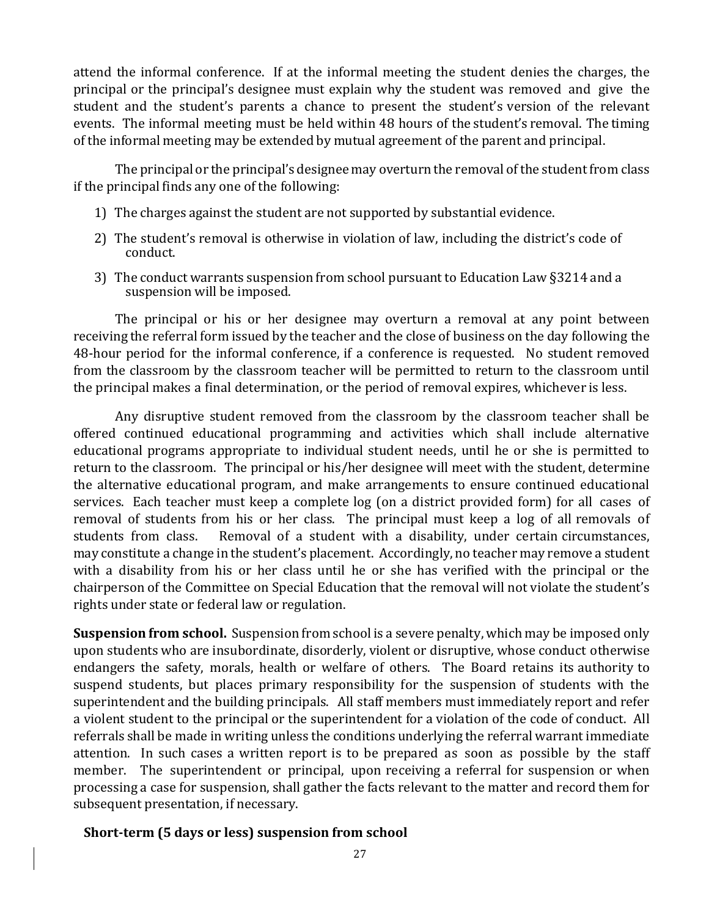attend the informal conference. If at the informal meeting the student denies the charges, the principal or the principal's designee must explain why the student was removed and give the student and the student's parents a chance to present the student's version of the relevant events. The informal meeting must be held within 48 hours of the student's removal. The timing of the informal meeting may be extended by mutual agreement of the parent and principal.

The principal or the principal's designee may overturn the removal of the student from class if the principal finds any one of the following:

1) The charges against the student are not supported by substantial evidence.
2) The student's removal is otherwise in violation of law, including the district's code of conduct.
3) The conduct warrants suspension from school pursuant to Education Law §3214 and a suspension will be imposed.

The principal or his or her designee may overturn a removal at any point between receiving the referral form issued by the teacher and the close of business on the day following the 48-hour period for the informal conference, if a conference is requested. No student removed from the classroom by the classroom teacher will be permitted to return to the classroom until the principal makes a final determination, or the period of removal expires, whichever is less.

Any disruptive student removed from the classroom by the classroom teacher shall be offered continued educational programming and activities which shall include alternative educational programs appropriate to individual student needs, until he or she is permitted to return to the classroom. The principal or his/her designee will meet with the student, determine the alternative educational program, and make arrangements to ensure continued educational services. Each teacher must keep a complete log (on a district provided form) for all cases of removal of students from his or her class. The principal must keep a log of all removals of students from class. Removal of a student with a disability, under certain circumstances, may constitute a change in the student's placement. Accordingly, no teacher may remove a student with a disability from his or her class until he or she has verified with the principal or the chairperson of the Committee on Special Education that the removal will not violate the student's rights under state or federal law or regulation.

**Suspension from school.** Suspension from school is a severe penalty, which may be imposed only upon students who are insubordinate, disorderly, violent or disruptive, whose conduct otherwise endangers the safety, morals, health or welfare of others. The Board retains its authority to suspend students, but places primary responsibility for the suspension of students with the superintendent and the building principals. All staff members must immediately report and refer a violent student to the principal or the superintendent for a violation of the code of conduct. All referrals shall be made in writing unless the conditions underlying the referral warrant immediate attention. In such cases a written report is to be prepared as soon as possible by the staff member. The superintendent or principal, upon receiving a referral for suspension or when processing a case for suspension, shall gather the facts relevant to the matter and record them for subsequent presentation, if necessary.

**Short-term (5 days or less) suspension from school**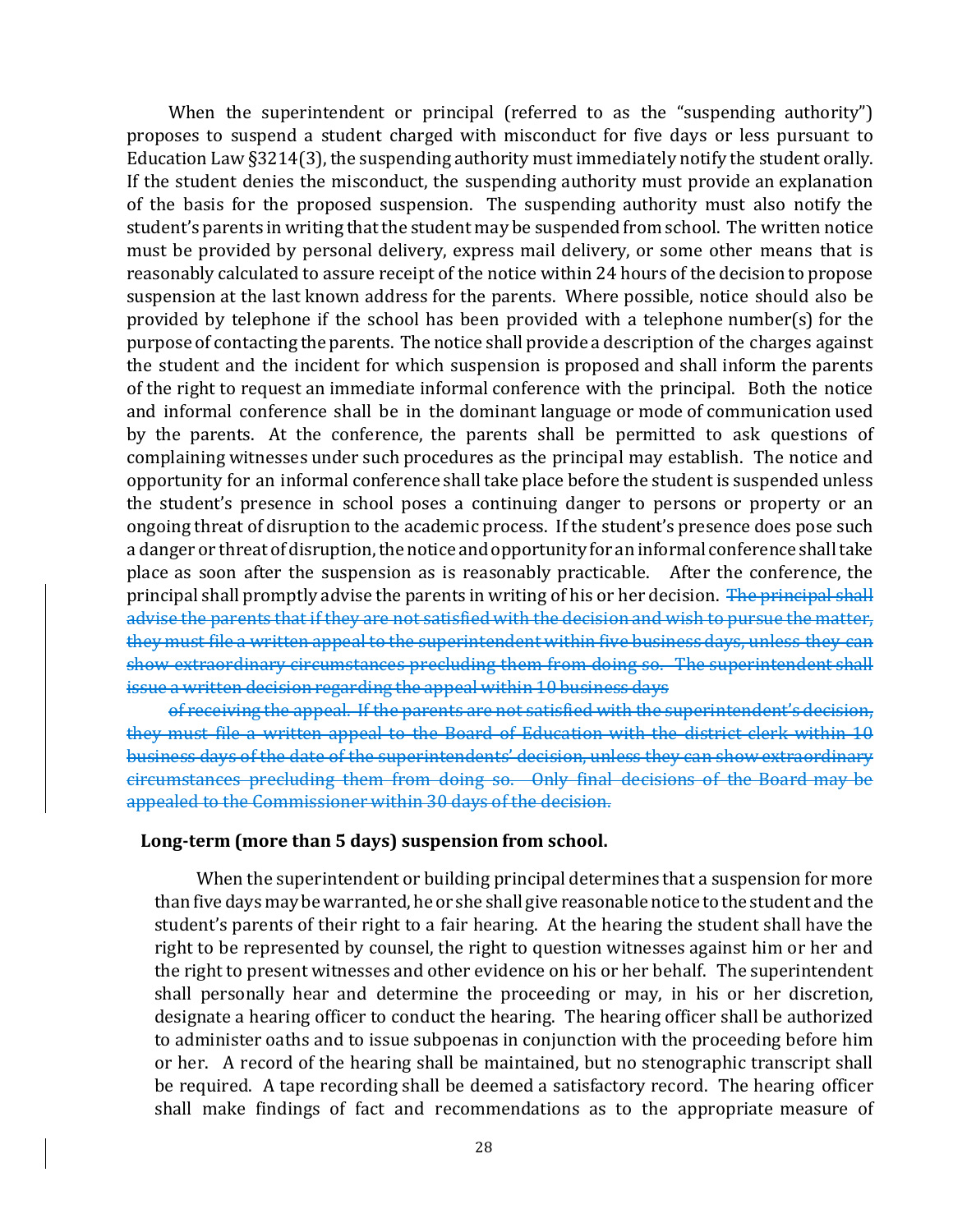When the superintendent or principal (referred to as the "suspending authority") proposes to suspend a student charged with misconduct for five days or less pursuant to Education Law §3214(3), the suspending authority must immediately notify the student orally. If the student denies the misconduct, the suspending authority must provide an explanation of the basis for the proposed suspension. The suspending authority must also notify the student's parents in writing that the student may be suspended from school. The written notice must be provided by personal delivery, express mail delivery, or some other means that is reasonably calculated to assure receipt of the notice within 24 hours of the decision to propose suspension at the last known address for the parents. Where possible, notice should also be provided by telephone if the school has been provided with a telephone number(s) for the purpose of contacting the parents. The notice shall provide a description of the charges against the student and the incident for which suspension is proposed and shall inform the parents of the right to request an immediate informal conference with the principal. Both the notice and informal conference shall be in the dominant language or mode of communication used by the parents. At the conference, the parents shall be permitted to ask questions of complaining witnesses under such procedures as the principal may establish. The notice and opportunity for an informal conference shall take place before the student is suspended unless the student's presence in school poses a continuing danger to persons or property or an ongoing threat of disruption to the academic process. If the student's presence does pose such a danger or threat of disruption, the notice and opportunity for an informal conference shall take place as soon after the suspension as is reasonably practicable. After the conference, the principal shall promptly advise the parents in writing of his or her decision. ~~The principal shall advise the parents that if they are not satisfied with the decision and wish to pursue the matter, they must file a written appeal to the superintendent within five business days, unless they can show extraordinary circumstances precluding them from doing so. The superintendent shall issue a written decision regarding the appeal within 10 business days~~

~~of receiving the appeal. If the parents are not satisfied with the superintendent's decision, they must file a written appeal to the Board of Education with the district clerk within 10 business days of the date of the superintendents' decision, unless they can show extraordinary circumstances precluding them from doing so. Only final decisions of the Board may be appealed to the Commissioner within 30 days of the decision.~~

**Long-term (more than 5 days) suspension from school.**

When the superintendent or building principal determines that a suspension for more than five days may be warranted, he or she shall give reasonable notice to the student and the student's parents of their right to a fair hearing. At the hearing the student shall have the right to be represented by counsel, the right to question witnesses against him or her and the right to present witnesses and other evidence on his or her behalf. The superintendent shall personally hear and determine the proceeding or may, in his or her discretion, designate a hearing officer to conduct the hearing. The hearing officer shall be authorized to administer oaths and to issue subpoenas in conjunction with the proceeding before him or her. A record of the hearing shall be maintained, but no stenographic transcript shall be required. A tape recording shall be deemed a satisfactory record. The hearing officer shall make findings of fact and recommendations as to the appropriate measure of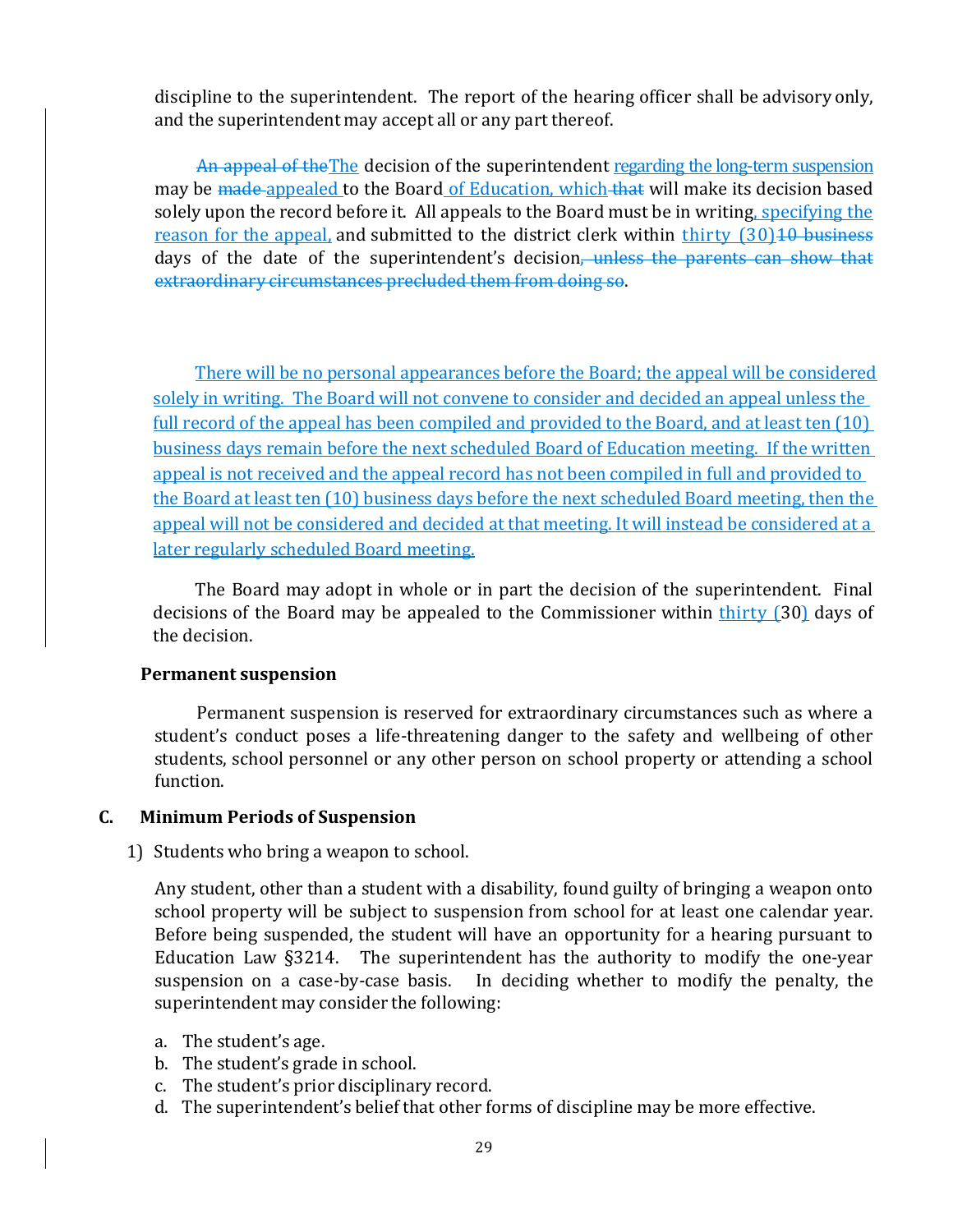discipline to the superintendent. The report of the hearing officer shall be advisory only, and the superintendent may accept all or any part thereof.

~~An appeal of the~~The decision of the superintendent regarding the long-term suspension may be ~~made~~ appealed to the Board of Education, which ~~that~~ will make its decision based solely upon the record before it. All appeals to the Board must be in writing, specifying the reason for the appeal, and submitted to the district clerk within thirty (30)~~10 business~~ days of the date of the superintendent's decision~~, unless the parents can show that extraordinary circumstances precluded them from doing so~~.

There will be no personal appearances before the Board; the appeal will be considered solely in writing. The Board will not convene to consider and decided an appeal unless the full record of the appeal has been compiled and provided to the Board, and at least ten (10) business days remain before the next scheduled Board of Education meeting. If the written appeal is not received and the appeal record has not been compiled in full and provided to the Board at least ten (10) business days before the next scheduled Board meeting, then the appeal will not be considered and decided at that meeting. It will instead be considered at a later regularly scheduled Board meeting.

The Board may adopt in whole or in part the decision of the superintendent. Final decisions of the Board may be appealed to the Commissioner within thirty (30) days of the decision.

**Permanent suspension**

Permanent suspension is reserved for extraordinary circumstances such as where a student's conduct poses a life-threatening danger to the safety and wellbeing of other students, school personnel or any other person on school property or attending a school function.

## C. Minimum Periods of Suspension

1) Students who bring a weapon to school.

Any student, other than a student with a disability, found guilty of bringing a weapon onto school property will be subject to suspension from school for at least one calendar year. Before being suspended, the student will have an opportunity for a hearing pursuant to Education Law §3214. The superintendent has the authority to modify the one-year suspension on a case-by-case basis. In deciding whether to modify the penalty, the superintendent may consider the following:

a. The student's age.
b. The student's grade in school.
c. The student's prior disciplinary record.
d. The superintendent's belief that other forms of discipline may be more effective.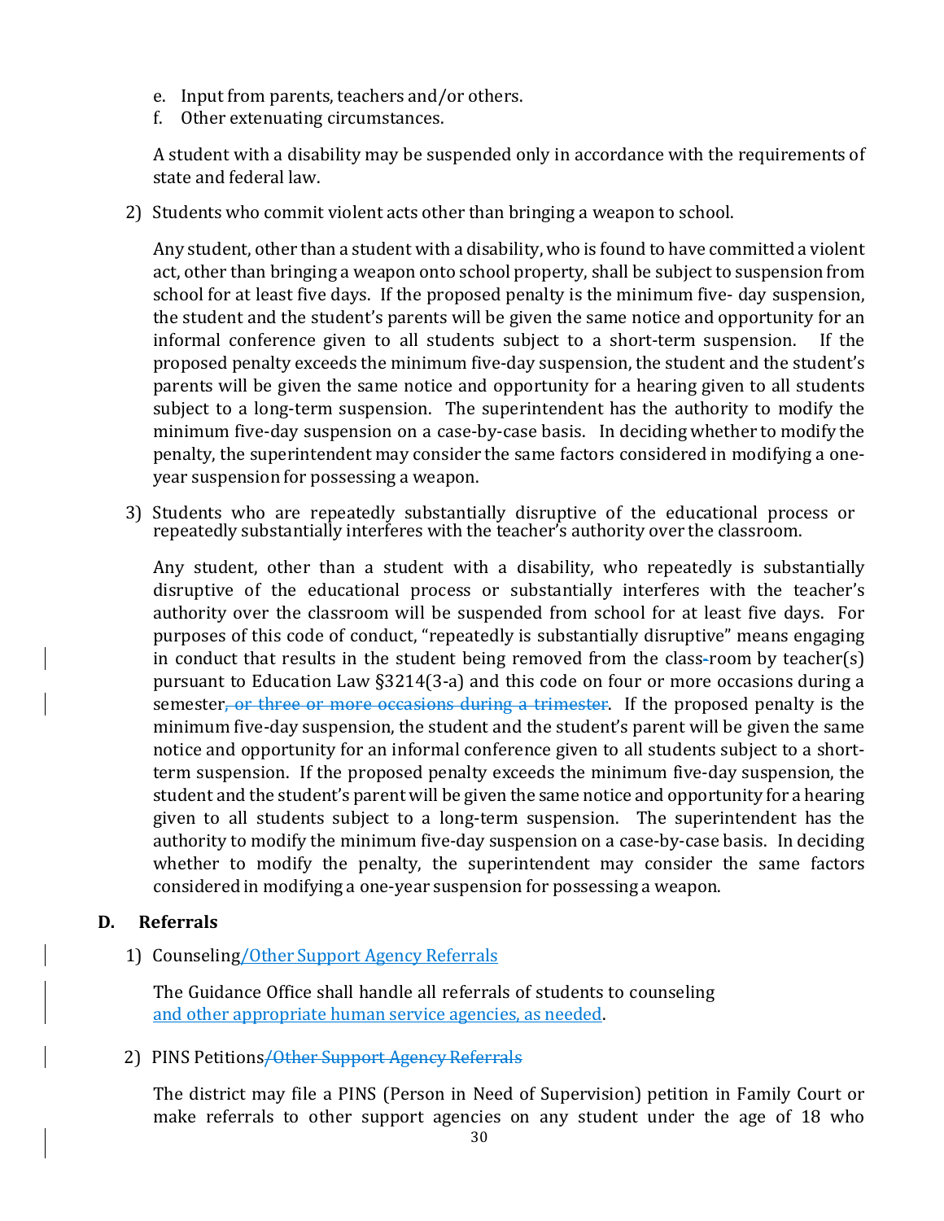e. Input from parents, teachers and/or others.
f. Other extenuating circumstances.

A student with a disability may be suspended only in accordance with the requirements of state and federal law.

2) Students who commit violent acts other than bringing a weapon to school.

Any student, other than a student with a disability, who is found to have committed a violent act, other than bringing a weapon onto school property, shall be subject to suspension from school for at least five days. If the proposed penalty is the minimum five- day suspension, the student and the student's parents will be given the same notice and opportunity for an informal conference given to all students subject to a short-term suspension. If the proposed penalty exceeds the minimum five-day suspension, the student and the student's parents will be given the same notice and opportunity for a hearing given to all students subject to a long-term suspension. The superintendent has the authority to modify the minimum five-day suspension on a case-by-case basis. In deciding whether to modify the penalty, the superintendent may consider the same factors considered in modifying a one-year suspension for possessing a weapon.

3) Students who are repeatedly substantially disruptive of the educational process or repeatedly substantially interferes with the teacher's authority over the classroom.

Any student, other than a student with a disability, who repeatedly is substantially disruptive of the educational process or substantially interferes with the teacher's authority over the classroom will be suspended from school for at least five days. For purposes of this code of conduct, "repeatedly is substantially disruptive" means engaging in conduct that results in the student being removed from the class-room by teacher(s) pursuant to Education Law §3214(3-a) and this code on four or more occasions during a semester~~, or three or more occasions during a trimester~~. If the proposed penalty is the minimum five-day suspension, the student and the student's parent will be given the same notice and opportunity for an informal conference given to all students subject to a short-term suspension. If the proposed penalty exceeds the minimum five-day suspension, the student and the student's parent will be given the same notice and opportunity for a hearing given to all students subject to a long-term suspension. The superintendent has the authority to modify the minimum five-day suspension on a case-by-case basis. In deciding whether to modify the penalty, the superintendent may consider the same factors considered in modifying a one-year suspension for possessing a weapon.

### D. Referrals

1) Counseling/Other Support Agency Referrals

The Guidance Office shall handle all referrals of students to counseling and other appropriate human service agencies, as needed.

2) PINS Petitions~~/Other Support Agency Referrals~~

The district may file a PINS (Person in Need of Supervision) petition in Family Court or make referrals to other support agencies on any student under the age of 18 who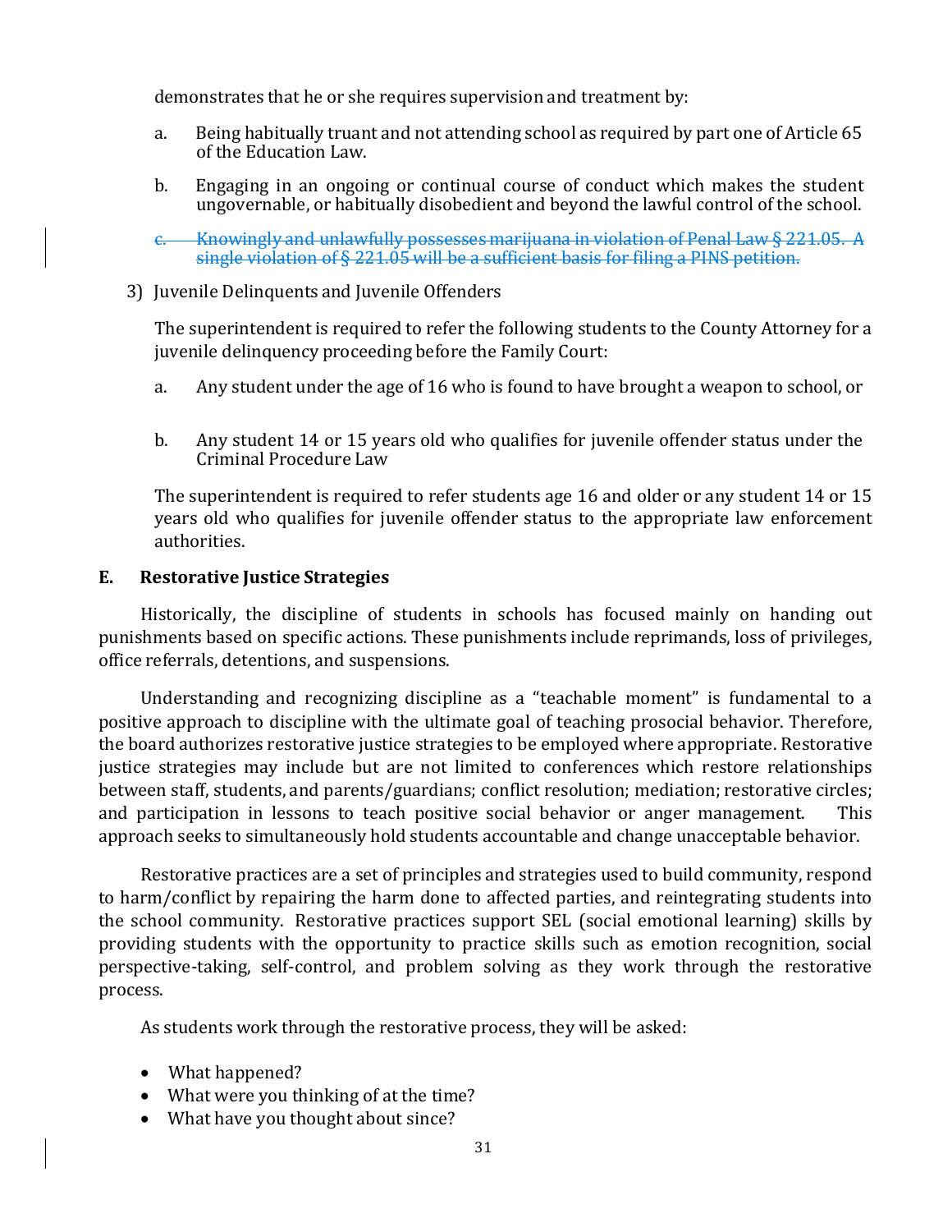demonstrates that he or she requires supervision and treatment by:

a. Being habitually truant and not attending school as required by part one of Article 65 of the Education Law.

b. Engaging in an ongoing or continual course of conduct which makes the student ungovernable, or habitually disobedient and beyond the lawful control of the school.

c. ~~Knowingly and unlawfully possesses marijuana in violation of Penal Law § 221.05. A single violation of § 221.05 will be a sufficient basis for filing a PINS petition.~~

3) Juvenile Delinquents and Juvenile Offenders

The superintendent is required to refer the following students to the County Attorney for a juvenile delinquency proceeding before the Family Court:

a. Any student under the age of 16 who is found to have brought a weapon to school, or

b. Any student 14 or 15 years old who qualifies for juvenile offender status under the Criminal Procedure Law

The superintendent is required to refer students age 16 and older or any student 14 or 15 years old who qualifies for juvenile offender status to the appropriate law enforcement authorities.

## E. Restorative Justice Strategies

Historically, the discipline of students in schools has focused mainly on handing out punishments based on specific actions. These punishments include reprimands, loss of privileges, office referrals, detentions, and suspensions.

Understanding and recognizing discipline as a "teachable moment" is fundamental to a positive approach to discipline with the ultimate goal of teaching prosocial behavior. Therefore, the board authorizes restorative justice strategies to be employed where appropriate. Restorative justice strategies may include but are not limited to conferences which restore relationships between staff, students, and parents/guardians; conflict resolution; mediation; restorative circles; and participation in lessons to teach positive social behavior or anger management. This approach seeks to simultaneously hold students accountable and change unacceptable behavior.

Restorative practices are a set of principles and strategies used to build community, respond to harm/conflict by repairing the harm done to affected parties, and reintegrating students into the school community. Restorative practices support SEL (social emotional learning) skills by providing students with the opportunity to practice skills such as emotion recognition, social perspective-taking, self-control, and problem solving as they work through the restorative process.

As students work through the restorative process, they will be asked:

- What happened?
- What were you thinking of at the time?
- What have you thought about since?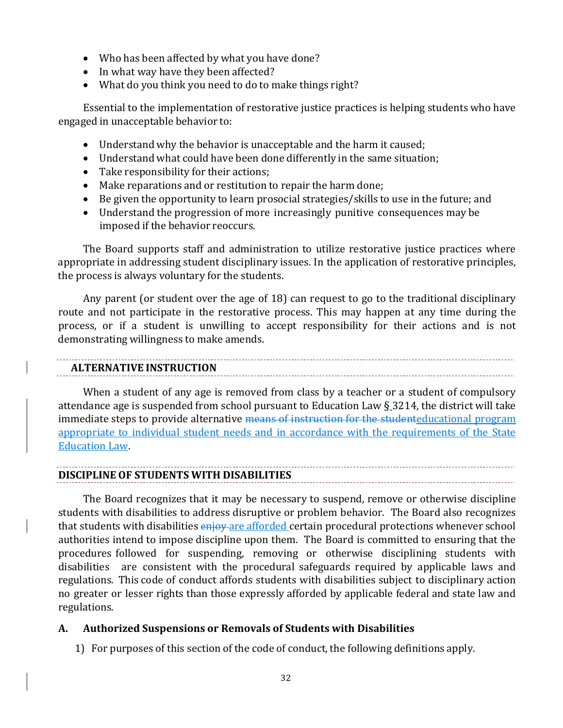- Who has been affected by what you have done?
- In what way have they been affected?
- What do you think you need to do to make things right?

Essential to the implementation of restorative justice practices is helping students who have engaged in unacceptable behavior to:

- Understand why the behavior is unacceptable and the harm it caused;
- Understand what could have been done differently in the same situation;
- Take responsibility for their actions;
- Make reparations and or restitution to repair the harm done;
- Be given the opportunity to learn prosocial strategies/skills to use in the future; and
- Understand the progression of more increasingly punitive consequences may be imposed if the behavior reoccurs.

The Board supports staff and administration to utilize restorative justice practices where appropriate in addressing student disciplinary issues. In the application of restorative principles, the process is always voluntary for the students.

Any parent (or student over the age of 18) can request to go to the traditional disciplinary route and not participate in the restorative process. This may happen at any time during the process, or if a student is unwilling to accept responsibility for their actions and is not demonstrating willingness to make amends.

## ALTERNATIVE INSTRUCTION

When a student of any age is removed from class by a teacher or a student of compulsory attendance age is suspended from school pursuant to Education Law § 3214, the district will take immediate steps to provide alternative ~~means of instruction for the student~~educational program appropriate to individual student needs and in accordance with the requirements of the State Education Law.

## DISCIPLINE OF STUDENTS WITH DISABILITIES

The Board recognizes that it may be necessary to suspend, remove or otherwise discipline students with disabilities to address disruptive or problem behavior. The Board also recognizes that students with disabilities ~~enjoy~~ are afforded certain procedural protections whenever school authorities intend to impose discipline upon them. The Board is committed to ensuring that the procedures followed for suspending, removing or otherwise disciplining students with disabilities are consistent with the procedural safeguards required by applicable laws and regulations. This code of conduct affords students with disabilities subject to disciplinary action no greater or lesser rights than those expressly afforded by applicable federal and state law and regulations.

### A. Authorized Suspensions or Removals of Students with Disabilities

1) For purposes of this section of the code of conduct, the following definitions apply.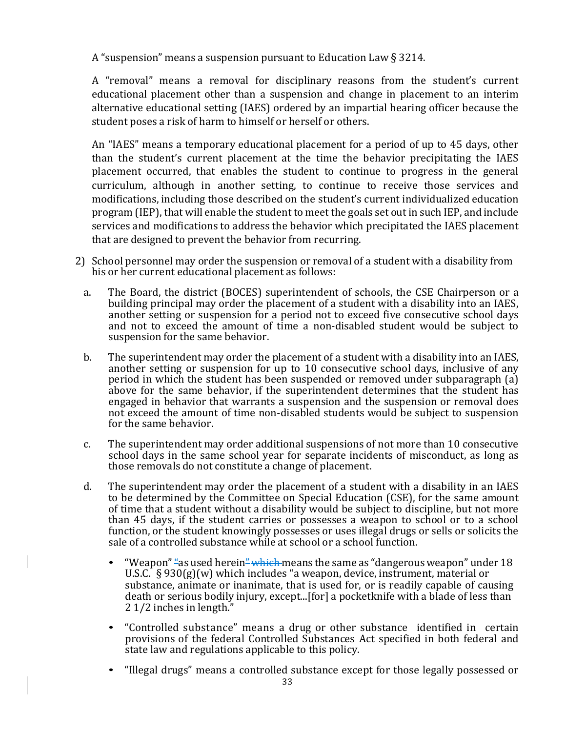A "suspension" means a suspension pursuant to Education Law § 3214.

A "removal" means a removal for disciplinary reasons from the student's current educational placement other than a suspension and change in placement to an interim alternative educational setting (IAES) ordered by an impartial hearing officer because the student poses a risk of harm to himself or herself or others.

An "IAES" means a temporary educational placement for a period of up to 45 days, other than the student's current placement at the time the behavior precipitating the IAES placement occurred, that enables the student to continue to progress in the general curriculum, although in another setting, to continue to receive those services and modifications, including those described on the student's current individualized education program (IEP), that will enable the student to meet the goals set out in such IEP, and include services and modifications to address the behavior which precipitated the IAES placement that are designed to prevent the behavior from recurring.

2) School personnel may order the suspension or removal of a student with a disability from his or her current educational placement as follows:

   a. The Board, the district (BOCES) superintendent of schools, the CSE Chairperson or a building principal may order the placement of a student with a disability into an IAES, another setting or suspension for a period not to exceed five consecutive school days and not to exceed the amount of time a non-disabled student would be subject to suspension for the same behavior.

   b. The superintendent may order the placement of a student with a disability into an IAES, another setting or suspension for up to 10 consecutive school days, inclusive of any period in which the student has been suspended or removed under subparagraph (a) above for the same behavior, if the superintendent determines that the student has engaged in behavior that warrants a suspension and the suspension or removal does not exceed the amount of time non-disabled students would be subject to suspension for the same behavior.

   c. The superintendent may order additional suspensions of not more than 10 consecutive school days in the same school year for separate incidents of misconduct, as long as those removals do not constitute a change of placement.

   d. The superintendent may order the placement of a student with a disability in an IAES to be determined by the Committee on Special Education (CSE), for the same amount of time that a student without a disability would be subject to discipline, but not more than 45 days, if the student carries or possesses a weapon to school or to a school function, or the student knowingly possesses or uses illegal drugs or sells or solicits the sale of a controlled substance while at school or a school function.

      - "Weapon" "as used herein" means the same as "dangerous weapon" under 18 U.S.C. § 930(g)(w) which includes "a weapon, device, instrument, material or substance, animate or inanimate, that is used for, or is readily capable of causing death or serious bodily injury, except...[for] a pocketknife with a blade of less than 2 1/2 inches in length."

      - "Controlled substance" means a drug or other substance identified in certain provisions of the federal Controlled Substances Act specified in both federal and state law and regulations applicable to this policy.

      - "Illegal drugs" means a controlled substance except for those legally possessed or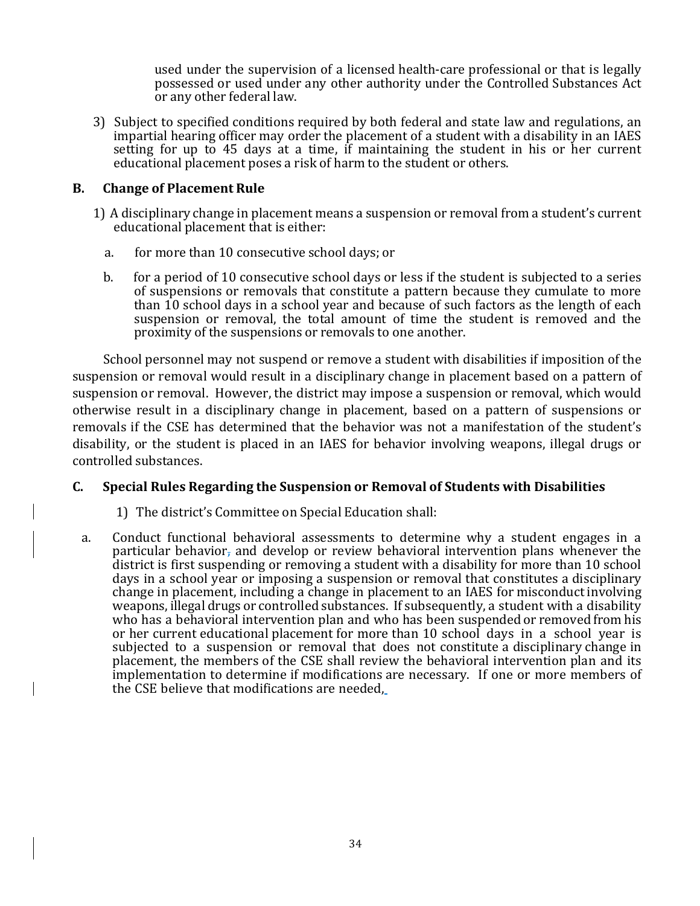used under the supervision of a licensed health-care professional or that is legally possessed or used under any other authority under the Controlled Substances Act or any other federal law.

3) Subject to specified conditions required by both federal and state law and regulations, an impartial hearing officer may order the placement of a student with a disability in an IAES setting for up to 45 days at a time, if maintaining the student in his or her current educational placement poses a risk of harm to the student or others.

### B. Change of Placement Rule

1) A disciplinary change in placement means a suspension or removal from a student's current educational placement that is either:

   a. for more than 10 consecutive school days; or

   b. for a period of 10 consecutive school days or less if the student is subjected to a series of suspensions or removals that constitute a pattern because they cumulate to more than 10 school days in a school year and because of such factors as the length of each suspension or removal, the total amount of time the student is removed and the proximity of the suspensions or removals to one another.

School personnel may not suspend or remove a student with disabilities if imposition of the suspension or removal would result in a disciplinary change in placement based on a pattern of suspension or removal. However, the district may impose a suspension or removal, which would otherwise result in a disciplinary change in placement, based on a pattern of suspensions or removals if the CSE has determined that the behavior was not a manifestation of the student's disability, or the student is placed in an IAES for behavior involving weapons, illegal drugs or controlled substances.

### C. Special Rules Regarding the Suspension or Removal of Students with Disabilities

1) The district's Committee on Special Education shall:

   a. Conduct functional behavioral assessments to determine why a student engages in a particular behavior, and develop or review behavioral intervention plans whenever the district is first suspending or removing a student with a disability for more than 10 school days in a school year or imposing a suspension or removal that constitutes a disciplinary change in placement, including a change in placement to an IAES for misconduct involving weapons, illegal drugs or controlled substances. If subsequently, a student with a disability who has a behavioral intervention plan and who has been suspended or removed from his or her current educational placement for more than 10 school days in a school year is subjected to a suspension or removal that does not constitute a disciplinary change in placement, the members of the CSE shall review the behavioral intervention plan and its implementation to determine if modifications are necessary. If one or more members of the CSE believe that modifications are needed,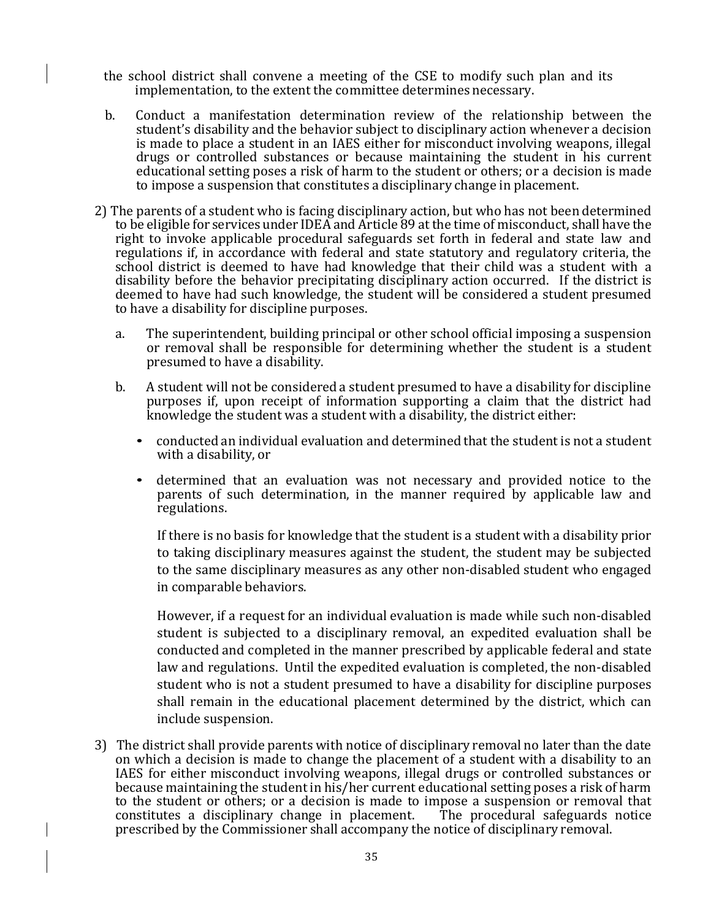the school district shall convene a meeting of the CSE to modify such plan and its implementation, to the extent the committee determines necessary.

b. Conduct a manifestation determination review of the relationship between the student's disability and the behavior subject to disciplinary action whenever a decision is made to place a student in an IAES either for misconduct involving weapons, illegal drugs or controlled substances or because maintaining the student in his current educational setting poses a risk of harm to the student or others; or a decision is made to impose a suspension that constitutes a disciplinary change in placement.

2) The parents of a student who is facing disciplinary action, but who has not been determined to be eligible for services under IDEA and Article 89 at the time of misconduct, shall have the right to invoke applicable procedural safeguards set forth in federal and state law and regulations if, in accordance with federal and state statutory and regulatory criteria, the school district is deemed to have had knowledge that their child was a student with a disability before the behavior precipitating disciplinary action occurred. If the district is deemed to have had such knowledge, the student will be considered a student presumed to have a disability for discipline purposes.

   a. The superintendent, building principal or other school official imposing a suspension or removal shall be responsible for determining whether the student is a student presumed to have a disability.

   b. A student will not be considered a student presumed to have a disability for discipline purposes if, upon receipt of information supporting a claim that the district had knowledge the student was a student with a disability, the district either:

      - conducted an individual evaluation and determined that the student is not a student with a disability, or
      - determined that an evaluation was not necessary and provided notice to the parents of such determination, in the manner required by applicable law and regulations.

      If there is no basis for knowledge that the student is a student with a disability prior to taking disciplinary measures against the student, the student may be subjected to the same disciplinary measures as any other non-disabled student who engaged in comparable behaviors.

      However, if a request for an individual evaluation is made while such non-disabled student is subjected to a disciplinary removal, an expedited evaluation shall be conducted and completed in the manner prescribed by applicable federal and state law and regulations. Until the expedited evaluation is completed, the non-disabled student who is not a student presumed to have a disability for discipline purposes shall remain in the educational placement determined by the district, which can include suspension.

3) The district shall provide parents with notice of disciplinary removal no later than the date on which a decision is made to change the placement of a student with a disability to an IAES for either misconduct involving weapons, illegal drugs or controlled substances or because maintaining the student in his/her current educational setting poses a risk of harm to the student or others; or a decision is made to impose a suspension or removal that constitutes a disciplinary change in placement. The procedural safeguards notice prescribed by the Commissioner shall accompany the notice of disciplinary removal.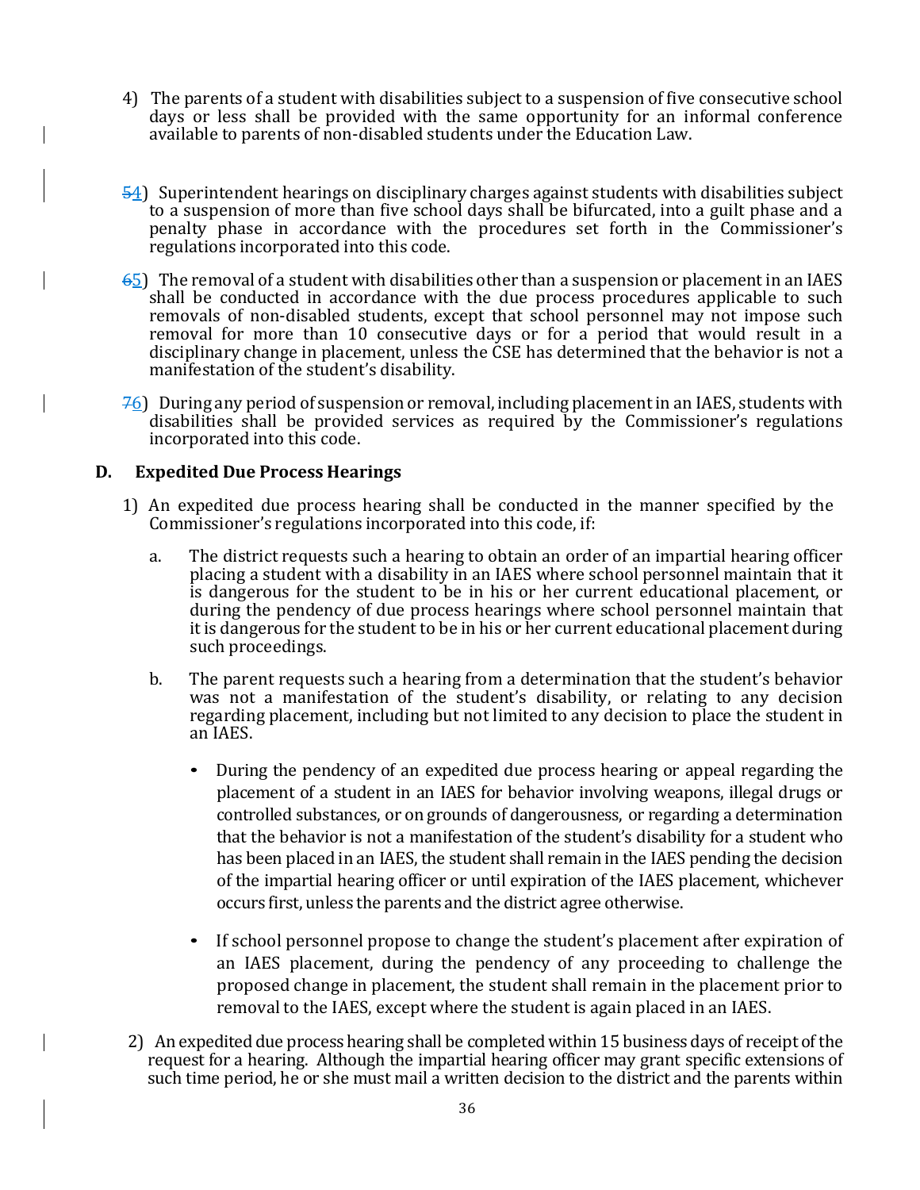4) The parents of a student with disabilities subject to a suspension of five consecutive school days or less shall be provided with the same opportunity for an informal conference available to parents of non-disabled students under the Education Law.

~~5~~4) Superintendent hearings on disciplinary charges against students with disabilities subject to a suspension of more than five school days shall be bifurcated, into a guilt phase and a penalty phase in accordance with the procedures set forth in the Commissioner's regulations incorporated into this code.

~~6~~5) The removal of a student with disabilities other than a suspension or placement in an IAES shall be conducted in accordance with the due process procedures applicable to such removals of non-disabled students, except that school personnel may not impose such removal for more than 10 consecutive days or for a period that would result in a disciplinary change in placement, unless the CSE has determined that the behavior is not a manifestation of the student's disability.

~~7~~6) During any period of suspension or removal, including placement in an IAES, students with disabilities shall be provided services as required by the Commissioner's regulations incorporated into this code.

## D. Expedited Due Process Hearings

1) An expedited due process hearing shall be conducted in the manner specified by the Commissioner's regulations incorporated into this code, if:

   a. The district requests such a hearing to obtain an order of an impartial hearing officer placing a student with a disability in an IAES where school personnel maintain that it is dangerous for the student to be in his or her current educational placement, or during the pendency of due process hearings where school personnel maintain that it is dangerous for the student to be in his or her current educational placement during such proceedings.

   b. The parent requests such a hearing from a determination that the student's behavior was not a manifestation of the student's disability, or relating to any decision regarding placement, including but not limited to any decision to place the student in an IAES.

      - During the pendency of an expedited due process hearing or appeal regarding the placement of a student in an IAES for behavior involving weapons, illegal drugs or controlled substances, or on grounds of dangerousness, or regarding a determination that the behavior is not a manifestation of the student's disability for a student who has been placed in an IAES, the student shall remain in the IAES pending the decision of the impartial hearing officer or until expiration of the IAES placement, whichever occurs first, unless the parents and the district agree otherwise.

      - If school personnel propose to change the student's placement after expiration of an IAES placement, during the pendency of any proceeding to challenge the proposed change in placement, the student shall remain in the placement prior to removal to the IAES, except where the student is again placed in an IAES.

2) An expedited due process hearing shall be completed within 15 business days of receipt of the request for a hearing. Although the impartial hearing officer may grant specific extensions of such time period, he or she must mail a written decision to the district and the parents within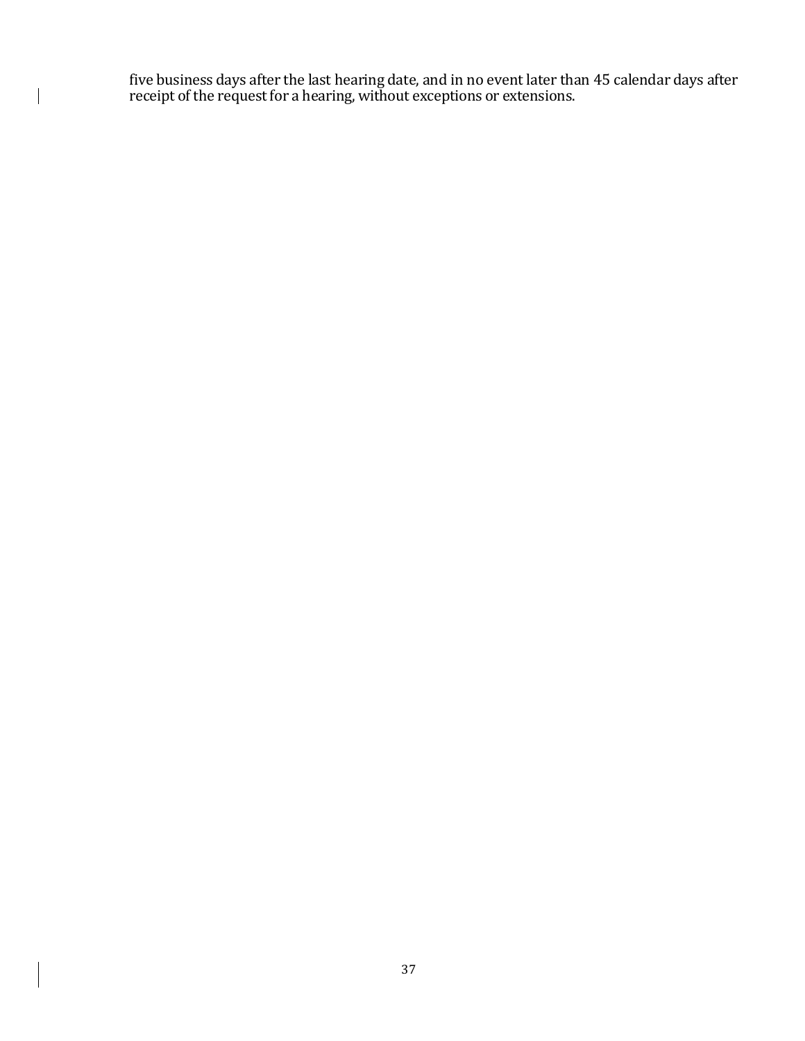five business days after the last hearing date, and in no event later than 45 calendar days after receipt of the request for a hearing, without exceptions or extensions.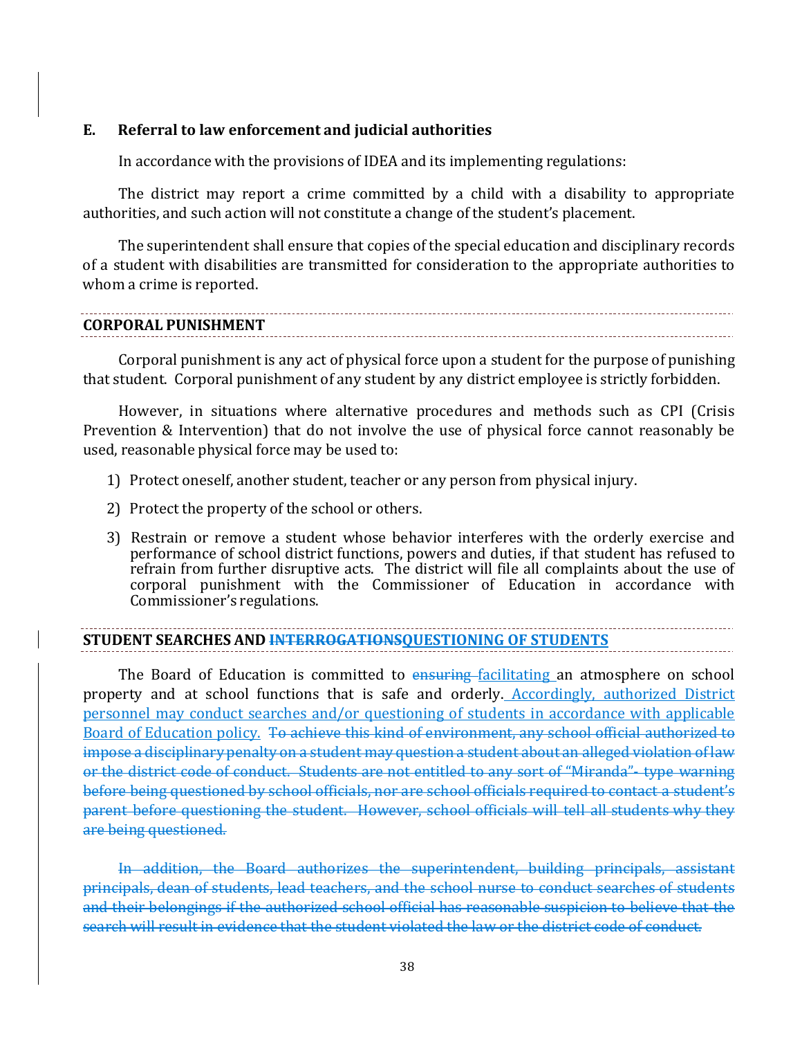### E. Referral to law enforcement and judicial authorities

In accordance with the provisions of IDEA and its implementing regulations:

The district may report a crime committed by a child with a disability to appropriate authorities, and such action will not constitute a change of the student's placement.

The superintendent shall ensure that copies of the special education and disciplinary records of a student with disabilities are transmitted for consideration to the appropriate authorities to whom a crime is reported.

## CORPORAL PUNISHMENT

Corporal punishment is any act of physical force upon a student for the purpose of punishing that student. Corporal punishment of any student by any district employee is strictly forbidden.

However, in situations where alternative procedures and methods such as CPI (Crisis Prevention & Intervention) that do not involve the use of physical force cannot reasonably be used, reasonable physical force may be used to:

1) Protect oneself, another student, teacher or any person from physical injury.
2) Protect the property of the school or others.
3) Restrain or remove a student whose behavior interferes with the orderly exercise and performance of school district functions, powers and duties, if that student has refused to refrain from further disruptive acts. The district will file all complaints about the use of corporal punishment with the Commissioner of Education in accordance with Commissioner's regulations.

## STUDENT SEARCHES AND ~~INTERROGATIONS~~QUESTIONING OF STUDENTS

The Board of Education is committed to ~~ensuring~~ facilitating an atmosphere on school property and at school functions that is safe and orderly. Accordingly, authorized District personnel may conduct searches and/or questioning of students in accordance with applicable Board of Education policy. ~~To achieve this kind of environment, any school official authorized to impose a disciplinary penalty on a student may question a student about an alleged violation of law or the district code of conduct. Students are not entitled to any sort of "Miranda"- type warning before being questioned by school officials, nor are school officials required to contact a student's parent before questioning the student. However, school officials will tell all students why they are being questioned.~~

~~In addition, the Board authorizes the superintendent, building principals, assistant principals, dean of students, lead teachers, and the school nurse to conduct searches of students and their belongings if the authorized school official has reasonable suspicion to believe that the search will result in evidence that the student violated the law or the district code of conduct.~~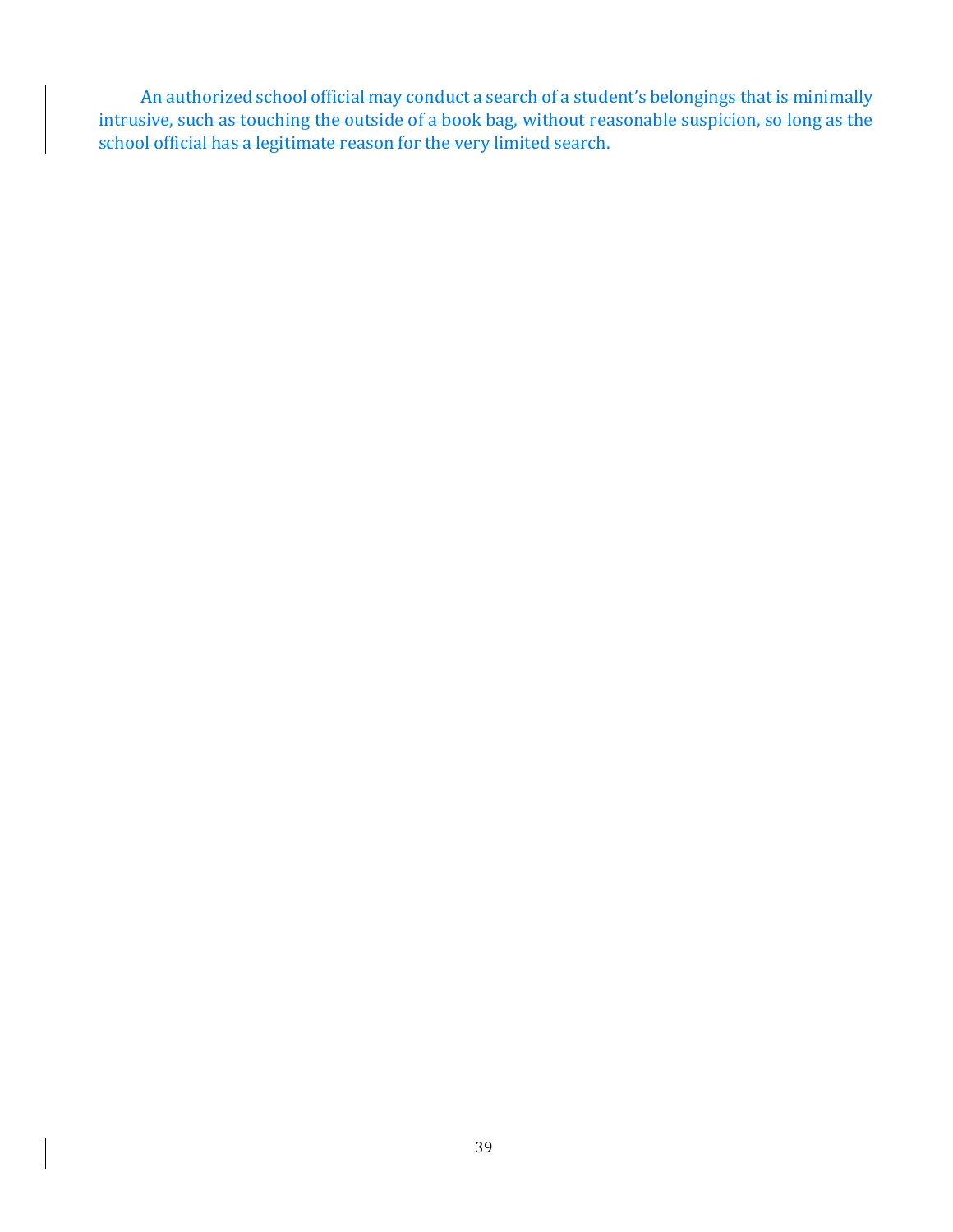~~An authorized school official may conduct a search of a student's belongings that is minimally intrusive, such as touching the outside of a book bag, without reasonable suspicion, so long as the school official has a legitimate reason for the very limited search.~~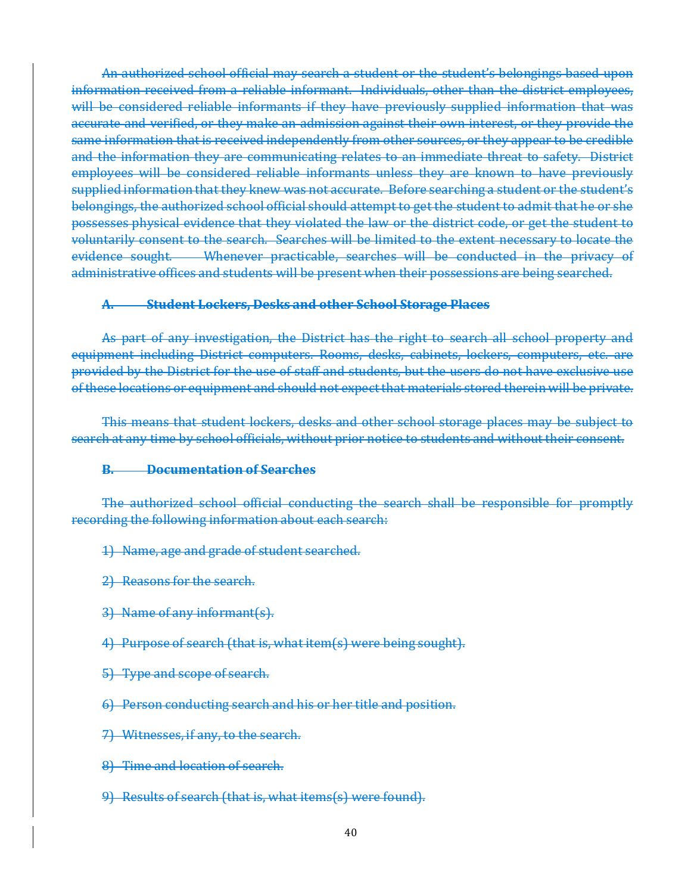An authorized school official may search a student or the student's belongings based upon information received from a reliable informant. Individuals, other than the district employees, will be considered reliable informants if they have previously supplied information that was accurate and verified, or they make an admission against their own interest, or they provide the same information that is received independently from other sources, or they appear to be credible and the information they are communicating relates to an immediate threat to safety. District employees will be considered reliable informants unless they are known to have previously supplied information that they knew was not accurate. Before searching a student or the student's belongings, the authorized school official should attempt to get the student to admit that he or she possesses physical evidence that they violated the law or the district code, or get the student to voluntarily consent to the search. Searches will be limited to the extent necessary to locate the evidence sought. Whenever practicable, searches will be conducted in the privacy of administrative offices and students will be present when their possessions are being searched.

**A. Student Lockers, Desks and other School Storage Places**

As part of any investigation, the District has the right to search all school property and equipment including District computers. Rooms, desks, cabinets, lockers, computers, etc. are provided by the District for the use of staff and students, but the users do not have exclusive use of these locations or equipment and should not expect that materials stored therein will be private.

This means that student lockers, desks and other school storage places may be subject to search at any time by school officials, without prior notice to students and without their consent.

**B. Documentation of Searches**

The authorized school official conducting the search shall be responsible for promptly recording the following information about each search:

1) Name, age and grade of student searched.

2) Reasons for the search.

3) Name of any informant(s).

4) Purpose of search (that is, what item(s) were being sought).

5) Type and scope of search.

6) Person conducting search and his or her title and position.

7) Witnesses, if any, to the search.

8) Time and location of search.

9) Results of search (that is, what items(s) were found).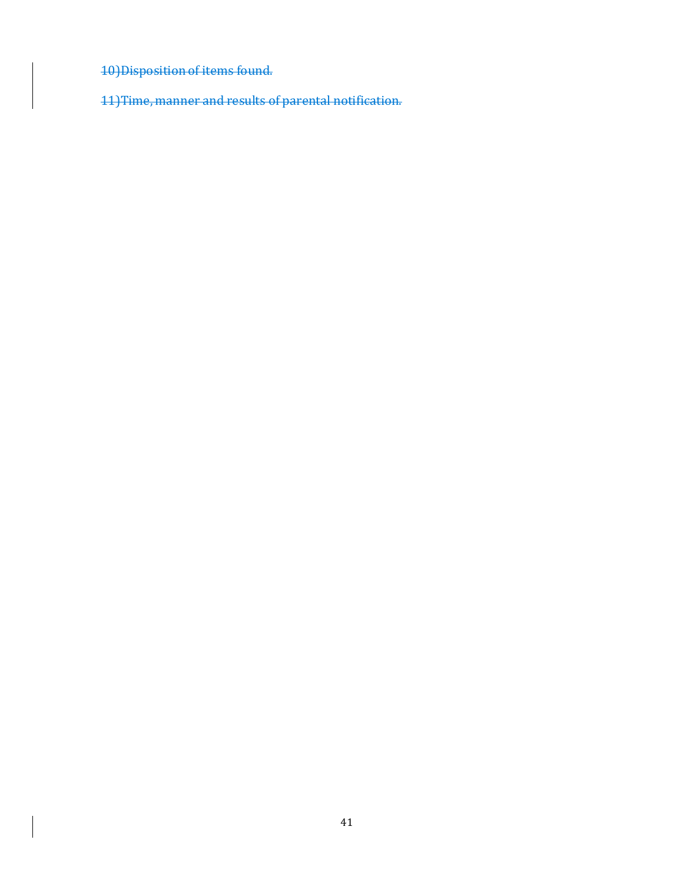~~10) Disposition of items found.~~

~~11) Time, manner and results of parental notification.~~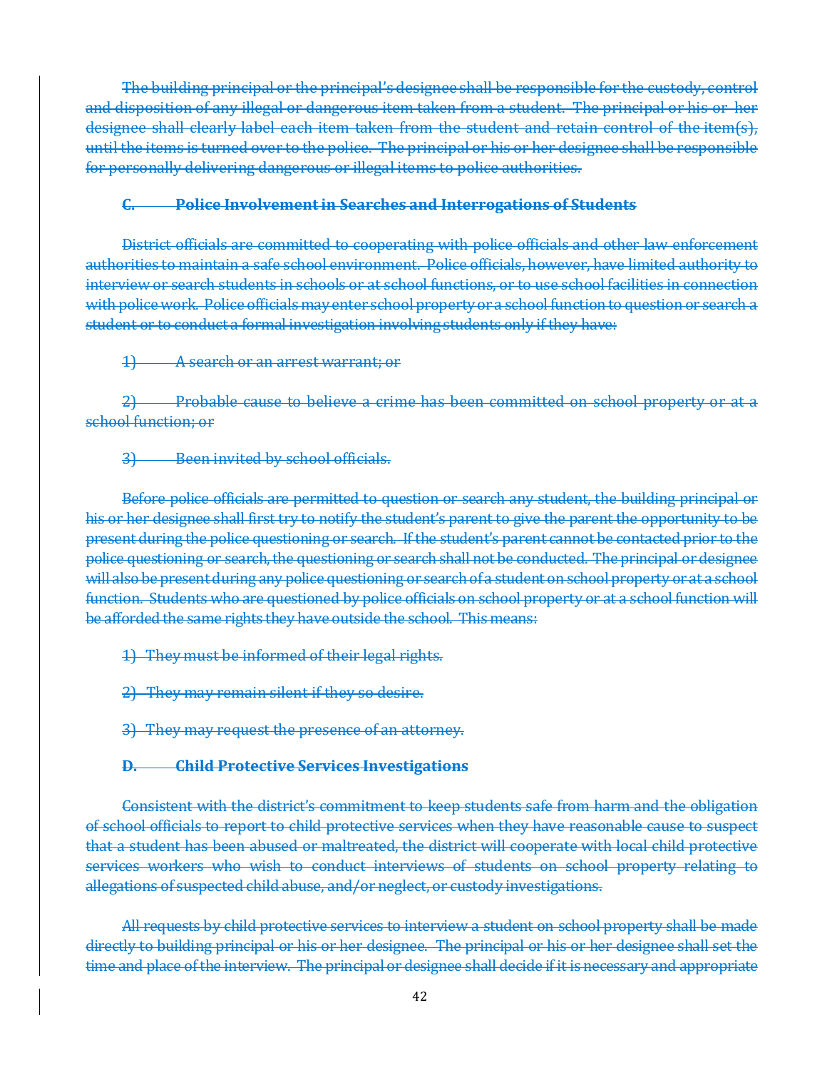The building principal or the principal's designee shall be responsible for the custody, control and disposition of any illegal or dangerous item taken from a student. The principal or his or her designee shall clearly label each item taken from the student and retain control of the item(s), until the items is turned over to the police. The principal or his or her designee shall be responsible for personally delivering dangerous or illegal items to police authorities.

**C. Police Involvement in Searches and Interrogations of Students**

District officials are committed to cooperating with police officials and other law enforcement authorities to maintain a safe school environment. Police officials, however, have limited authority to interview or search students in schools or at school functions, or to use school facilities in connection with police work. Police officials may enter school property or a school function to question or search a student or to conduct a formal investigation involving students only if they have:

1) A search or an arrest warrant; or

2) Probable cause to believe a crime has been committed on school property or at a school function; or

3) Been invited by school officials.

Before police officials are permitted to question or search any student, the building principal or his or her designee shall first try to notify the student's parent to give the parent the opportunity to be present during the police questioning or search. If the student's parent cannot be contacted prior to the police questioning or search, the questioning or search shall not be conducted. The principal or designee will also be present during any police questioning or search of a student on school property or at a school function. Students who are questioned by police officials on school property or at a school function will be afforded the same rights they have outside the school. This means:

1) They must be informed of their legal rights.

2) They may remain silent if they so desire.

3) They may request the presence of an attorney.

**D. Child Protective Services Investigations**

Consistent with the district's commitment to keep students safe from harm and the obligation of school officials to report to child protective services when they have reasonable cause to suspect that a student has been abused or maltreated, the district will cooperate with local child protective services workers who wish to conduct interviews of students on school property relating to allegations of suspected child abuse, and/or neglect, or custody investigations.

All requests by child protective services to interview a student on school property shall be made directly to building principal or his or her designee. The principal or his or her designee shall set the time and place of the interview. The principal or designee shall decide if it is necessary and appropriate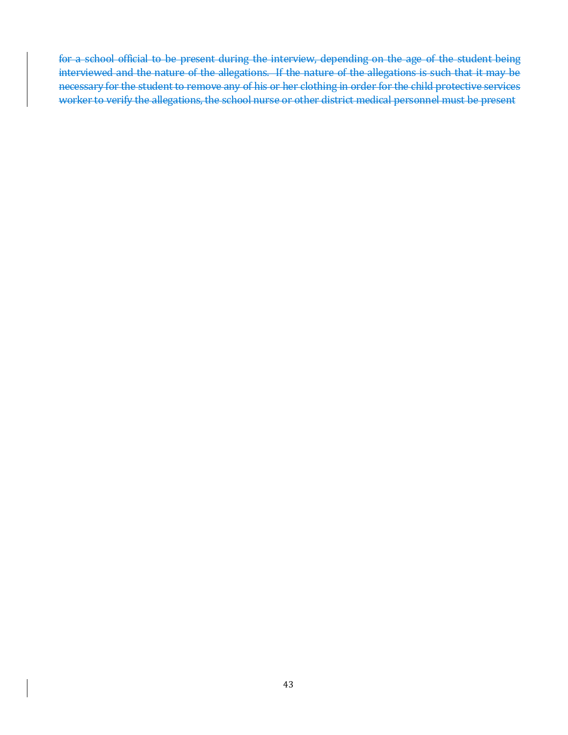~~for a school official to be present during the interview, depending on the age of the student being interviewed and the nature of the allegations. If the nature of the allegations is such that it may be necessary for the student to remove any of his or her clothing in order for the child protective services worker to verify the allegations, the school nurse or other district medical personnel must be present~~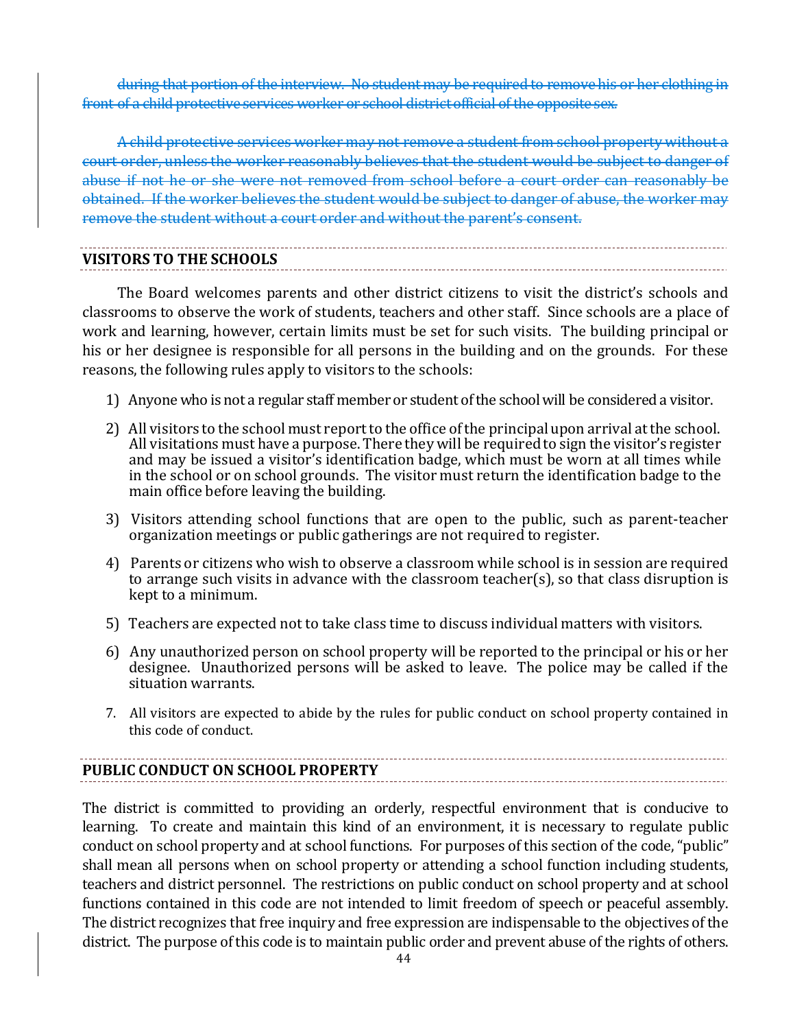~~during that portion of the interview. No student may be required to remove his or her clothing in front of a child protective services worker or school district official of the opposite sex.~~

~~A child protective services worker may not remove a student from school property without a court order, unless the worker reasonably believes that the student would be subject to danger of abuse if not he or she were not removed from school before a court order can reasonably be obtained. If the worker believes the student would be subject to danger of abuse, the worker may remove the student without a court order and without the parent's consent.~~

## VISITORS TO THE SCHOOLS

The Board welcomes parents and other district citizens to visit the district's schools and classrooms to observe the work of students, teachers and other staff. Since schools are a place of work and learning, however, certain limits must be set for such visits. The building principal or his or her designee is responsible for all persons in the building and on the grounds. For these reasons, the following rules apply to visitors to the schools:

1) Anyone who is not a regular staff member or student of the school will be considered a visitor.
2) All visitors to the school must report to the office of the principal upon arrival at the school. All visitations must have a purpose. There they will be required to sign the visitor's register and may be issued a visitor's identification badge, which must be worn at all times while in the school or on school grounds. The visitor must return the identification badge to the main office before leaving the building.
3) Visitors attending school functions that are open to the public, such as parent-teacher organization meetings or public gatherings are not required to register.
4) Parents or citizens who wish to observe a classroom while school is in session are required to arrange such visits in advance with the classroom teacher(s), so that class disruption is kept to a minimum.
5) Teachers are expected not to take class time to discuss individual matters with visitors.
6) Any unauthorized person on school property will be reported to the principal or his or her designee. Unauthorized persons will be asked to leave. The police may be called if the situation warrants.
7. All visitors are expected to abide by the rules for public conduct on school property contained in this code of conduct.

## PUBLIC CONDUCT ON SCHOOL PROPERTY

The district is committed to providing an orderly, respectful environment that is conducive to learning. To create and maintain this kind of an environment, it is necessary to regulate public conduct on school property and at school functions. For purposes of this section of the code, "public" shall mean all persons when on school property or attending a school function including students, teachers and district personnel. The restrictions on public conduct on school property and at school functions contained in this code are not intended to limit freedom of speech or peaceful assembly. The district recognizes that free inquiry and free expression are indispensable to the objectives of the district. The purpose of this code is to maintain public order and prevent abuse of the rights of others.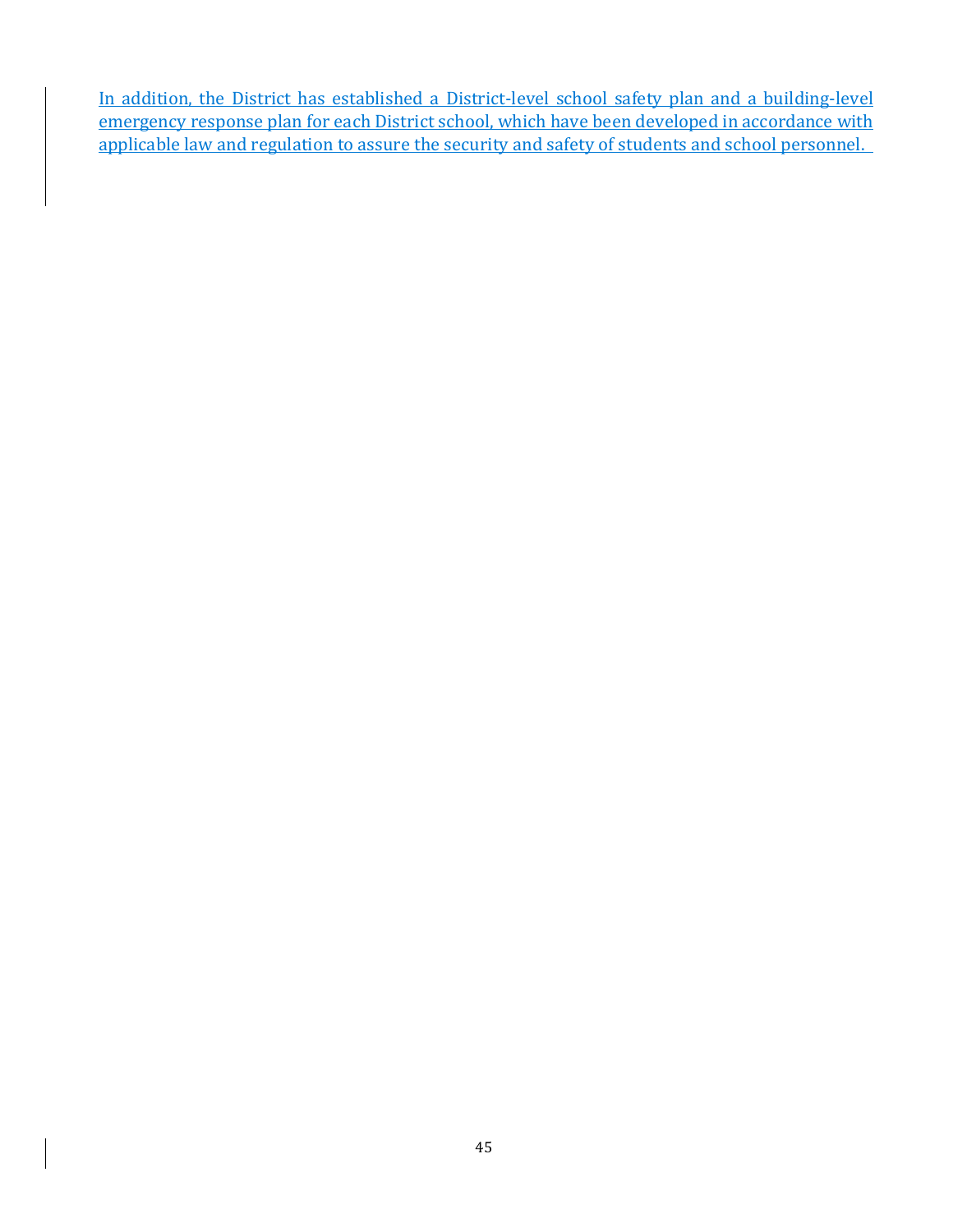In addition, the District has established a District-level school safety plan and a building-level emergency response plan for each District school, which have been developed in accordance with applicable law and regulation to assure the security and safety of students and school personnel.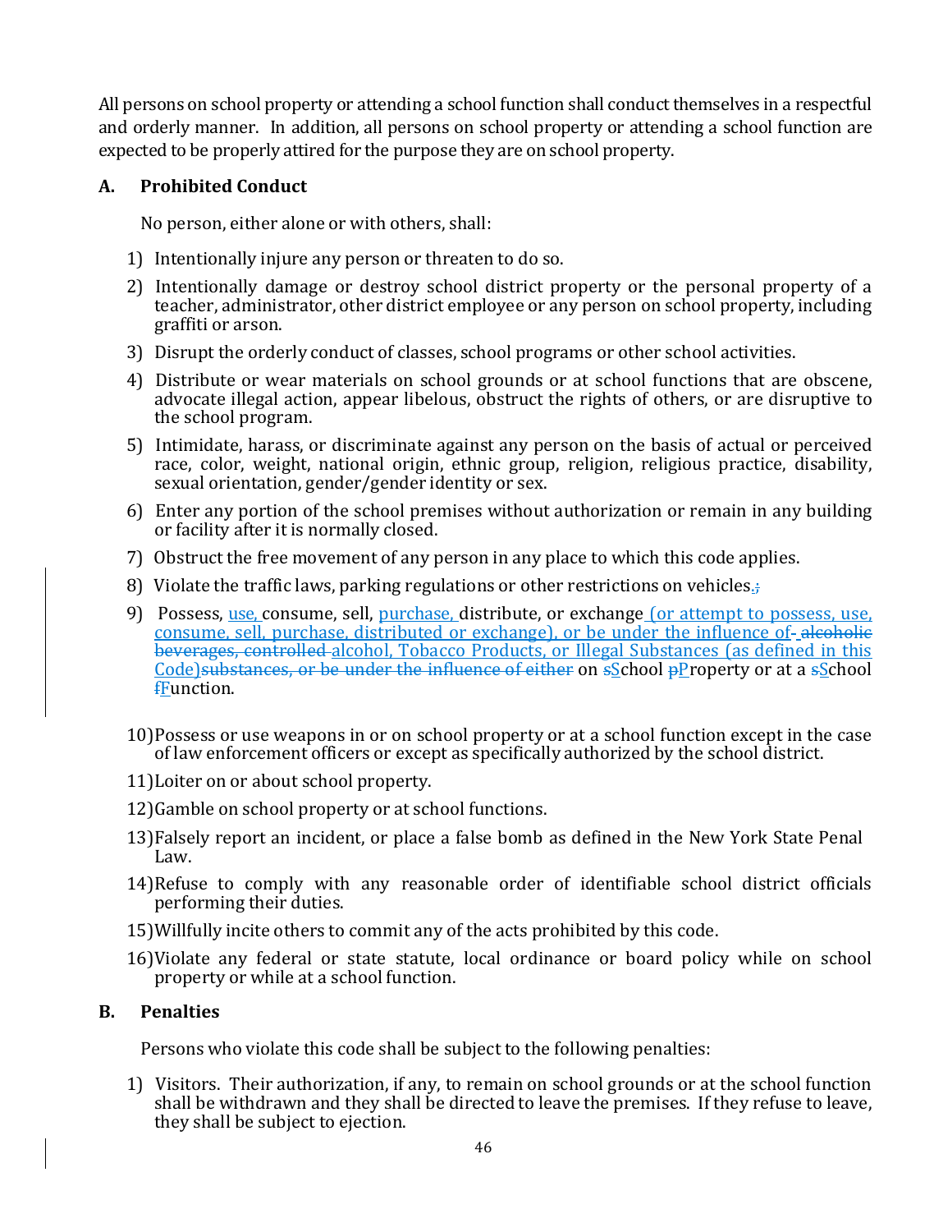All persons on school property or attending a school function shall conduct themselves in a respectful and orderly manner. In addition, all persons on school property or attending a school function are expected to be properly attired for the purpose they are on school property.

## A. Prohibited Conduct

No person, either alone or with others, shall:

1) Intentionally injure any person or threaten to do so.
2) Intentionally damage or destroy school district property or the personal property of a teacher, administrator, other district employee or any person on school property, including graffiti or arson.
3) Disrupt the orderly conduct of classes, school programs or other school activities.
4) Distribute or wear materials on school grounds or at school functions that are obscene, advocate illegal action, appear libelous, obstruct the rights of others, or are disruptive to the school program.
5) Intimidate, harass, or discriminate against any person on the basis of actual or perceived race, color, weight, national origin, ethnic group, religion, religious practice, disability, sexual orientation, gender/gender identity or sex.
6) Enter any portion of the school premises without authorization or remain in any building or facility after it is normally closed.
7) Obstruct the free movement of any person in any place to which this code applies.
8) Violate the traffic laws, parking regulations or other restrictions on vehicles.~~;~~
9) Possess, use, consume, sell, purchase, distribute, or exchange (or attempt to possess, use, consume, sell, purchase, distributed or exchange), or be under the influence of~~-~~ ~~alcoholic beverages, controlled~~ alcohol, Tobacco Products, or Illegal Substances (as defined in this Code)~~substances, or be under the influence of either~~ on ~~s~~School ~~p~~Property or at a ~~s~~School ~~f~~Function.
10) Possess or use weapons in or on school property or at a school function except in the case of law enforcement officers or except as specifically authorized by the school district.
11) Loiter on or about school property.
12) Gamble on school property or at school functions.
13) Falsely report an incident, or place a false bomb as defined in the New York State Penal Law.
14) Refuse to comply with any reasonable order of identifiable school district officials performing their duties.
15) Willfully incite others to commit any of the acts prohibited by this code.
16) Violate any federal or state statute, local ordinance or board policy while on school property or while at a school function.

## B. Penalties

Persons who violate this code shall be subject to the following penalties:

1) Visitors. Their authorization, if any, to remain on school grounds or at the school function shall be withdrawn and they shall be directed to leave the premises. If they refuse to leave, they shall be subject to ejection.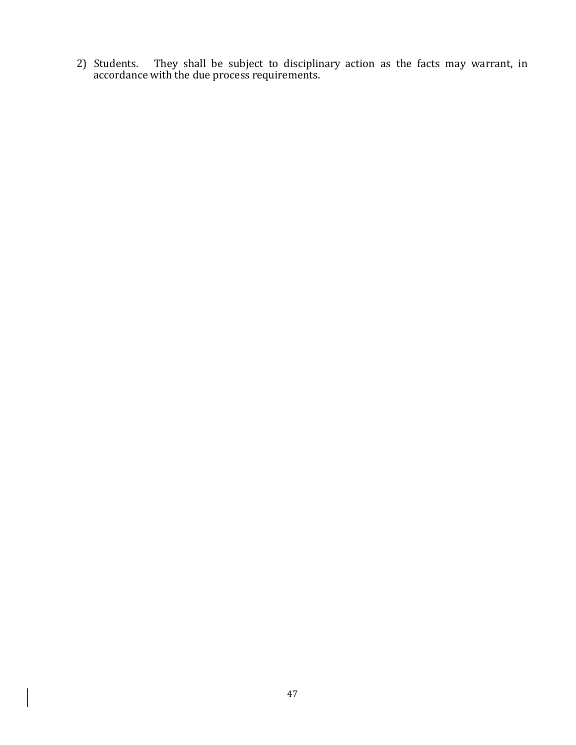2) Students. They shall be subject to disciplinary action as the facts may warrant, in accordance with the due process requirements.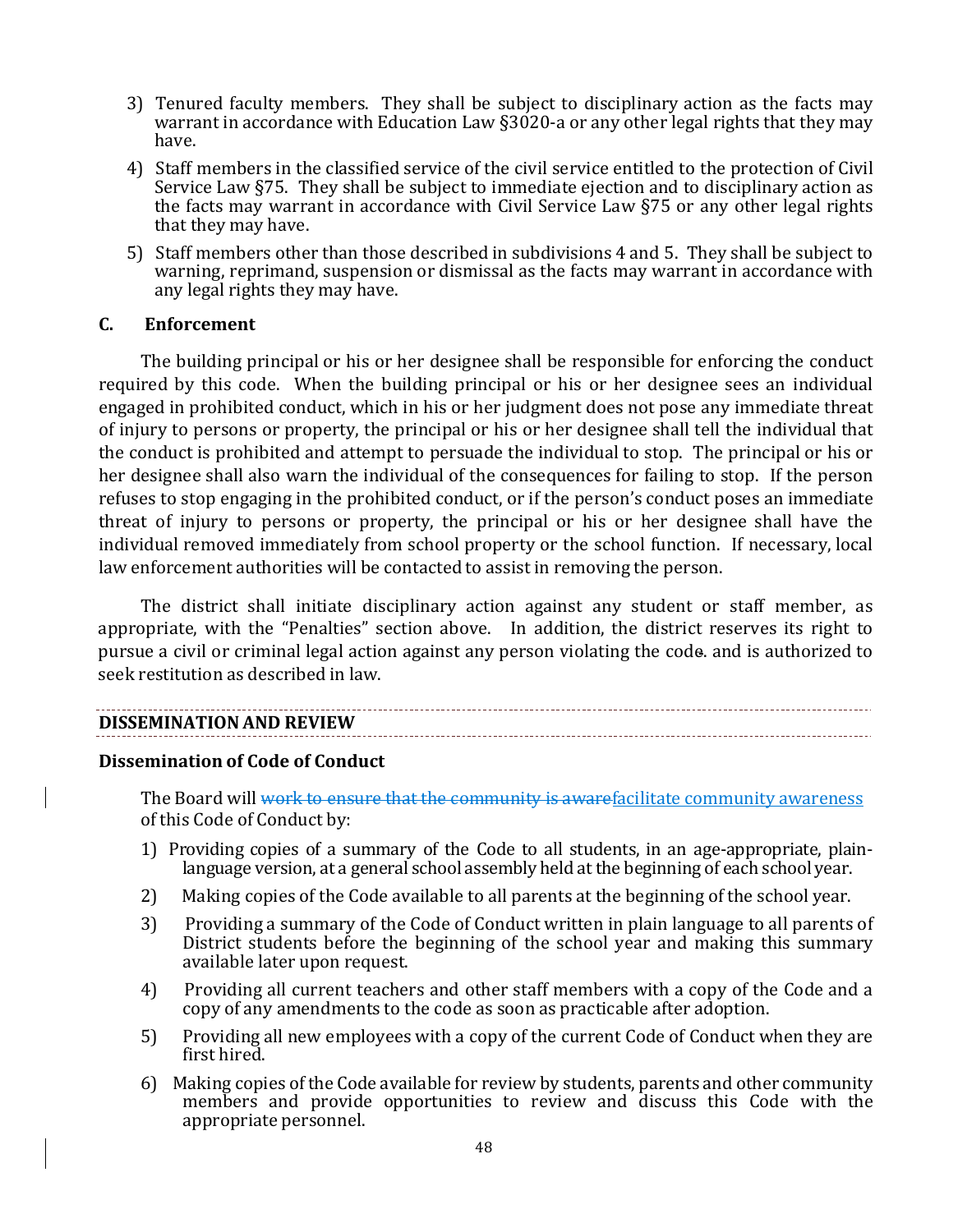3) Tenured faculty members. They shall be subject to disciplinary action as the facts may warrant in accordance with Education Law §3020-a or any other legal rights that they may have.

4) Staff members in the classified service of the civil service entitled to the protection of Civil Service Law §75. They shall be subject to immediate ejection and to disciplinary action as the facts may warrant in accordance with Civil Service Law §75 or any other legal rights that they may have.

5) Staff members other than those described in subdivisions 4 and 5. They shall be subject to warning, reprimand, suspension or dismissal as the facts may warrant in accordance with any legal rights they may have.

### C. Enforcement

The building principal or his or her designee shall be responsible for enforcing the conduct required by this code. When the building principal or his or her designee sees an individual engaged in prohibited conduct, which in his or her judgment does not pose any immediate threat of injury to persons or property, the principal or his or her designee shall tell the individual that the conduct is prohibited and attempt to persuade the individual to stop. The principal or his or her designee shall also warn the individual of the consequences for failing to stop. If the person refuses to stop engaging in the prohibited conduct, or if the person's conduct poses an immediate threat of injury to persons or property, the principal or his or her designee shall have the individual removed immediately from school property or the school function. If necessary, local law enforcement authorities will be contacted to assist in removing the person.

The district shall initiate disciplinary action against any student or staff member, as appropriate, with the "Penalties" section above. In addition, the district reserves its right to pursue a civil or criminal legal action against any person violating the code. and is authorized to seek restitution as described in law.

## DISSEMINATION AND REVIEW

### Dissemination of Code of Conduct

The Board will ~~work to ensure that the community is aware~~facilitate community awareness of this Code of Conduct by:

1) Providing copies of a summary of the Code to all students, in an age-appropriate, plain-language version, at a general school assembly held at the beginning of each school year.
2) Making copies of the Code available to all parents at the beginning of the school year.
3) Providing a summary of the Code of Conduct written in plain language to all parents of District students before the beginning of the school year and making this summary available later upon request.
4) Providing all current teachers and other staff members with a copy of the Code and a copy of any amendments to the code as soon as practicable after adoption.
5) Providing all new employees with a copy of the current Code of Conduct when they are first hired.
6) Making copies of the Code available for review by students, parents and other community members and provide opportunities to review and discuss this Code with the appropriate personnel.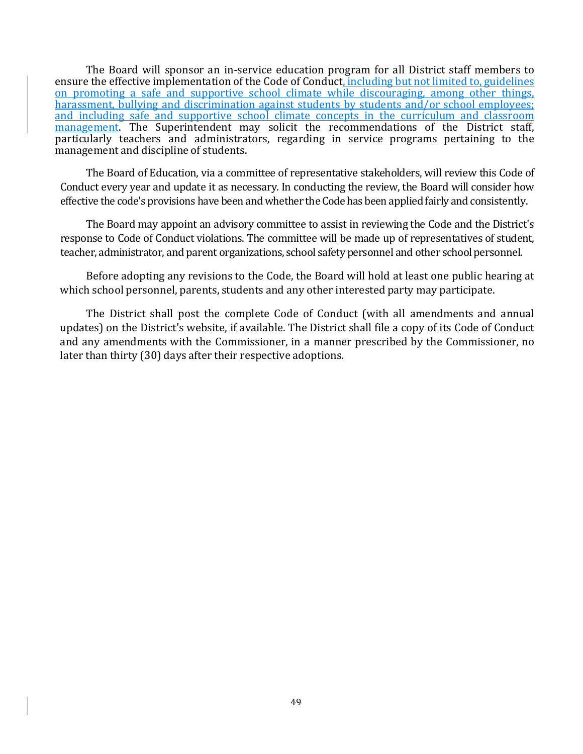The Board will sponsor an in-service education program for all District staff members to ensure the effective implementation of the Code of Conduct, including but not limited to, guidelines on promoting a safe and supportive school climate while discouraging, among other things, harassment, bullying and discrimination against students by students and/or school employees; and including safe and supportive school climate concepts in the curriculum and classroom management. The Superintendent may solicit the recommendations of the District staff, particularly teachers and administrators, regarding in service programs pertaining to the management and discipline of students.

The Board of Education, via a committee of representative stakeholders, will review this Code of Conduct every year and update it as necessary. In conducting the review, the Board will consider how effective the code's provisions have been and whether the Code has been applied fairly and consistently.

The Board may appoint an advisory committee to assist in reviewing the Code and the District's response to Code of Conduct violations. The committee will be made up of representatives of student, teacher, administrator, and parent organizations, school safety personnel and other school personnel.

Before adopting any revisions to the Code, the Board will hold at least one public hearing at which school personnel, parents, students and any other interested party may participate.

The District shall post the complete Code of Conduct (with all amendments and annual updates) on the District's website, if available. The District shall file a copy of its Code of Conduct and any amendments with the Commissioner, in a manner prescribed by the Commissioner, no later than thirty (30) days after their respective adoptions.